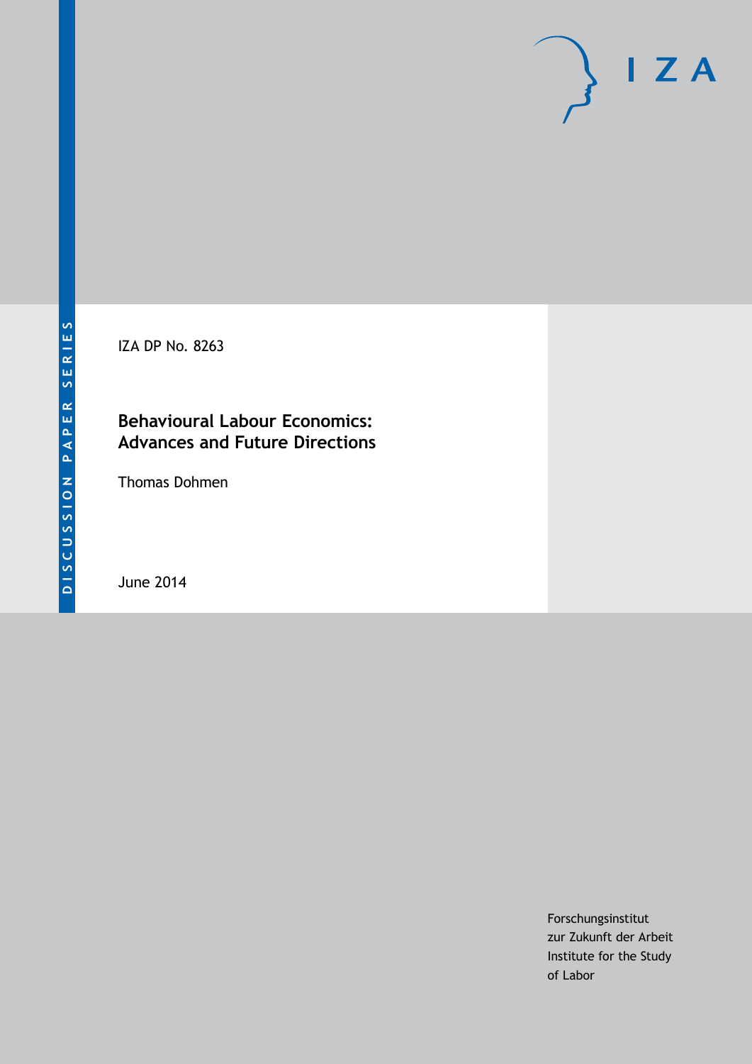DISCUSSION PAPER SERIES

IZA DP No. 8263

# Behavioural Labour Economics: Advances and Future Directions

Thomas Dohmen

June 2014

Forschungsinstitut
zur Zukunft der Arbeit
Institute for the Study
of Labor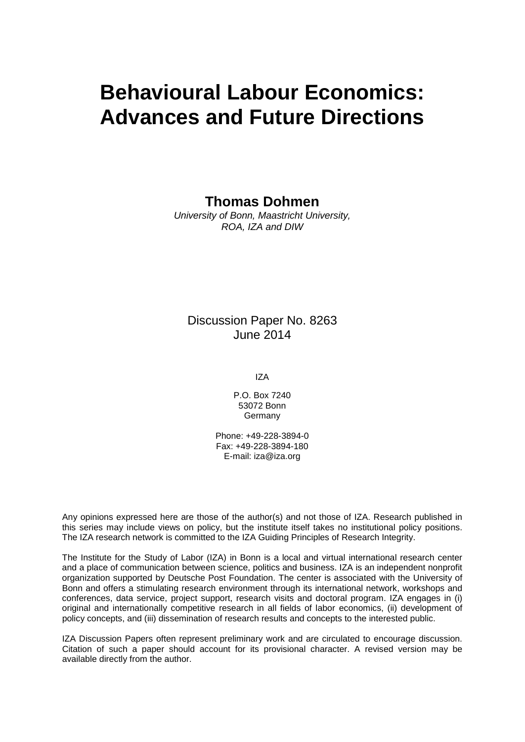# Behavioural Labour Economics: Advances and Future Directions

**Thomas Dohmen**
*University of Bonn, Maastricht University, ROA, IZA and DIW*

Discussion Paper No. 8263
June 2014

IZA

P.O. Box 7240
53072 Bonn
Germany

Phone: +49-228-3894-0
Fax: +49-228-3894-180
E-mail: iza@iza.org

Any opinions expressed here are those of the author(s) and not those of IZA. Research published in this series may include views on policy, but the institute itself takes no institutional policy positions. The IZA research network is committed to the IZA Guiding Principles of Research Integrity.

The Institute for the Study of Labor (IZA) in Bonn is a local and virtual international research center and a place of communication between science, politics and business. IZA is an independent nonprofit organization supported by Deutsche Post Foundation. The center is associated with the University of Bonn and offers a stimulating research environment through its international network, workshops and conferences, data service, project support, research visits and doctoral program. IZA engages in (i) original and internationally competitive research in all fields of labor economics, (ii) development of policy concepts, and (iii) dissemination of research results and concepts to the interested public.

IZA Discussion Papers often represent preliminary work and are circulated to encourage discussion. Citation of such a paper should account for its provisional character. A revised version may be available directly from the author.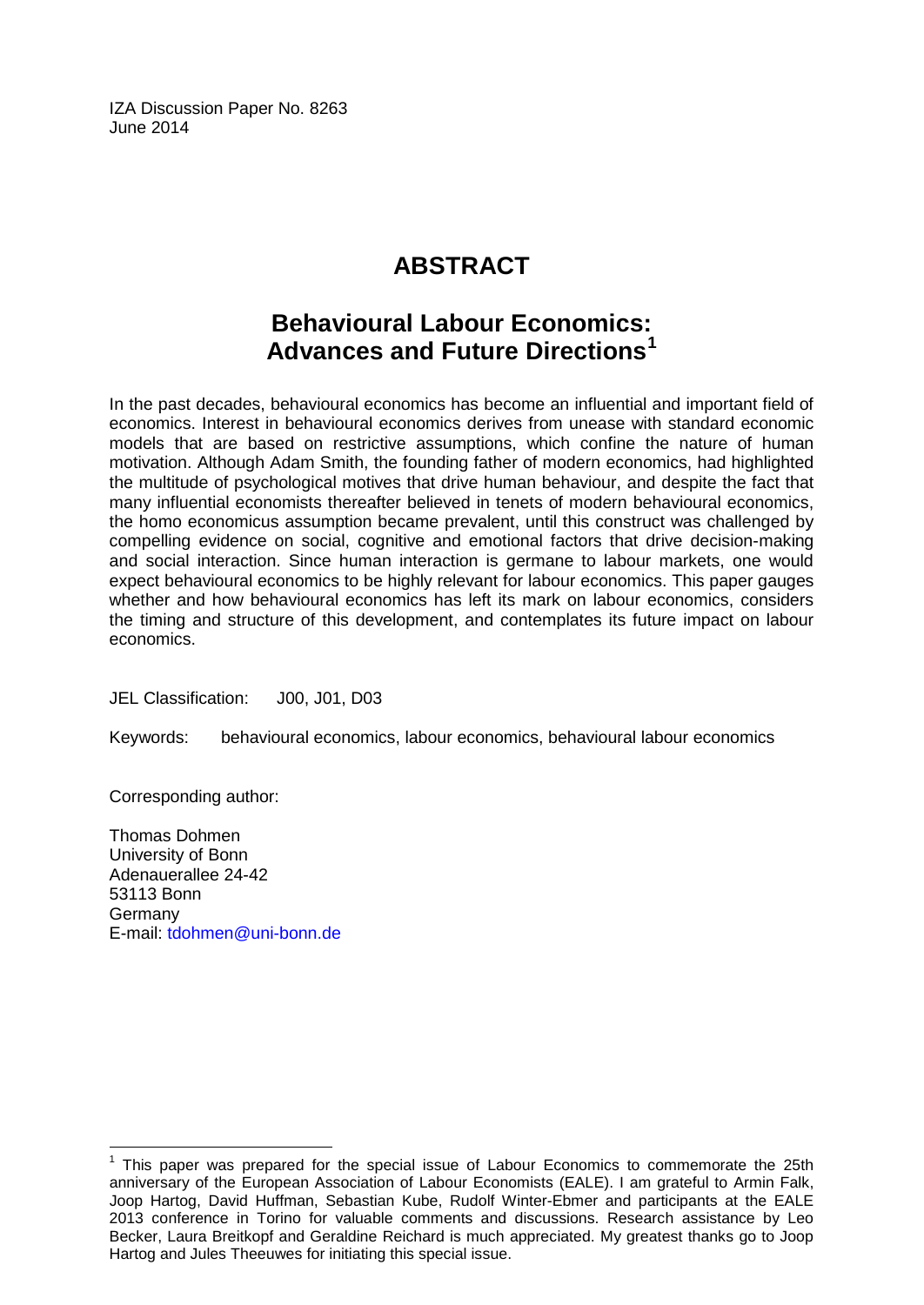IZA Discussion Paper No. 8263
June 2014

# ABSTRACT

## Behavioural Labour Economics: Advances and Future Directions[1]

In the past decades, behavioural economics has become an influential and important field of economics. Interest in behavioural economics derives from unease with standard economic models that are based on restrictive assumptions, which confine the nature of human motivation. Although Adam Smith, the founding father of modern economics, had highlighted the multitude of psychological motives that drive human behaviour, and despite the fact that many influential economists thereafter believed in tenets of modern behavioural economics, the homo economicus assumption became prevalent, until this construct was challenged by compelling evidence on social, cognitive and emotional factors that drive decision-making and social interaction. Since human interaction is germane to labour markets, one would expect behavioural economics to be highly relevant for labour economics. This paper gauges whether and how behavioural economics has left its mark on labour economics, considers the timing and structure of this development, and contemplates its future impact on labour economics.

JEL Classification: J00, J01, D03

Keywords: behavioural economics, labour economics, behavioural labour economics

Corresponding author:

Thomas Dohmen
University of Bonn
Adenauerallee 24-42
53113 Bonn
Germany
E-mail: tdohmen@uni-bonn.de

[1] This paper was prepared for the special issue of Labour Economics to commemorate the 25th anniversary of the European Association of Labour Economists (EALE). I am grateful to Armin Falk, Joop Hartog, David Huffman, Sebastian Kube, Rudolf Winter-Ebmer and participants at the EALE 2013 conference in Torino for valuable comments and discussions. Research assistance by Leo Becker, Laura Breitkopf and Geraldine Reichard is much appreciated. My greatest thanks go to Joop Hartog and Jules Theeuwes for initiating this special issue.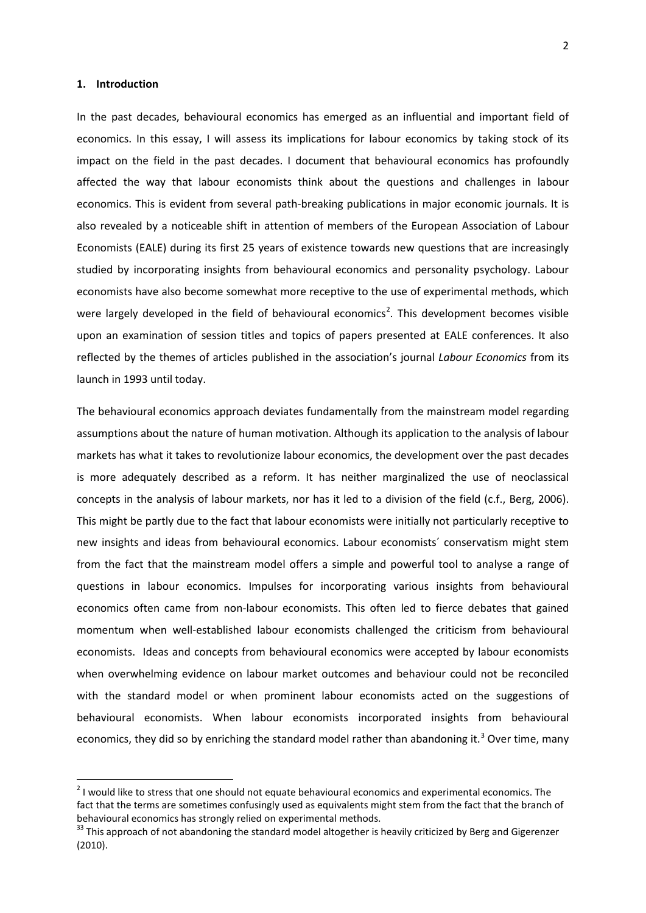## 1. Introduction

In the past decades, behavioural economics has emerged as an influential and important field of economics. In this essay, I will assess its implications for labour economics by taking stock of its impact on the field in the past decades. I document that behavioural economics has profoundly affected the way that labour economists think about the questions and challenges in labour economics. This is evident from several path-breaking publications in major economic journals. It is also revealed by a noticeable shift in attention of members of the European Association of Labour Economists (EALE) during its first 25 years of existence towards new questions that are increasingly studied by incorporating insights from behavioural economics and personality psychology. Labour economists have also become somewhat more receptive to the use of experimental methods, which were largely developed in the field of behavioural economics[2]. This development becomes visible upon an examination of session titles and topics of papers presented at EALE conferences. It also reflected by the themes of articles published in the association's journal *Labour Economics* from its launch in 1993 until today.

The behavioural economics approach deviates fundamentally from the mainstream model regarding assumptions about the nature of human motivation. Although its application to the analysis of labour markets has what it takes to revolutionize labour economics, the development over the past decades is more adequately described as a reform. It has neither marginalized the use of neoclassical concepts in the analysis of labour markets, nor has it led to a division of the field (c.f., Berg, 2006). This might be partly due to the fact that labour economists were initially not particularly receptive to new insights and ideas from behavioural economics. Labour economists´ conservatism might stem from the fact that the mainstream model offers a simple and powerful tool to analyse a range of questions in labour economics. Impulses for incorporating various insights from behavioural economics often came from non-labour economists. This often led to fierce debates that gained momentum when well-established labour economists challenged the criticism from behavioural economists. Ideas and concepts from behavioural economics were accepted by labour economists when overwhelming evidence on labour market outcomes and behaviour could not be reconciled with the standard model or when prominent labour economists acted on the suggestions of behavioural economists. When labour economists incorporated insights from behavioural economics, they did so by enriching the standard model rather than abandoning it.[3] Over time, many

[2] I would like to stress that one should not equate behavioural economics and experimental economics. The fact that the terms are sometimes confusingly used as equivalents might stem from the fact that the branch of behavioural economics has strongly relied on experimental methods.

[33] This approach of not abandoning the standard model altogether is heavily criticized by Berg and Gigerenzer (2010).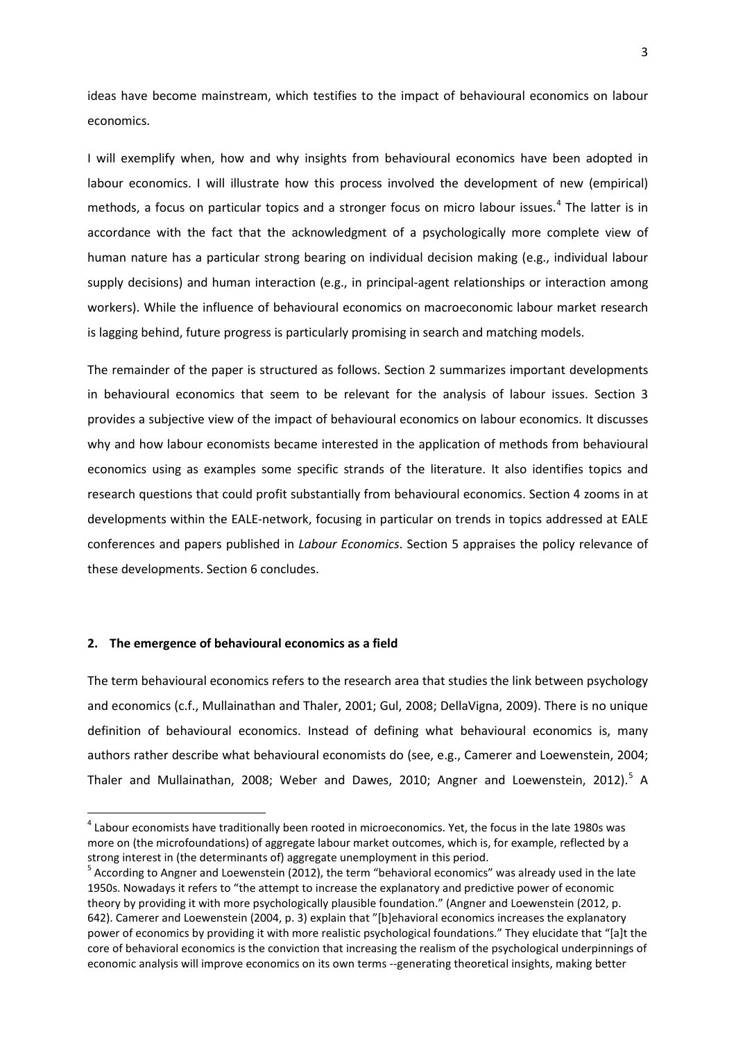ideas have become mainstream, which testifies to the impact of behavioural economics on labour economics.

I will exemplify when, how and why insights from behavioural economics have been adopted in labour economics. I will illustrate how this process involved the development of new (empirical) methods, a focus on particular topics and a stronger focus on micro labour issues.[4] The latter is in accordance with the fact that the acknowledgment of a psychologically more complete view of human nature has a particular strong bearing on individual decision making (e.g., individual labour supply decisions) and human interaction (e.g., in principal-agent relationships or interaction among workers). While the influence of behavioural economics on macroeconomic labour market research is lagging behind, future progress is particularly promising in search and matching models.

The remainder of the paper is structured as follows. Section 2 summarizes important developments in behavioural economics that seem to be relevant for the analysis of labour issues. Section 3 provides a subjective view of the impact of behavioural economics on labour economics. It discusses why and how labour economists became interested in the application of methods from behavioural economics using as examples some specific strands of the literature. It also identifies topics and research questions that could profit substantially from behavioural economics. Section 4 zooms in at developments within the EALE-network, focusing in particular on trends in topics addressed at EALE conferences and papers published in *Labour Economics*. Section 5 appraises the policy relevance of these developments. Section 6 concludes.

## 2. The emergence of behavioural economics as a field

The term behavioural economics refers to the research area that studies the link between psychology and economics (c.f., Mullainathan and Thaler, 2001; Gul, 2008; DellaVigna, 2009). There is no unique definition of behavioural economics. Instead of defining what behavioural economics is, many authors rather describe what behavioural economists do (see, e.g., Camerer and Loewenstein, 2004; Thaler and Mullainathan, 2008; Weber and Dawes, 2010; Angner and Loewenstein, 2012).[5] A

---

[4] Labour economists have traditionally been rooted in microeconomics. Yet, the focus in the late 1980s was more on (the microfoundations) of aggregate labour market outcomes, which is, for example, reflected by a strong interest in (the determinants of) aggregate unemployment in this period.

[5] According to Angner and Loewenstein (2012), the term "behavioral economics" was already used in the late 1950s. Nowadays it refers to "the attempt to increase the explanatory and predictive power of economic theory by providing it with more psychologically plausible foundation." (Angner and Loewenstein (2012, p. 642). Camerer and Loewenstein (2004, p. 3) explain that "[b]ehavioral economics increases the explanatory power of economics by providing it with more realistic psychological foundations." They elucidate that "[a]t the core of behavioral economics is the conviction that increasing the realism of the psychological underpinnings of economic analysis will improve economics on its own terms --generating theoretical insights, making better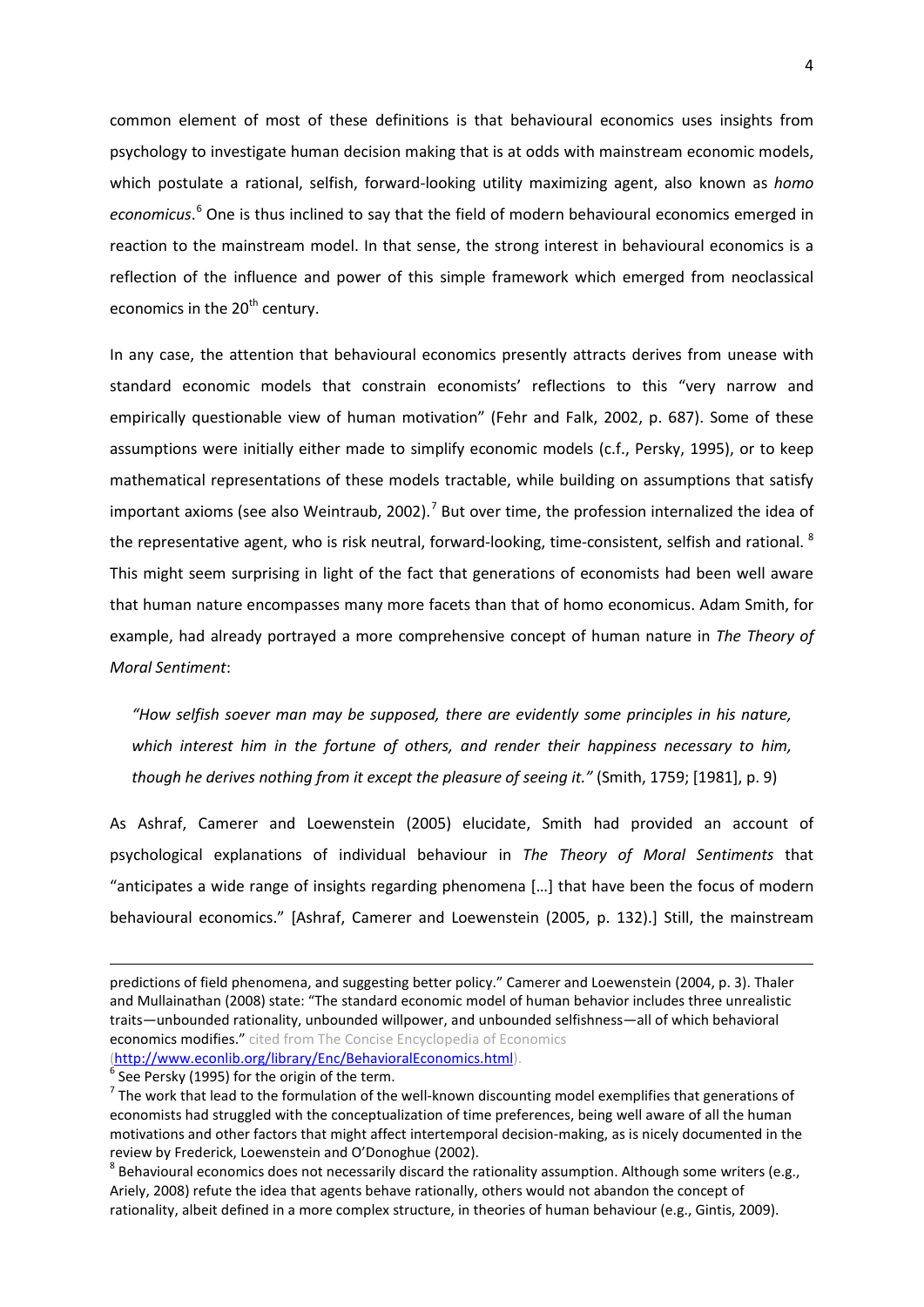common element of most of these definitions is that behavioural economics uses insights from psychology to investigate human decision making that is at odds with mainstream economic models, which postulate a rational, selfish, forward-looking utility maximizing agent, also known as *homo economicus*.[6] One is thus inclined to say that the field of modern behavioural economics emerged in reaction to the mainstream model. In that sense, the strong interest in behavioural economics is a reflection of the influence and power of this simple framework which emerged from neoclassical economics in the 20th century.

In any case, the attention that behavioural economics presently attracts derives from unease with standard economic models that constrain economists' reflections to this "very narrow and empirically questionable view of human motivation" (Fehr and Falk, 2002, p. 687). Some of these assumptions were initially either made to simplify economic models (c.f., Persky, 1995), or to keep mathematical representations of these models tractable, while building on assumptions that satisfy important axioms (see also Weintraub, 2002).[7] But over time, the profession internalized the idea of the representative agent, who is risk neutral, forward-looking, time-consistent, selfish and rational.[8] This might seem surprising in light of the fact that generations of economists had been well aware that human nature encompasses many more facets than that of homo economicus. Adam Smith, for example, had already portrayed a more comprehensive concept of human nature in *The Theory of Moral Sentiment*:

> *"How selfish soever man may be supposed, there are evidently some principles in his nature, which interest him in the fortune of others, and render their happiness necessary to him, though he derives nothing from it except the pleasure of seeing it."* (Smith, 1759; [1981], p. 9)

As Ashraf, Camerer and Loewenstein (2005) elucidate, Smith had provided an account of psychological explanations of individual behaviour in *The Theory of Moral Sentiments* that "anticipates a wide range of insights regarding phenomena […] that have been the focus of modern behavioural economics." [Ashraf, Camerer and Loewenstein (2005, p. 132).] Still, the mainstream

---

predictions of field phenomena, and suggesting better policy." Camerer and Loewenstein (2004, p. 3). Thaler and Mullainathan (2008) state: "The standard economic model of human behavior includes three unrealistic traits—unbounded rationality, unbounded willpower, and unbounded selfishness—all of which behavioral economics modifies." cited from The Concise Encyclopedia of Economics (http://www.econlib.org/library/Enc/BehavioralEconomics.html).

[6] See Persky (1995) for the origin of the term.

[7] The work that lead to the formulation of the well-known discounting model exemplifies that generations of economists had struggled with the conceptualization of time preferences, being well aware of all the human motivations and other factors that might affect intertemporal decision-making, as is nicely documented in the review by Frederick, Loewenstein and O'Donoghue (2002).

[8] Behavioural economics does not necessarily discard the rationality assumption. Although some writers (e.g., Ariely, 2008) refute the idea that agents behave rationally, others would not abandon the concept of rationality, albeit defined in a more complex structure, in theories of human behaviour (e.g., Gintis, 2009).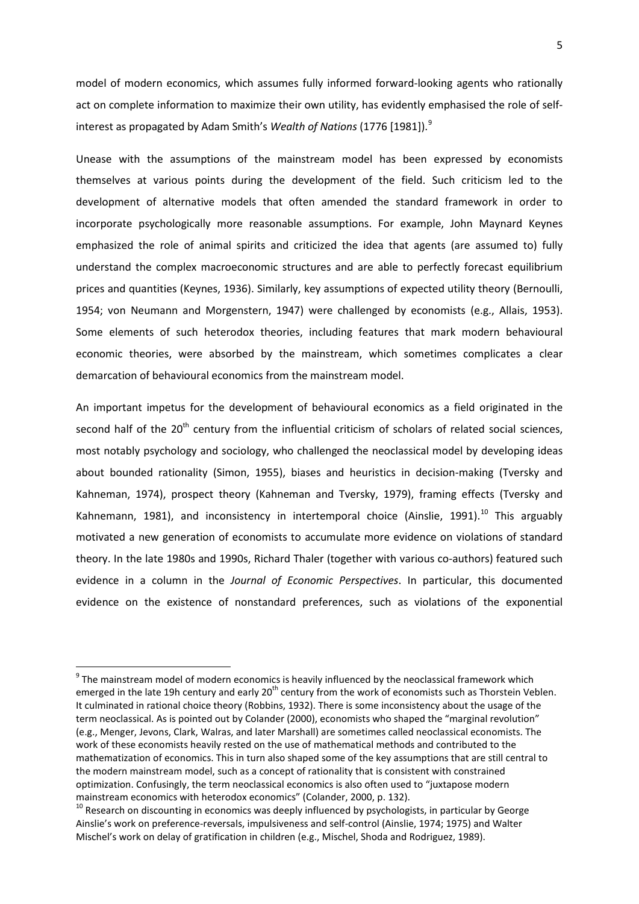model of modern economics, which assumes fully informed forward-looking agents who rationally act on complete information to maximize their own utility, has evidently emphasised the role of self-interest as propagated by Adam Smith's *Wealth of Nations* (1776 [1981]).[9]

Unease with the assumptions of the mainstream model has been expressed by economists themselves at various points during the development of the field. Such criticism led to the development of alternative models that often amended the standard framework in order to incorporate psychologically more reasonable assumptions. For example, John Maynard Keynes emphasized the role of animal spirits and criticized the idea that agents (are assumed to) fully understand the complex macroeconomic structures and are able to perfectly forecast equilibrium prices and quantities (Keynes, 1936). Similarly, key assumptions of expected utility theory (Bernoulli, 1954; von Neumann and Morgenstern, 1947) were challenged by economists (e.g., Allais, 1953). Some elements of such heterodox theories, including features that mark modern behavioural economic theories, were absorbed by the mainstream, which sometimes complicates a clear demarcation of behavioural economics from the mainstream model.

An important impetus for the development of behavioural economics as a field originated in the second half of the 20th century from the influential criticism of scholars of related social sciences, most notably psychology and sociology, who challenged the neoclassical model by developing ideas about bounded rationality (Simon, 1955), biases and heuristics in decision-making (Tversky and Kahneman, 1974), prospect theory (Kahneman and Tversky, 1979), framing effects (Tversky and Kahnemann, 1981), and inconsistency in intertemporal choice (Ainslie, 1991).[10] This arguably motivated a new generation of economists to accumulate more evidence on violations of standard theory. In the late 1980s and 1990s, Richard Thaler (together with various co-authors) featured such evidence in a column in the *Journal of Economic Perspectives*. In particular, this documented evidence on the existence of nonstandard preferences, such as violations of the exponential

---

[9] The mainstream model of modern economics is heavily influenced by the neoclassical framework which emerged in the late 19h century and early 20th century from the work of economists such as Thorstein Veblen. It culminated in rational choice theory (Robbins, 1932). There is some inconsistency about the usage of the term neoclassical. As is pointed out by Colander (2000), economists who shaped the "marginal revolution" (e.g., Menger, Jevons, Clark, Walras, and later Marshall) are sometimes called neoclassical economists. The work of these economists heavily rested on the use of mathematical methods and contributed to the mathematization of economics. This in turn also shaped some of the key assumptions that are still central to the modern mainstream model, such as a concept of rationality that is consistent with constrained optimization. Confusingly, the term neoclassical economics is also often used to "juxtapose modern mainstream economics with heterodox economics" (Colander, 2000, p. 132).

[10] Research on discounting in economics was deeply influenced by psychologists, in particular by George Ainslie's work on preference-reversals, impulsiveness and self-control (Ainslie, 1974; 1975) and Walter Mischel's work on delay of gratification in children (e.g., Mischel, Shoda and Rodriguez, 1989).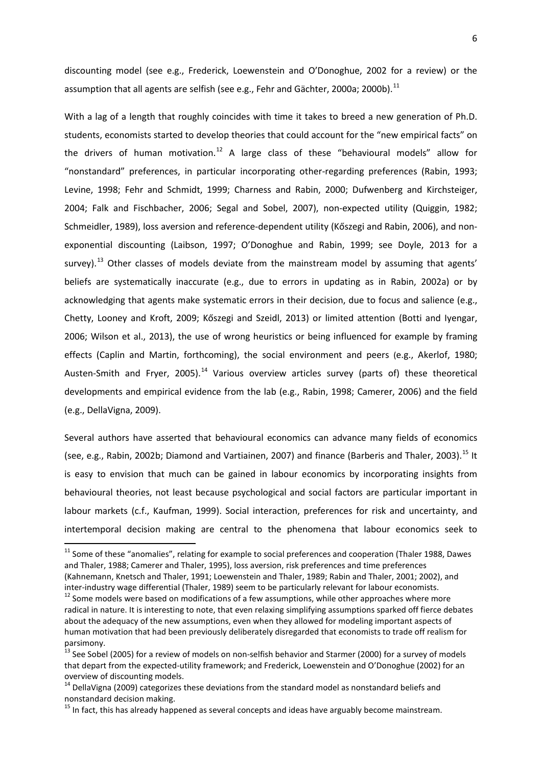discounting model (see e.g., Frederick, Loewenstein and O'Donoghue, 2002 for a review) or the assumption that all agents are selfish (see e.g., Fehr and Gächter, 2000a; 2000b).[11]

With a lag of a length that roughly coincides with time it takes to breed a new generation of Ph.D. students, economists started to develop theories that could account for the "new empirical facts" on the drivers of human motivation.[12] A large class of these "behavioural models" allow for "nonstandard" preferences, in particular incorporating other-regarding preferences (Rabin, 1993; Levine, 1998; Fehr and Schmidt, 1999; Charness and Rabin, 2000; Dufwenberg and Kirchsteiger, 2004; Falk and Fischbacher, 2006; Segal and Sobel, 2007), non-expected utility (Quiggin, 1982; Schmeidler, 1989), loss aversion and reference-dependent utility (Kőszegi and Rabin, 2006), and non-exponential discounting (Laibson, 1997; O'Donoghue and Rabin, 1999; see Doyle, 2013 for a survey).[13] Other classes of models deviate from the mainstream model by assuming that agents' beliefs are systematically inaccurate (e.g., due to errors in updating as in Rabin, 2002a) or by acknowledging that agents make systematic errors in their decision, due to focus and salience (e.g., Chetty, Looney and Kroft, 2009; Kőszegi and Szeidl, 2013) or limited attention (Botti and Iyengar, 2006; Wilson et al., 2013), the use of wrong heuristics or being influenced for example by framing effects (Caplin and Martin, forthcoming), the social environment and peers (e.g., Akerlof, 1980; Austen-Smith and Fryer, 2005).[14] Various overview articles survey (parts of) these theoretical developments and empirical evidence from the lab (e.g., Rabin, 1998; Camerer, 2006) and the field (e.g., DellaVigna, 2009).

Several authors have asserted that behavioural economics can advance many fields of economics (see, e.g., Rabin, 2002b; Diamond and Vartiainen, 2007) and finance (Barberis and Thaler, 2003).[15] It is easy to envision that much can be gained in labour economics by incorporating insights from behavioural theories, not least because psychological and social factors are particular important in labour markets (c.f., Kaufman, 1999). Social interaction, preferences for risk and uncertainty, and intertemporal decision making are central to the phenomena that labour economics seek to

---

[11] Some of these "anomalies", relating for example to social preferences and cooperation (Thaler 1988, Dawes and Thaler, 1988; Camerer and Thaler, 1995), loss aversion, risk preferences and time preferences (Kahnemann, Knetsch and Thaler, 1991; Loewenstein and Thaler, 1989; Rabin and Thaler, 2001; 2002), and inter-industry wage differential (Thaler, 1989) seem to be particularly relevant for labour economists.

[12] Some models were based on modifications of a few assumptions, while other approaches where more radical in nature. It is interesting to note, that even relaxing simplifying assumptions sparked off fierce debates about the adequacy of the new assumptions, even when they allowed for modeling important aspects of human motivation that had been previously deliberately disregarded that economists to trade off realism for parsimony.

[13] See Sobel (2005) for a review of models on non-selfish behavior and Starmer (2000) for a survey of models that depart from the expected-utility framework; and Frederick, Loewenstein and O'Donoghue (2002) for an overview of discounting models.

[14] DellaVigna (2009) categorizes these deviations from the standard model as nonstandard beliefs and nonstandard decision making.

[15] In fact, this has already happened as several concepts and ideas have arguably become mainstream.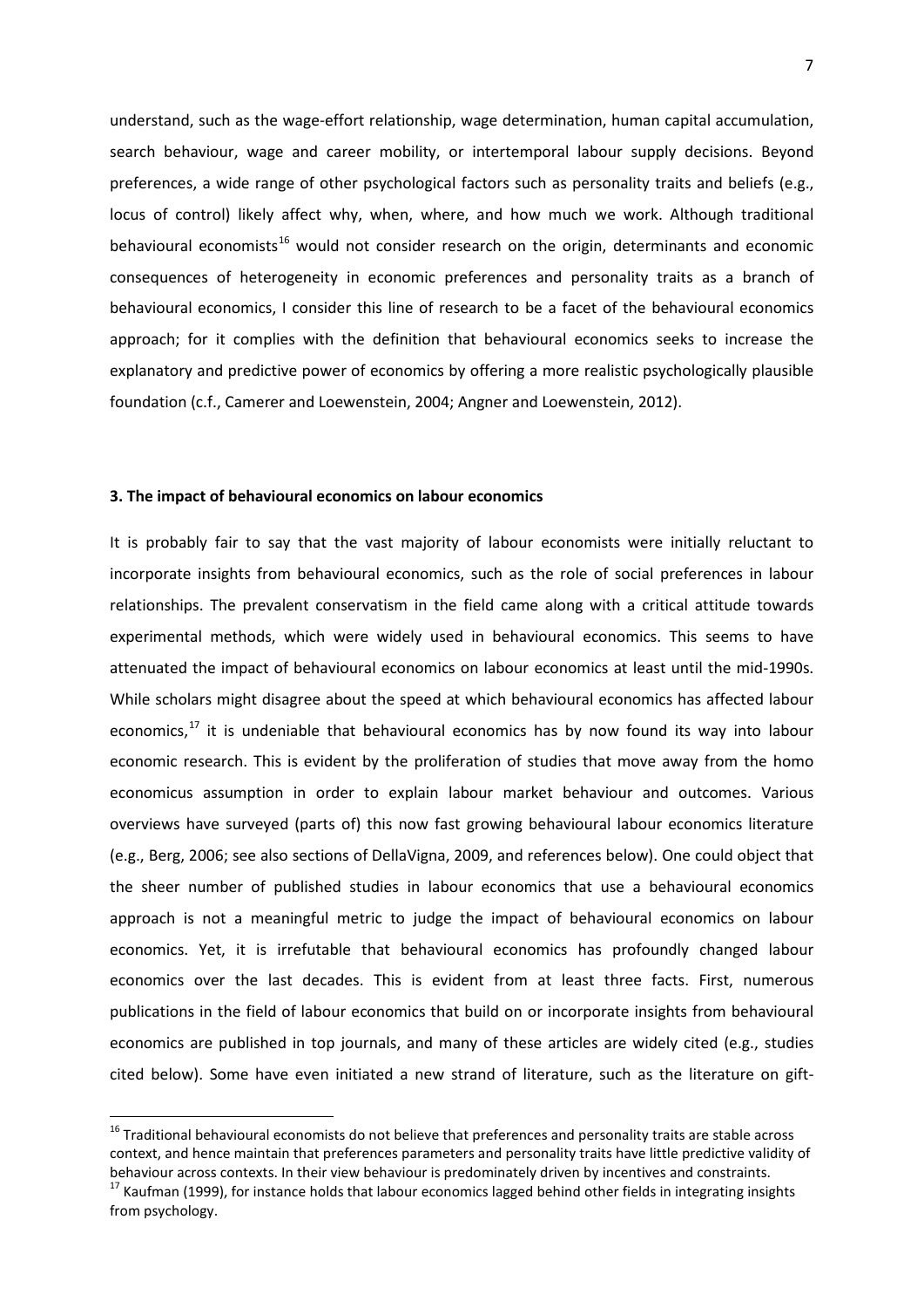understand, such as the wage-effort relationship, wage determination, human capital accumulation, search behaviour, wage and career mobility, or intertemporal labour supply decisions. Beyond preferences, a wide range of other psychological factors such as personality traits and beliefs (e.g., locus of control) likely affect why, when, where, and how much we work. Although traditional behavioural economists[16] would not consider research on the origin, determinants and economic consequences of heterogeneity in economic preferences and personality traits as a branch of behavioural economics, I consider this line of research to be a facet of the behavioural economics approach; for it complies with the definition that behavioural economics seeks to increase the explanatory and predictive power of economics by offering a more realistic psychologically plausible foundation (c.f., Camerer and Loewenstein, 2004; Angner and Loewenstein, 2012).

## 3. The impact of behavioural economics on labour economics

It is probably fair to say that the vast majority of labour economists were initially reluctant to incorporate insights from behavioural economics, such as the role of social preferences in labour relationships. The prevalent conservatism in the field came along with a critical attitude towards experimental methods, which were widely used in behavioural economics. This seems to have attenuated the impact of behavioural economics on labour economics at least until the mid-1990s. While scholars might disagree about the speed at which behavioural economics has affected labour economics,[17] it is undeniable that behavioural economics has by now found its way into labour economic research. This is evident by the proliferation of studies that move away from the homo economicus assumption in order to explain labour market behaviour and outcomes. Various overviews have surveyed (parts of) this now fast growing behavioural labour economics literature (e.g., Berg, 2006; see also sections of DellaVigna, 2009, and references below). One could object that the sheer number of published studies in labour economics that use a behavioural economics approach is not a meaningful metric to judge the impact of behavioural economics on labour economics. Yet, it is irrefutable that behavioural economics has profoundly changed labour economics over the last decades. This is evident from at least three facts. First, numerous publications in the field of labour economics that build on or incorporate insights from behavioural economics are published in top journals, and many of these articles are widely cited (e.g., studies cited below). Some have even initiated a new strand of literature, such as the literature on gift-

[16] Traditional behavioural economists do not believe that preferences and personality traits are stable across context, and hence maintain that preferences parameters and personality traits have little predictive validity of behaviour across contexts. In their view behaviour is predominately driven by incentives and constraints.

[17] Kaufman (1999), for instance holds that labour economics lagged behind other fields in integrating insights from psychology.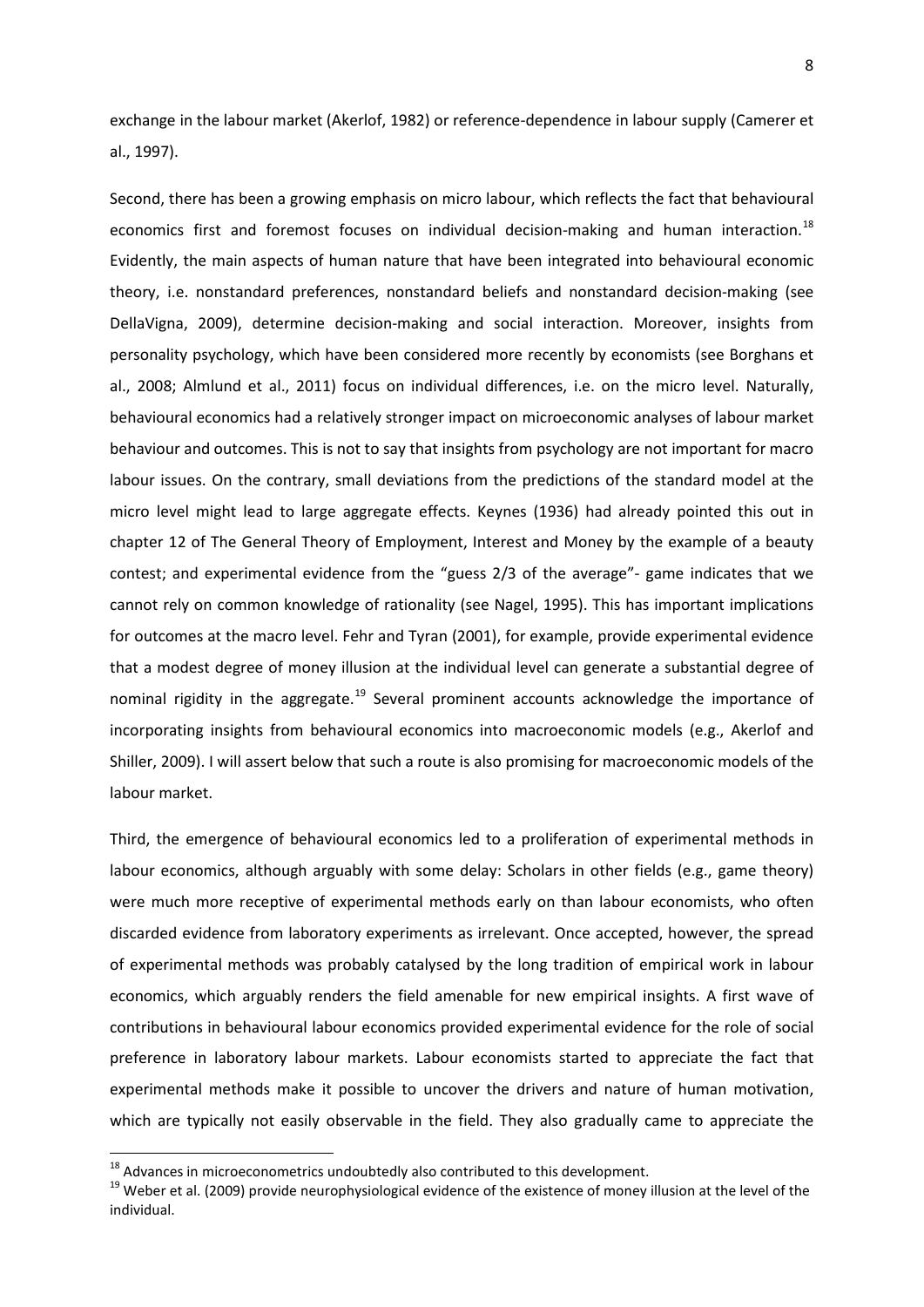exchange in the labour market (Akerlof, 1982) or reference-dependence in labour supply (Camerer et al., 1997).

Second, there has been a growing emphasis on micro labour, which reflects the fact that behavioural economics first and foremost focuses on individual decision-making and human interaction.[18] Evidently, the main aspects of human nature that have been integrated into behavioural economic theory, i.e. nonstandard preferences, nonstandard beliefs and nonstandard decision-making (see DellaVigna, 2009), determine decision-making and social interaction. Moreover, insights from personality psychology, which have been considered more recently by economists (see Borghans et al., 2008; Almlund et al., 2011) focus on individual differences, i.e. on the micro level. Naturally, behavioural economics had a relatively stronger impact on microeconomic analyses of labour market behaviour and outcomes. This is not to say that insights from psychology are not important for macro labour issues. On the contrary, small deviations from the predictions of the standard model at the micro level might lead to large aggregate effects. Keynes (1936) had already pointed this out in chapter 12 of The General Theory of Employment, Interest and Money by the example of a beauty contest; and experimental evidence from the "guess 2/3 of the average"- game indicates that we cannot rely on common knowledge of rationality (see Nagel, 1995). This has important implications for outcomes at the macro level. Fehr and Tyran (2001), for example, provide experimental evidence that a modest degree of money illusion at the individual level can generate a substantial degree of nominal rigidity in the aggregate.[19] Several prominent accounts acknowledge the importance of incorporating insights from behavioural economics into macroeconomic models (e.g., Akerlof and Shiller, 2009). I will assert below that such a route is also promising for macroeconomic models of the labour market.

Third, the emergence of behavioural economics led to a proliferation of experimental methods in labour economics, although arguably with some delay: Scholars in other fields (e.g., game theory) were much more receptive of experimental methods early on than labour economists, who often discarded evidence from laboratory experiments as irrelevant. Once accepted, however, the spread of experimental methods was probably catalysed by the long tradition of empirical work in labour economics, which arguably renders the field amenable for new empirical insights. A first wave of contributions in behavioural labour economics provided experimental evidence for the role of social preference in laboratory labour markets. Labour economists started to appreciate the fact that experimental methods make it possible to uncover the drivers and nature of human motivation, which are typically not easily observable in the field. They also gradually came to appreciate the

[18] Advances in microeconometrics undoubtedly also contributed to this development.

[19] Weber et al. (2009) provide neurophysiological evidence of the existence of money illusion at the level of the individual.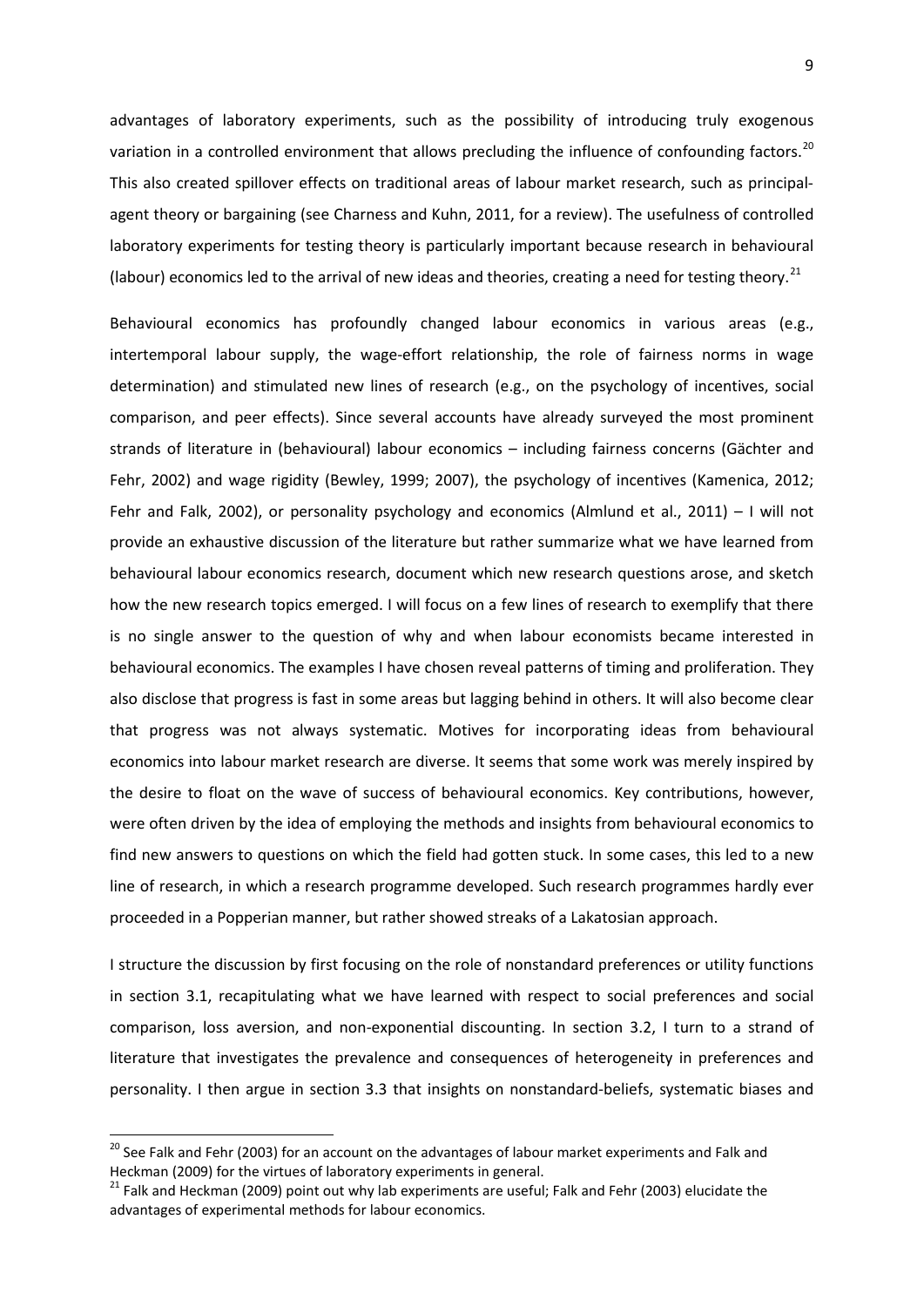advantages of laboratory experiments, such as the possibility of introducing truly exogenous variation in a controlled environment that allows precluding the influence of confounding factors.[20] This also created spillover effects on traditional areas of labour market research, such as principal-agent theory or bargaining (see Charness and Kuhn, 2011, for a review). The usefulness of controlled laboratory experiments for testing theory is particularly important because research in behavioural (labour) economics led to the arrival of new ideas and theories, creating a need for testing theory.[21]

Behavioural economics has profoundly changed labour economics in various areas (e.g., intertemporal labour supply, the wage-effort relationship, the role of fairness norms in wage determination) and stimulated new lines of research (e.g., on the psychology of incentives, social comparison, and peer effects). Since several accounts have already surveyed the most prominent strands of literature in (behavioural) labour economics – including fairness concerns (Gächter and Fehr, 2002) and wage rigidity (Bewley, 1999; 2007), the psychology of incentives (Kamenica, 2012; Fehr and Falk, 2002), or personality psychology and economics (Almlund et al., 2011) – I will not provide an exhaustive discussion of the literature but rather summarize what we have learned from behavioural labour economics research, document which new research questions arose, and sketch how the new research topics emerged. I will focus on a few lines of research to exemplify that there is no single answer to the question of why and when labour economists became interested in behavioural economics. The examples I have chosen reveal patterns of timing and proliferation. They also disclose that progress is fast in some areas but lagging behind in others. It will also become clear that progress was not always systematic. Motives for incorporating ideas from behavioural economics into labour market research are diverse. It seems that some work was merely inspired by the desire to float on the wave of success of behavioural economics. Key contributions, however, were often driven by the idea of employing the methods and insights from behavioural economics to find new answers to questions on which the field had gotten stuck. In some cases, this led to a new line of research, in which a research programme developed. Such research programmes hardly ever proceeded in a Popperian manner, but rather showed streaks of a Lakatosian approach.

I structure the discussion by first focusing on the role of nonstandard preferences or utility functions in section 3.1, recapitulating what we have learned with respect to social preferences and social comparison, loss aversion, and non-exponential discounting. In section 3.2, I turn to a strand of literature that investigates the prevalence and consequences of heterogeneity in preferences and personality. I then argue in section 3.3 that insights on nonstandard-beliefs, systematic biases and

[20] See Falk and Fehr (2003) for an account on the advantages of labour market experiments and Falk and Heckman (2009) for the virtues of laboratory experiments in general.

[21] Falk and Heckman (2009) point out why lab experiments are useful; Falk and Fehr (2003) elucidate the advantages of experimental methods for labour economics.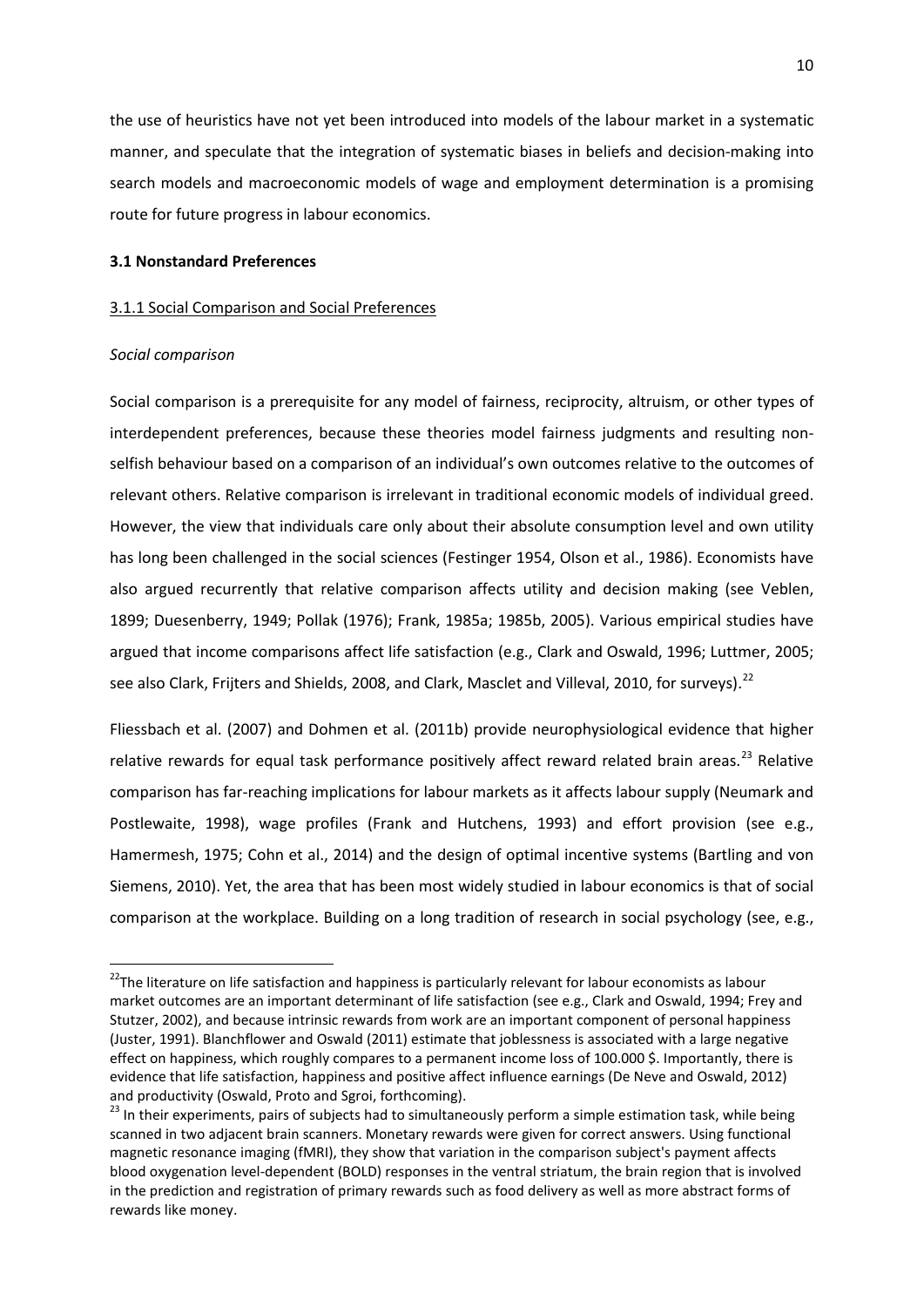the use of heuristics have not yet been introduced into models of the labour market in a systematic manner, and speculate that the integration of systematic biases in beliefs and decision-making into search models and macroeconomic models of wage and employment determination is a promising route for future progress in labour economics.

### 3.1 Nonstandard Preferences

#### 3.1.1 Social Comparison and Social Preferences

*Social comparison*

Social comparison is a prerequisite for any model of fairness, reciprocity, altruism, or other types of interdependent preferences, because these theories model fairness judgments and resulting non-selfish behaviour based on a comparison of an individual's own outcomes relative to the outcomes of relevant others. Relative comparison is irrelevant in traditional economic models of individual greed. However, the view that individuals care only about their absolute consumption level and own utility has long been challenged in the social sciences (Festinger 1954, Olson et al., 1986). Economists have also argued recurrently that relative comparison affects utility and decision making (see Veblen, 1899; Duesenberry, 1949; Pollak (1976); Frank, 1985a; 1985b, 2005). Various empirical studies have argued that income comparisons affect life satisfaction (e.g., Clark and Oswald, 1996; Luttmer, 2005; see also Clark, Frijters and Shields, 2008, and Clark, Masclet and Villeval, 2010, for surveys).[22]

Fliessbach et al. (2007) and Dohmen et al. (2011b) provide neurophysiological evidence that higher relative rewards for equal task performance positively affect reward related brain areas.[23] Relative comparison has far-reaching implications for labour markets as it affects labour supply (Neumark and Postlewaite, 1998), wage profiles (Frank and Hutchens, 1993) and effort provision (see e.g., Hamermesh, 1975; Cohn et al., 2014) and the design of optimal incentive systems (Bartling and von Siemens, 2010). Yet, the area that has been most widely studied in labour economics is that of social comparison at the workplace. Building on a long tradition of research in social psychology (see, e.g.,

---

[22] The literature on life satisfaction and happiness is particularly relevant for labour economists as labour market outcomes are an important determinant of life satisfaction (see e.g., Clark and Oswald, 1994; Frey and Stutzer, 2002), and because intrinsic rewards from work are an important component of personal happiness (Juster, 1991). Blanchflower and Oswald (2011) estimate that joblessness is associated with a large negative effect on happiness, which roughly compares to a permanent income loss of 100.000 $. Importantly, there is evidence that life satisfaction, happiness and positive affect influence earnings (De Neve and Oswald, 2012) and productivity (Oswald, Proto and Sgroi, forthcoming).

[23] In their experiments, pairs of subjects had to simultaneously perform a simple estimation task, while being scanned in two adjacent brain scanners. Monetary rewards were given for correct answers. Using functional magnetic resonance imaging (fMRI), they show that variation in the comparison subject's payment affects blood oxygenation level-dependent (BOLD) responses in the ventral striatum, the brain region that is involved in the prediction and registration of primary rewards such as food delivery as well as more abstract forms of rewards like money.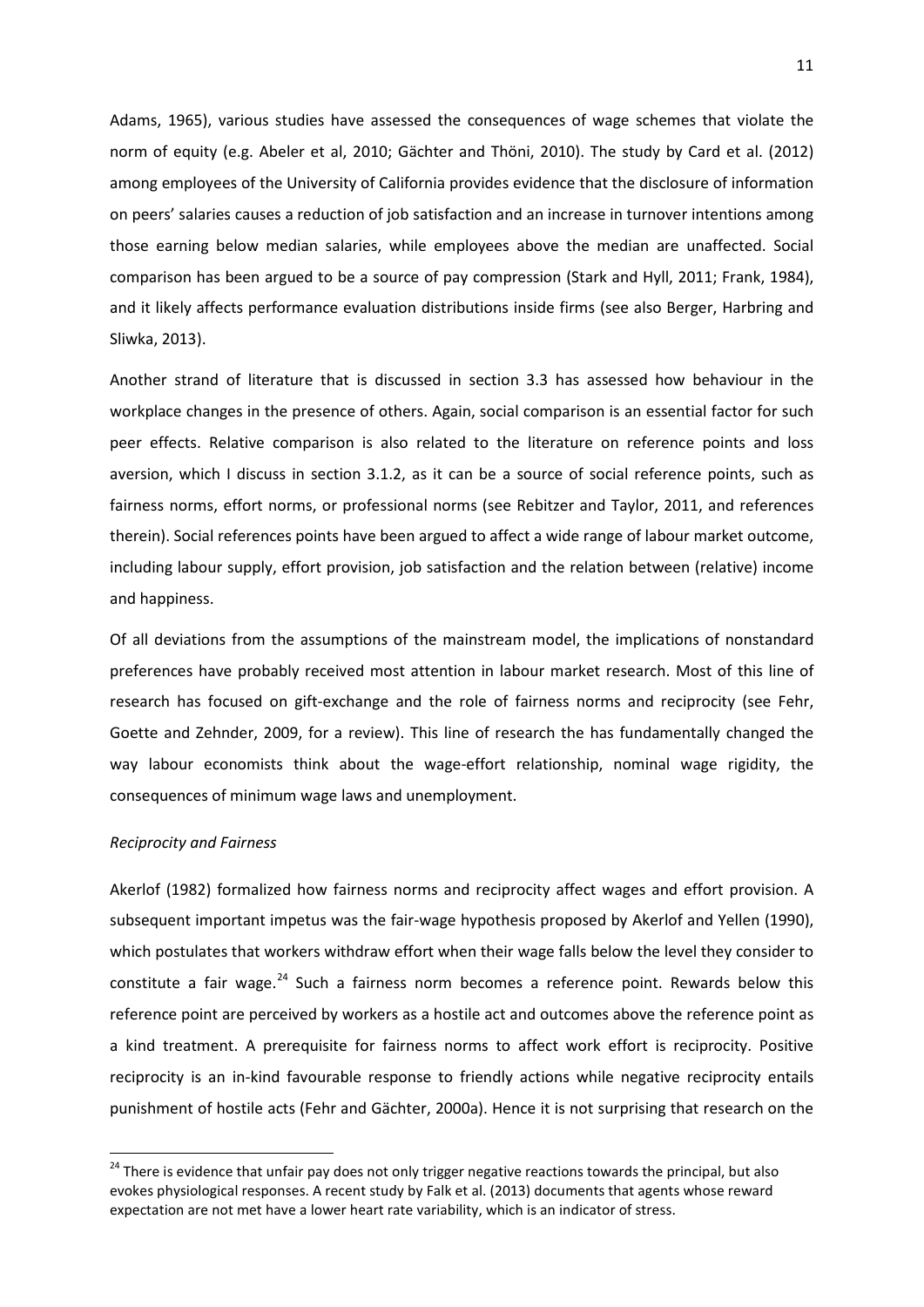Adams, 1965), various studies have assessed the consequences of wage schemes that violate the norm of equity (e.g. Abeler et al, 2010; Gächter and Thöni, 2010). The study by Card et al. (2012) among employees of the University of California provides evidence that the disclosure of information on peers' salaries causes a reduction of job satisfaction and an increase in turnover intentions among those earning below median salaries, while employees above the median are unaffected. Social comparison has been argued to be a source of pay compression (Stark and Hyll, 2011; Frank, 1984), and it likely affects performance evaluation distributions inside firms (see also Berger, Harbring and Sliwka, 2013).

Another strand of literature that is discussed in section 3.3 has assessed how behaviour in the workplace changes in the presence of others. Again, social comparison is an essential factor for such peer effects. Relative comparison is also related to the literature on reference points and loss aversion, which I discuss in section 3.1.2, as it can be a source of social reference points, such as fairness norms, effort norms, or professional norms (see Rebitzer and Taylor, 2011, and references therein). Social references points have been argued to affect a wide range of labour market outcome, including labour supply, effort provision, job satisfaction and the relation between (relative) income and happiness.

Of all deviations from the assumptions of the mainstream model, the implications of nonstandard preferences have probably received most attention in labour market research. Most of this line of research has focused on gift-exchange and the role of fairness norms and reciprocity (see Fehr, Goette and Zehnder, 2009, for a review). This line of research the has fundamentally changed the way labour economists think about the wage-effort relationship, nominal wage rigidity, the consequences of minimum wage laws and unemployment.

*Reciprocity and Fairness*

Akerlof (1982) formalized how fairness norms and reciprocity affect wages and effort provision. A subsequent important impetus was the fair-wage hypothesis proposed by Akerlof and Yellen (1990), which postulates that workers withdraw effort when their wage falls below the level they consider to constitute a fair wage.[24] Such a fairness norm becomes a reference point. Rewards below this reference point are perceived by workers as a hostile act and outcomes above the reference point as a kind treatment. A prerequisite for fairness norms to affect work effort is reciprocity. Positive reciprocity is an in-kind favourable response to friendly actions while negative reciprocity entails punishment of hostile acts (Fehr and Gächter, 2000a). Hence it is not surprising that research on the

[24] There is evidence that unfair pay does not only trigger negative reactions towards the principal, but also evokes physiological responses. A recent study by Falk et al. (2013) documents that agents whose reward expectation are not met have a lower heart rate variability, which is an indicator of stress.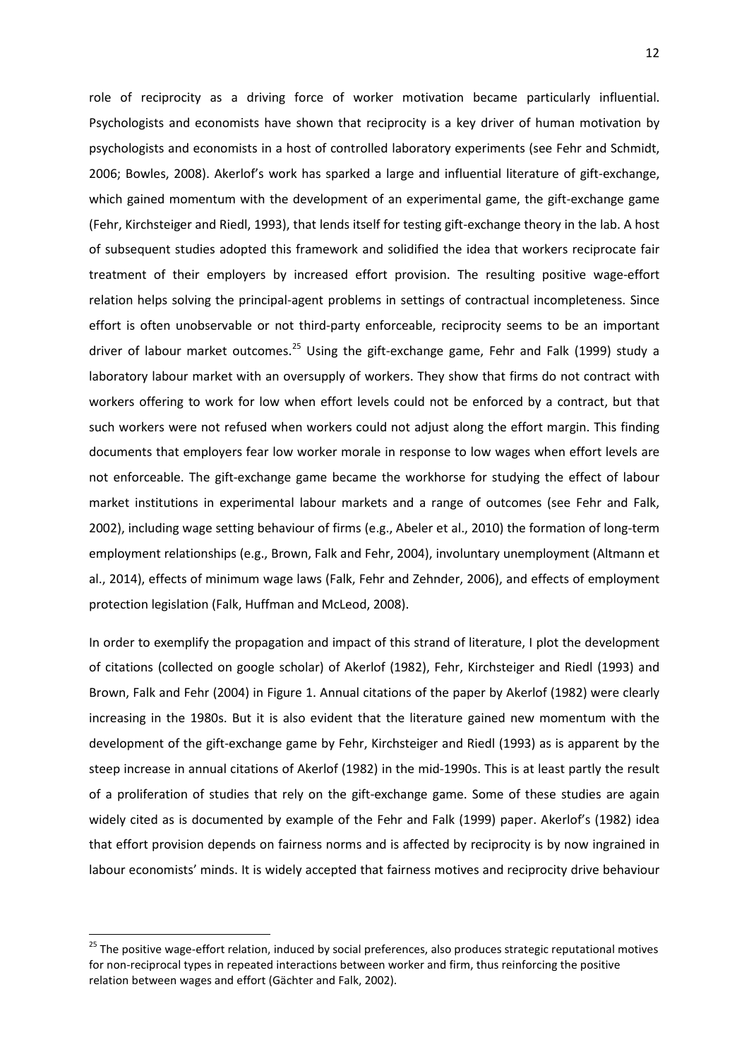role of reciprocity as a driving force of worker motivation became particularly influential. Psychologists and economists have shown that reciprocity is a key driver of human motivation by psychologists and economists in a host of controlled laboratory experiments (see Fehr and Schmidt, 2006; Bowles, 2008). Akerlof's work has sparked a large and influential literature of gift-exchange, which gained momentum with the development of an experimental game, the gift-exchange game (Fehr, Kirchsteiger and Riedl, 1993), that lends itself for testing gift-exchange theory in the lab. A host of subsequent studies adopted this framework and solidified the idea that workers reciprocate fair treatment of their employers by increased effort provision. The resulting positive wage-effort relation helps solving the principal-agent problems in settings of contractual incompleteness. Since effort is often unobservable or not third-party enforceable, reciprocity seems to be an important driver of labour market outcomes.[25] Using the gift-exchange game, Fehr and Falk (1999) study a laboratory labour market with an oversupply of workers. They show that firms do not contract with workers offering to work for low when effort levels could not be enforced by a contract, but that such workers were not refused when workers could not adjust along the effort margin. This finding documents that employers fear low worker morale in response to low wages when effort levels are not enforceable. The gift-exchange game became the workhorse for studying the effect of labour market institutions in experimental labour markets and a range of outcomes (see Fehr and Falk, 2002), including wage setting behaviour of firms (e.g., Abeler et al., 2010) the formation of long-term employment relationships (e.g., Brown, Falk and Fehr, 2004), involuntary unemployment (Altmann et al., 2014), effects of minimum wage laws (Falk, Fehr and Zehnder, 2006), and effects of employment protection legislation (Falk, Huffman and McLeod, 2008).

In order to exemplify the propagation and impact of this strand of literature, I plot the development of citations (collected on google scholar) of Akerlof (1982), Fehr, Kirchsteiger and Riedl (1993) and Brown, Falk and Fehr (2004) in Figure 1. Annual citations of the paper by Akerlof (1982) were clearly increasing in the 1980s. But it is also evident that the literature gained new momentum with the development of the gift-exchange game by Fehr, Kirchsteiger and Riedl (1993) as is apparent by the steep increase in annual citations of Akerlof (1982) in the mid-1990s. This is at least partly the result of a proliferation of studies that rely on the gift-exchange game. Some of these studies are again widely cited as is documented by example of the Fehr and Falk (1999) paper. Akerlof's (1982) idea that effort provision depends on fairness norms and is affected by reciprocity is by now ingrained in labour economists' minds. It is widely accepted that fairness motives and reciprocity drive behaviour

[25] The positive wage-effort relation, induced by social preferences, also produces strategic reputational motives for non-reciprocal types in repeated interactions between worker and firm, thus reinforcing the positive relation between wages and effort (Gächter and Falk, 2002).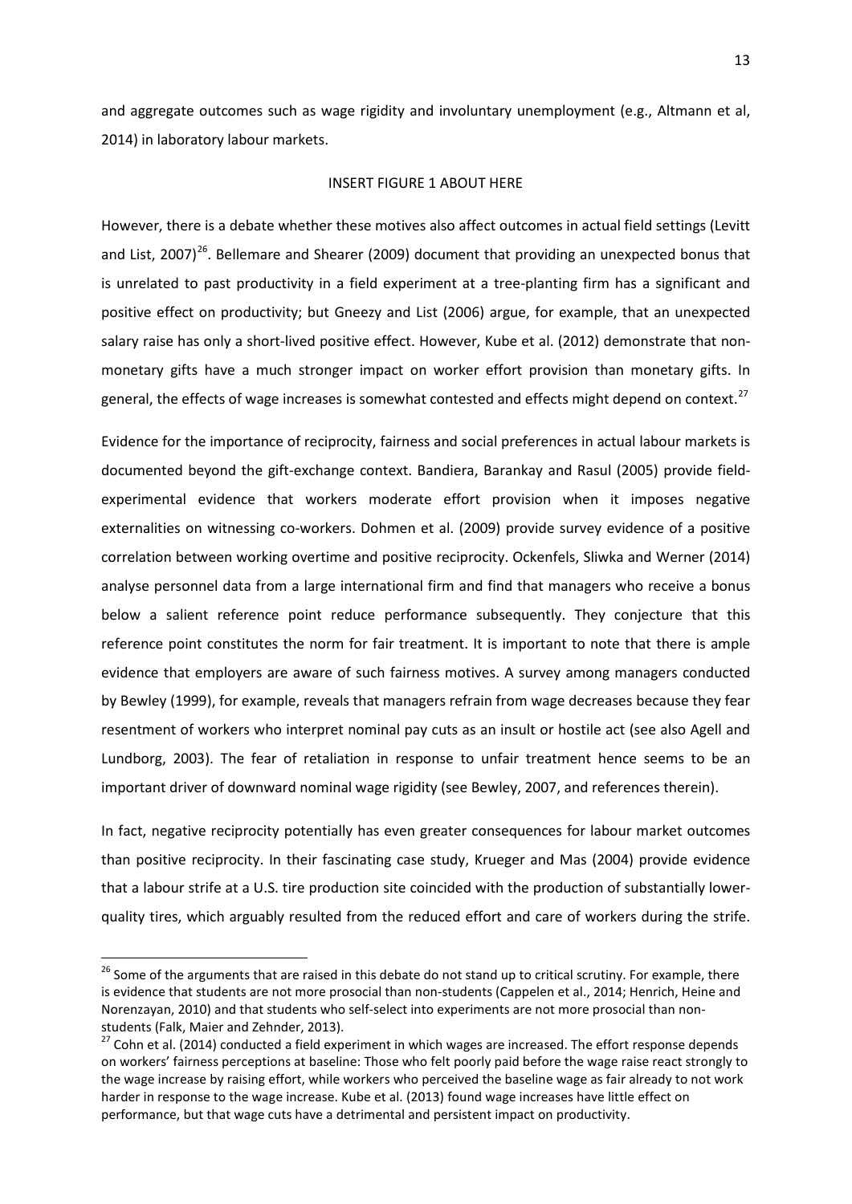and aggregate outcomes such as wage rigidity and involuntary unemployment (e.g., Altmann et al, 2014) in laboratory labour markets.

INSERT FIGURE 1 ABOUT HERE

However, there is a debate whether these motives also affect outcomes in actual field settings (Levitt and List, 2007)[26]. Bellemare and Shearer (2009) document that providing an unexpected bonus that is unrelated to past productivity in a field experiment at a tree-planting firm has a significant and positive effect on productivity; but Gneezy and List (2006) argue, for example, that an unexpected salary raise has only a short-lived positive effect. However, Kube et al. (2012) demonstrate that non-monetary gifts have a much stronger impact on worker effort provision than monetary gifts. In general, the effects of wage increases is somewhat contested and effects might depend on context.[27]

Evidence for the importance of reciprocity, fairness and social preferences in actual labour markets is documented beyond the gift-exchange context. Bandiera, Barankay and Rasul (2005) provide field-experimental evidence that workers moderate effort provision when it imposes negative externalities on witnessing co-workers. Dohmen et al. (2009) provide survey evidence of a positive correlation between working overtime and positive reciprocity. Ockenfels, Sliwka and Werner (2014) analyse personnel data from a large international firm and find that managers who receive a bonus below a salient reference point reduce performance subsequently. They conjecture that this reference point constitutes the norm for fair treatment. It is important to note that there is ample evidence that employers are aware of such fairness motives. A survey among managers conducted by Bewley (1999), for example, reveals that managers refrain from wage decreases because they fear resentment of workers who interpret nominal pay cuts as an insult or hostile act (see also Agell and Lundborg, 2003). The fear of retaliation in response to unfair treatment hence seems to be an important driver of downward nominal wage rigidity (see Bewley, 2007, and references therein).

In fact, negative reciprocity potentially has even greater consequences for labour market outcomes than positive reciprocity. In their fascinating case study, Krueger and Mas (2004) provide evidence that a labour strife at a U.S. tire production site coincided with the production of substantially lower-quality tires, which arguably resulted from the reduced effort and care of workers during the strife.

[26] Some of the arguments that are raised in this debate do not stand up to critical scrutiny. For example, there is evidence that students are not more prosocial than non-students (Cappelen et al., 2014; Henrich, Heine and Norenzayan, 2010) and that students who self-select into experiments are not more prosocial than non-students (Falk, Maier and Zehnder, 2013).

[27] Cohn et al. (2014) conducted a field experiment in which wages are increased. The effort response depends on workers' fairness perceptions at baseline: Those who felt poorly paid before the wage raise react strongly to the wage increase by raising effort, while workers who perceived the baseline wage as fair already to not work harder in response to the wage increase. Kube et al. (2013) found wage increases have little effect on performance, but that wage cuts have a detrimental and persistent impact on productivity.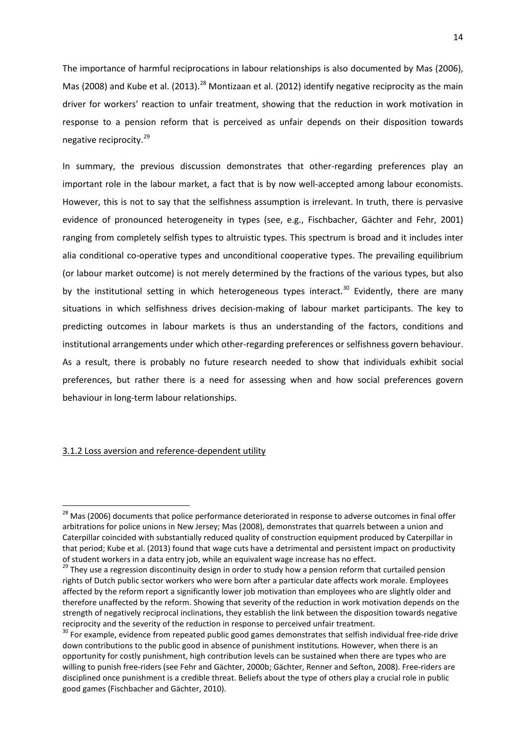The importance of harmful reciprocations in labour relationships is also documented by Mas (2006), Mas (2008) and Kube et al. (2013).[28] Montizaan et al. (2012) identify negative reciprocity as the main driver for workers' reaction to unfair treatment, showing that the reduction in work motivation in response to a pension reform that is perceived as unfair depends on their disposition towards negative reciprocity.[29]

In summary, the previous discussion demonstrates that other-regarding preferences play an important role in the labour market, a fact that is by now well-accepted among labour economists. However, this is not to say that the selfishness assumption is irrelevant. In truth, there is pervasive evidence of pronounced heterogeneity in types (see, e.g., Fischbacher, Gächter and Fehr, 2001) ranging from completely selfish types to altruistic types. This spectrum is broad and it includes inter alia conditional co-operative types and unconditional cooperative types. The prevailing equilibrium (or labour market outcome) is not merely determined by the fractions of the various types, but also by the institutional setting in which heterogeneous types interact.[30] Evidently, there are many situations in which selfishness drives decision-making of labour market participants. The key to predicting outcomes in labour markets is thus an understanding of the factors, conditions and institutional arrangements under which other-regarding preferences or selfishness govern behaviour. As a result, there is probably no future research needed to show that individuals exhibit social preferences, but rather there is a need for assessing when and how social preferences govern behaviour in long-term labour relationships.

### 3.1.2 Loss aversion and reference-dependent utility

---

[28] Mas (2006) documents that police performance deteriorated in response to adverse outcomes in final offer arbitrations for police unions in New Jersey; Mas (2008), demonstrates that quarrels between a union and Caterpillar coincided with substantially reduced quality of construction equipment produced by Caterpillar in that period; Kube et al. (2013) found that wage cuts have a detrimental and persistent impact on productivity of student workers in a data entry job, while an equivalent wage increase has no effect.

[29] They use a regression discontinuity design in order to study how a pension reform that curtailed pension rights of Dutch public sector workers who were born after a particular date affects work morale. Employees affected by the reform report a significantly lower job motivation than employees who are slightly older and therefore unaffected by the reform. Showing that severity of the reduction in work motivation depends on the strength of negatively reciprocal inclinations, they establish the link between the disposition towards negative reciprocity and the severity of the reduction in response to perceived unfair treatment.

[30] For example, evidence from repeated public good games demonstrates that selfish individual free-ride drive down contributions to the public good in absence of punishment institutions. However, when there is an opportunity for costly punishment, high contribution levels can be sustained when there are types who are willing to punish free-riders (see Fehr and Gächter, 2000b; Gächter, Renner and Sefton, 2008). Free-riders are disciplined once punishment is a credible threat. Beliefs about the type of others play a crucial role in public good games (Fischbacher and Gächter, 2010).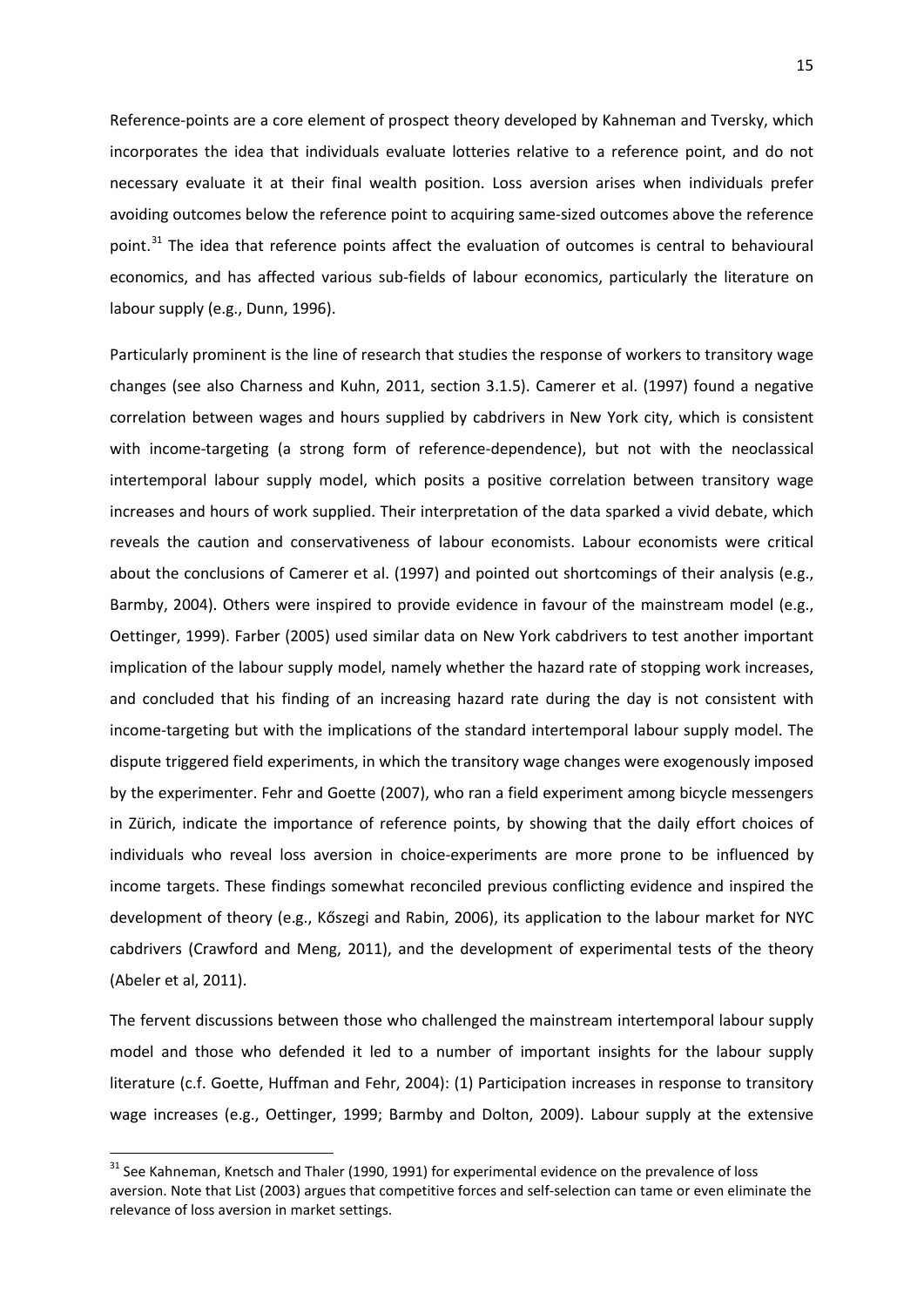Reference-points are a core element of prospect theory developed by Kahneman and Tversky, which incorporates the idea that individuals evaluate lotteries relative to a reference point, and do not necessary evaluate it at their final wealth position. Loss aversion arises when individuals prefer avoiding outcomes below the reference point to acquiring same-sized outcomes above the reference point.[31] The idea that reference points affect the evaluation of outcomes is central to behavioural economics, and has affected various sub-fields of labour economics, particularly the literature on labour supply (e.g., Dunn, 1996).

Particularly prominent is the line of research that studies the response of workers to transitory wage changes (see also Charness and Kuhn, 2011, section 3.1.5). Camerer et al. (1997) found a negative correlation between wages and hours supplied by cabdrivers in New York city, which is consistent with income-targeting (a strong form of reference-dependence), but not with the neoclassical intertemporal labour supply model, which posits a positive correlation between transitory wage increases and hours of work supplied. Their interpretation of the data sparked a vivid debate, which reveals the caution and conservativeness of labour economists. Labour economists were critical about the conclusions of Camerer et al. (1997) and pointed out shortcomings of their analysis (e.g., Barmby, 2004). Others were inspired to provide evidence in favour of the mainstream model (e.g., Oettinger, 1999). Farber (2005) used similar data on New York cabdrivers to test another important implication of the labour supply model, namely whether the hazard rate of stopping work increases, and concluded that his finding of an increasing hazard rate during the day is not consistent with income-targeting but with the implications of the standard intertemporal labour supply model. The dispute triggered field experiments, in which the transitory wage changes were exogenously imposed by the experimenter. Fehr and Goette (2007), who ran a field experiment among bicycle messengers in Zürich, indicate the importance of reference points, by showing that the daily effort choices of individuals who reveal loss aversion in choice-experiments are more prone to be influenced by income targets. These findings somewhat reconciled previous conflicting evidence and inspired the development of theory (e.g., Kőszegi and Rabin, 2006), its application to the labour market for NYC cabdrivers (Crawford and Meng, 2011), and the development of experimental tests of the theory (Abeler et al, 2011).

The fervent discussions between those who challenged the mainstream intertemporal labour supply model and those who defended it led to a number of important insights for the labour supply literature (c.f. Goette, Huffman and Fehr, 2004): (1) Participation increases in response to transitory wage increases (e.g., Oettinger, 1999; Barmby and Dolton, 2009). Labour supply at the extensive

[31] See Kahneman, Knetsch and Thaler (1990, 1991) for experimental evidence on the prevalence of loss aversion. Note that List (2003) argues that competitive forces and self-selection can tame or even eliminate the relevance of loss aversion in market settings.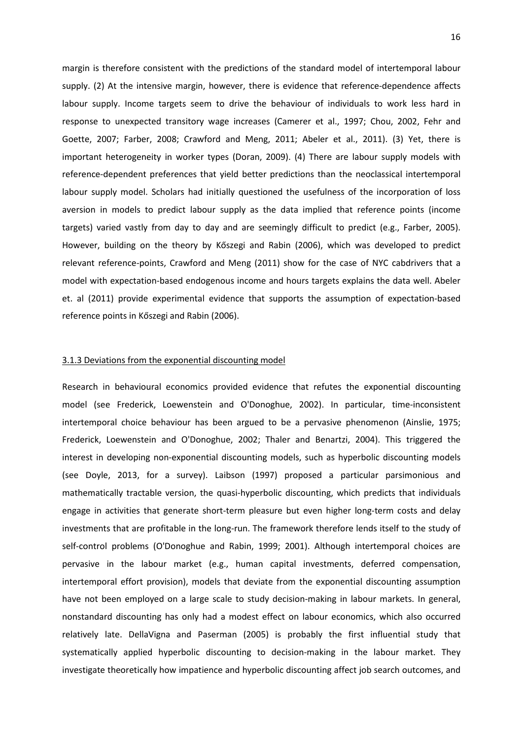margin is therefore consistent with the predictions of the standard model of intertemporal labour supply. (2) At the intensive margin, however, there is evidence that reference-dependence affects labour supply. Income targets seem to drive the behaviour of individuals to work less hard in response to unexpected transitory wage increases (Camerer et al., 1997; Chou, 2002, Fehr and Goette, 2007; Farber, 2008; Crawford and Meng, 2011; Abeler et al., 2011). (3) Yet, there is important heterogeneity in worker types (Doran, 2009). (4) There are labour supply models with reference-dependent preferences that yield better predictions than the neoclassical intertemporal labour supply model. Scholars had initially questioned the usefulness of the incorporation of loss aversion in models to predict labour supply as the data implied that reference points (income targets) varied vastly from day to day and are seemingly difficult to predict (e.g., Farber, 2005). However, building on the theory by Kőszegi and Rabin (2006), which was developed to predict relevant reference-points, Crawford and Meng (2011) show for the case of NYC cabdrivers that a model with expectation-based endogenous income and hours targets explains the data well. Abeler et. al (2011) provide experimental evidence that supports the assumption of expectation-based reference points in Kőszegi and Rabin (2006).

### 3.1.3 Deviations from the exponential discounting model

Research in behavioural economics provided evidence that refutes the exponential discounting model (see Frederick, Loewenstein and O'Donoghue, 2002). In particular, time-inconsistent intertemporal choice behaviour has been argued to be a pervasive phenomenon (Ainslie, 1975; Frederick, Loewenstein and O'Donoghue, 2002; Thaler and Benartzi, 2004). This triggered the interest in developing non-exponential discounting models, such as hyperbolic discounting models (see Doyle, 2013, for a survey). Laibson (1997) proposed a particular parsimonious and mathematically tractable version, the quasi-hyperbolic discounting, which predicts that individuals engage in activities that generate short-term pleasure but even higher long-term costs and delay investments that are profitable in the long-run. The framework therefore lends itself to the study of self-control problems (O'Donoghue and Rabin, 1999; 2001). Although intertemporal choices are pervasive in the labour market (e.g., human capital investments, deferred compensation, intertemporal effort provision), models that deviate from the exponential discounting assumption have not been employed on a large scale to study decision-making in labour markets. In general, nonstandard discounting has only had a modest effect on labour economics, which also occurred relatively late. DellaVigna and Paserman (2005) is probably the first influential study that systematically applied hyperbolic discounting to decision-making in the labour market. They investigate theoretically how impatience and hyperbolic discounting affect job search outcomes, and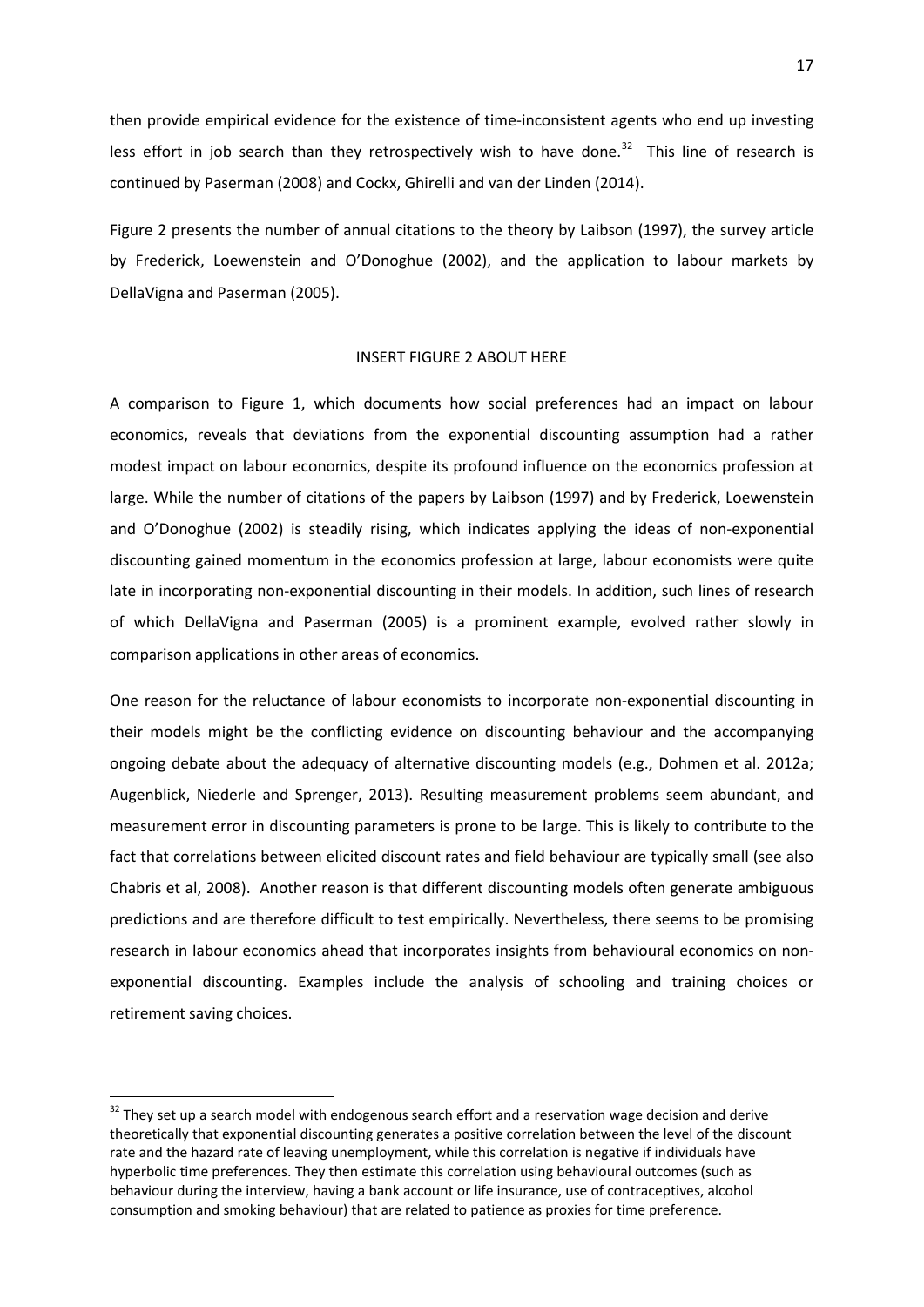then provide empirical evidence for the existence of time-inconsistent agents who end up investing less effort in job search than they retrospectively wish to have done.[32] This line of research is continued by Paserman (2008) and Cockx, Ghirelli and van der Linden (2014).

Figure 2 presents the number of annual citations to the theory by Laibson (1997), the survey article by Frederick, Loewenstein and O'Donoghue (2002), and the application to labour markets by DellaVigna and Paserman (2005).

INSERT FIGURE 2 ABOUT HERE

A comparison to Figure 1, which documents how social preferences had an impact on labour economics, reveals that deviations from the exponential discounting assumption had a rather modest impact on labour economics, despite its profound influence on the economics profession at large. While the number of citations of the papers by Laibson (1997) and by Frederick, Loewenstein and O'Donoghue (2002) is steadily rising, which indicates applying the ideas of non-exponential discounting gained momentum in the economics profession at large, labour economists were quite late in incorporating non-exponential discounting in their models. In addition, such lines of research of which DellaVigna and Paserman (2005) is a prominent example, evolved rather slowly in comparison applications in other areas of economics.

One reason for the reluctance of labour economists to incorporate non-exponential discounting in their models might be the conflicting evidence on discounting behaviour and the accompanying ongoing debate about the adequacy of alternative discounting models (e.g., Dohmen et al. 2012a; Augenblick, Niederle and Sprenger, 2013). Resulting measurement problems seem abundant, and measurement error in discounting parameters is prone to be large. This is likely to contribute to the fact that correlations between elicited discount rates and field behaviour are typically small (see also Chabris et al, 2008). Another reason is that different discounting models often generate ambiguous predictions and are therefore difficult to test empirically. Nevertheless, there seems to be promising research in labour economics ahead that incorporates insights from behavioural economics on non-exponential discounting. Examples include the analysis of schooling and training choices or retirement saving choices.

[32] They set up a search model with endogenous search effort and a reservation wage decision and derive theoretically that exponential discounting generates a positive correlation between the level of the discount rate and the hazard rate of leaving unemployment, while this correlation is negative if individuals have hyperbolic time preferences. They then estimate this correlation using behavioural outcomes (such as behaviour during the interview, having a bank account or life insurance, use of contraceptives, alcohol consumption and smoking behaviour) that are related to patience as proxies for time preference.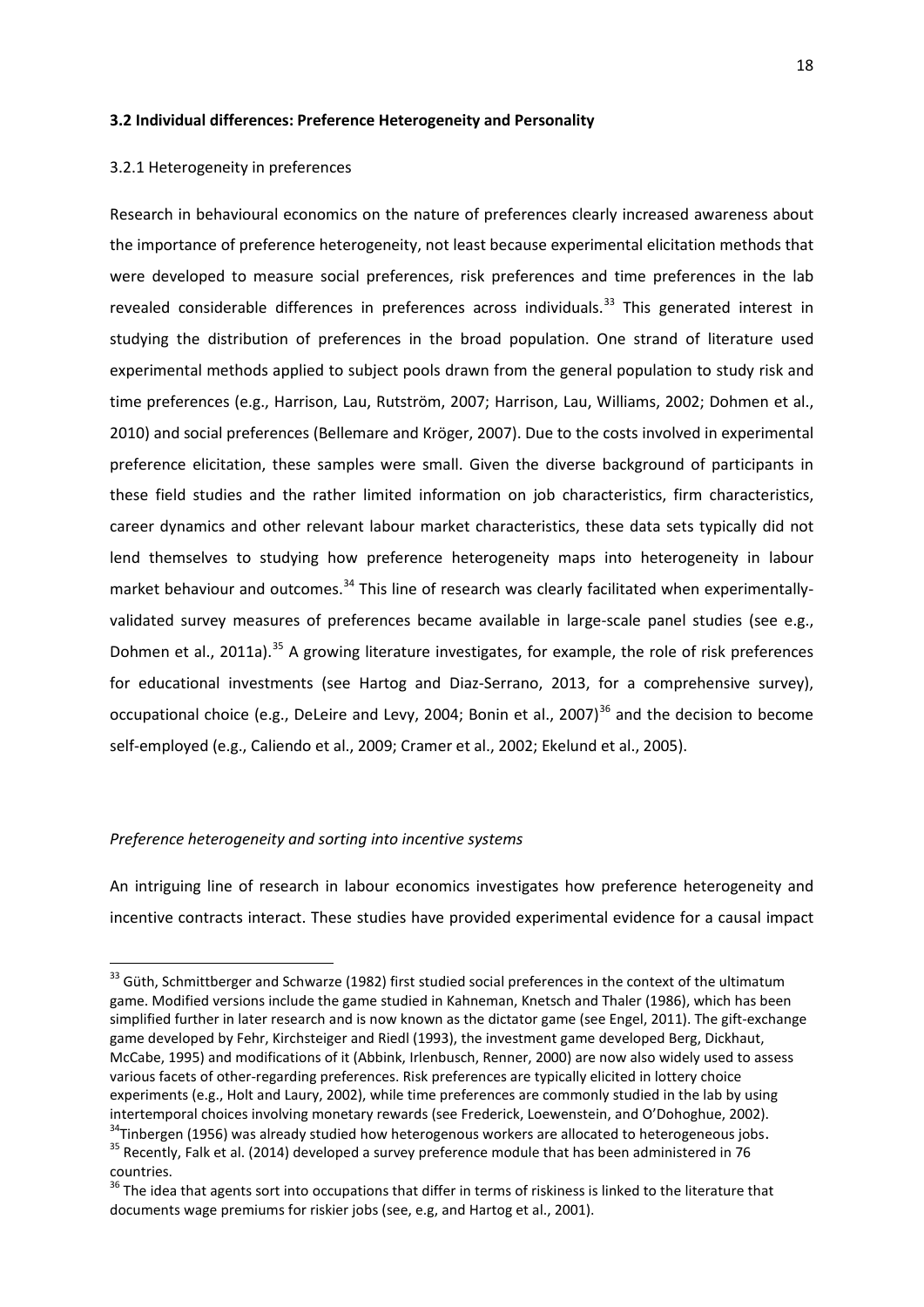### 3.2 Individual differences: Preference Heterogeneity and Personality

#### 3.2.1 Heterogeneity in preferences

Research in behavioural economics on the nature of preferences clearly increased awareness about the importance of preference heterogeneity, not least because experimental elicitation methods that were developed to measure social preferences, risk preferences and time preferences in the lab revealed considerable differences in preferences across individuals.[33] This generated interest in studying the distribution of preferences in the broad population. One strand of literature used experimental methods applied to subject pools drawn from the general population to study risk and time preferences (e.g., Harrison, Lau, Rutström, 2007; Harrison, Lau, Williams, 2002; Dohmen et al., 2010) and social preferences (Bellemare and Kröger, 2007). Due to the costs involved in experimental preference elicitation, these samples were small. Given the diverse background of participants in these field studies and the rather limited information on job characteristics, firm characteristics, career dynamics and other relevant labour market characteristics, these data sets typically did not lend themselves to studying how preference heterogeneity maps into heterogeneity in labour market behaviour and outcomes.[34] This line of research was clearly facilitated when experimentally-validated survey measures of preferences became available in large-scale panel studies (see e.g., Dohmen et al., 2011a).[35] A growing literature investigates, for example, the role of risk preferences for educational investments (see Hartog and Diaz-Serrano, 2013, for a comprehensive survey), occupational choice (e.g., DeLeire and Levy, 2004; Bonin et al., 2007)[36] and the decision to become self-employed (e.g., Caliendo et al., 2009; Cramer et al., 2002; Ekelund et al., 2005).

*Preference heterogeneity and sorting into incentive systems*

An intriguing line of research in labour economics investigates how preference heterogeneity and incentive contracts interact. These studies have provided experimental evidence for a causal impact

---

[33] Güth, Schmittberger and Schwarze (1982) first studied social preferences in the context of the ultimatum game. Modified versions include the game studied in Kahneman, Knetsch and Thaler (1986), which has been simplified further in later research and is now known as the dictator game (see Engel, 2011). The gift-exchange game developed by Fehr, Kirchsteiger and Riedl (1993), the investment game developed Berg, Dickhaut, McCabe, 1995) and modifications of it (Abbink, Irlenbusch, Renner, 2000) are now also widely used to assess various facets of other-regarding preferences. Risk preferences are typically elicited in lottery choice experiments (e.g., Holt and Laury, 2002), while time preferences are commonly studied in the lab by using intertemporal choices involving monetary rewards (see Frederick, Loewenstein, and O'Dohoghue, 2002).

[34] Tinbergen (1956) was already studied how heterogenous workers are allocated to heterogeneous jobs.

[35] Recently, Falk et al. (2014) developed a survey preference module that has been administered in 76 countries.

[36] The idea that agents sort into occupations that differ in terms of riskiness is linked to the literature that documents wage premiums for riskier jobs (see, e.g, and Hartog et al., 2001).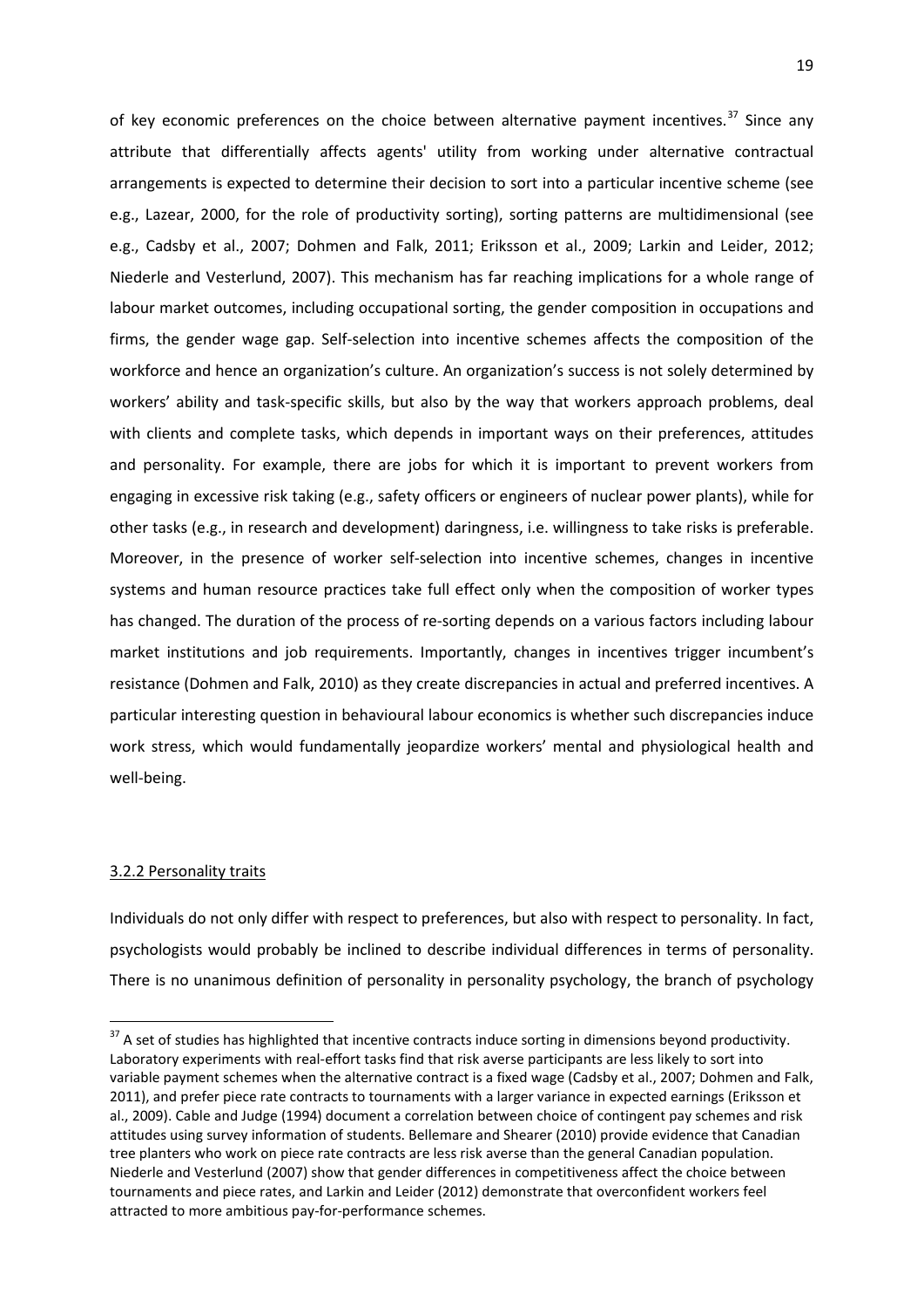of key economic preferences on the choice between alternative payment incentives.[37] Since any attribute that differentially affects agents' utility from working under alternative contractual arrangements is expected to determine their decision to sort into a particular incentive scheme (see e.g., Lazear, 2000, for the role of productivity sorting), sorting patterns are multidimensional (see e.g., Cadsby et al., 2007; Dohmen and Falk, 2011; Eriksson et al., 2009; Larkin and Leider, 2012; Niederle and Vesterlund, 2007). This mechanism has far reaching implications for a whole range of labour market outcomes, including occupational sorting, the gender composition in occupations and firms, the gender wage gap. Self-selection into incentive schemes affects the composition of the workforce and hence an organization's culture. An organization's success is not solely determined by workers' ability and task-specific skills, but also by the way that workers approach problems, deal with clients and complete tasks, which depends in important ways on their preferences, attitudes and personality. For example, there are jobs for which it is important to prevent workers from engaging in excessive risk taking (e.g., safety officers or engineers of nuclear power plants), while for other tasks (e.g., in research and development) daringness, i.e. willingness to take risks is preferable. Moreover, in the presence of worker self-selection into incentive schemes, changes in incentive systems and human resource practices take full effect only when the composition of worker types has changed. The duration of the process of re-sorting depends on a various factors including labour market institutions and job requirements. Importantly, changes in incentives trigger incumbent's resistance (Dohmen and Falk, 2010) as they create discrepancies in actual and preferred incentives. A particular interesting question in behavioural labour economics is whether such discrepancies induce work stress, which would fundamentally jeopardize workers' mental and physiological health and well-being.

### 3.2.2 Personality traits

Individuals do not only differ with respect to preferences, but also with respect to personality. In fact, psychologists would probably be inclined to describe individual differences in terms of personality. There is no unanimous definition of personality in personality psychology, the branch of psychology

[37] A set of studies has highlighted that incentive contracts induce sorting in dimensions beyond productivity. Laboratory experiments with real-effort tasks find that risk averse participants are less likely to sort into variable payment schemes when the alternative contract is a fixed wage (Cadsby et al., 2007; Dohmen and Falk, 2011), and prefer piece rate contracts to tournaments with a larger variance in expected earnings (Eriksson et al., 2009). Cable and Judge (1994) document a correlation between choice of contingent pay schemes and risk attitudes using survey information of students. Bellemare and Shearer (2010) provide evidence that Canadian tree planters who work on piece rate contracts are less risk averse than the general Canadian population. Niederle and Vesterlund (2007) show that gender differences in competitiveness affect the choice between tournaments and piece rates, and Larkin and Leider (2012) demonstrate that overconfident workers feel attracted to more ambitious pay-for-performance schemes.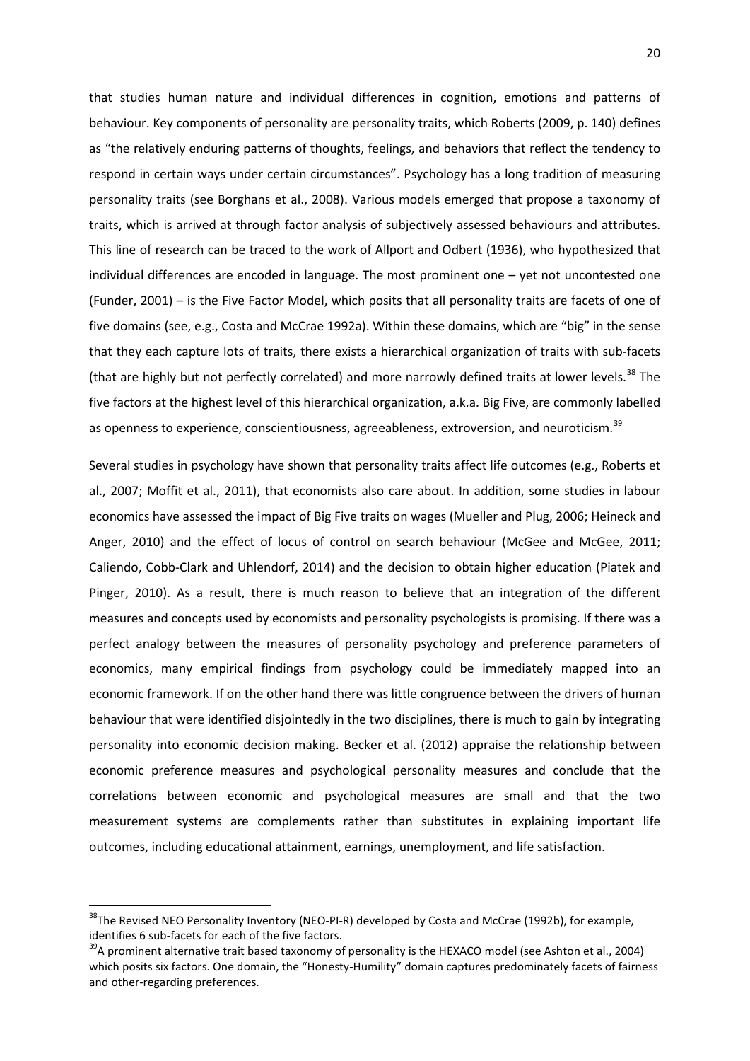that studies human nature and individual differences in cognition, emotions and patterns of behaviour. Key components of personality are personality traits, which Roberts (2009, p. 140) defines as "the relatively enduring patterns of thoughts, feelings, and behaviors that reflect the tendency to respond in certain ways under certain circumstances". Psychology has a long tradition of measuring personality traits (see Borghans et al., 2008). Various models emerged that propose a taxonomy of traits, which is arrived at through factor analysis of subjectively assessed behaviours and attributes. This line of research can be traced to the work of Allport and Odbert (1936), who hypothesized that individual differences are encoded in language. The most prominent one – yet not uncontested one (Funder, 2001) – is the Five Factor Model, which posits that all personality traits are facets of one of five domains (see, e.g., Costa and McCrae 1992a). Within these domains, which are "big" in the sense that they each capture lots of traits, there exists a hierarchical organization of traits with sub-facets (that are highly but not perfectly correlated) and more narrowly defined traits at lower levels.[38] The five factors at the highest level of this hierarchical organization, a.k.a. Big Five, are commonly labelled as openness to experience, conscientiousness, agreeableness, extroversion, and neuroticism.[39]

Several studies in psychology have shown that personality traits affect life outcomes (e.g., Roberts et al., 2007; Moffit et al., 2011), that economists also care about. In addition, some studies in labour economics have assessed the impact of Big Five traits on wages (Mueller and Plug, 2006; Heineck and Anger, 2010) and the effect of locus of control on search behaviour (McGee and McGee, 2011; Caliendo, Cobb-Clark and Uhlendorf, 2014) and the decision to obtain higher education (Piatek and Pinger, 2010). As a result, there is much reason to believe that an integration of the different measures and concepts used by economists and personality psychologists is promising. If there was a perfect analogy between the measures of personality psychology and preference parameters of economics, many empirical findings from psychology could be immediately mapped into an economic framework. If on the other hand there was little congruence between the drivers of human behaviour that were identified disjointedly in the two disciplines, there is much to gain by integrating personality into economic decision making. Becker et al. (2012) appraise the relationship between economic preference measures and psychological personality measures and conclude that the correlations between economic and psychological measures are small and that the two measurement systems are complements rather than substitutes in explaining important life outcomes, including educational attainment, earnings, unemployment, and life satisfaction.

---

[38] The Revised NEO Personality Inventory (NEO-PI-R) developed by Costa and McCrae (1992b), for example, identifies 6 sub-facets for each of the five factors.

[39] A prominent alternative trait based taxonomy of personality is the HEXACO model (see Ashton et al., 2004) which posits six factors. One domain, the "Honesty-Humility" domain captures predominately facets of fairness and other-regarding preferences.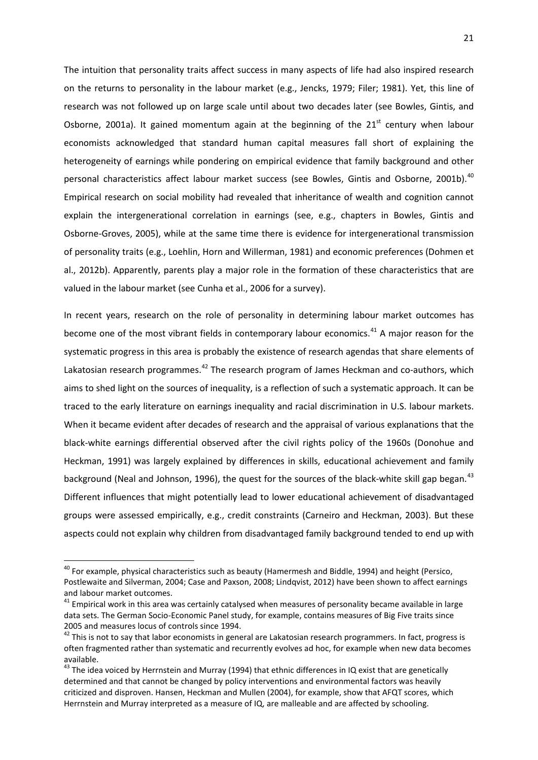The intuition that personality traits affect success in many aspects of life had also inspired research on the returns to personality in the labour market (e.g., Jencks, 1979; Filer; 1981). Yet, this line of research was not followed up on large scale until about two decades later (see Bowles, Gintis, and Osborne, 2001a). It gained momentum again at the beginning of the 21st century when labour economists acknowledged that standard human capital measures fall short of explaining the heterogeneity of earnings while pondering on empirical evidence that family background and other personal characteristics affect labour market success (see Bowles, Gintis and Osborne, 2001b).[40] Empirical research on social mobility had revealed that inheritance of wealth and cognition cannot explain the intergenerational correlation in earnings (see, e.g., chapters in Bowles, Gintis and Osborne-Groves, 2005), while at the same time there is evidence for intergenerational transmission of personality traits (e.g., Loehlin, Horn and Willerman, 1981) and economic preferences (Dohmen et al., 2012b). Apparently, parents play a major role in the formation of these characteristics that are valued in the labour market (see Cunha et al., 2006 for a survey).

In recent years, research on the role of personality in determining labour market outcomes has become one of the most vibrant fields in contemporary labour economics.[41] A major reason for the systematic progress in this area is probably the existence of research agendas that share elements of Lakatosian research programmes.[42] The research program of James Heckman and co-authors, which aims to shed light on the sources of inequality, is a reflection of such a systematic approach. It can be traced to the early literature on earnings inequality and racial discrimination in U.S. labour markets. When it became evident after decades of research and the appraisal of various explanations that the black-white earnings differential observed after the civil rights policy of the 1960s (Donohue and Heckman, 1991) was largely explained by differences in skills, educational achievement and family background (Neal and Johnson, 1996), the quest for the sources of the black-white skill gap began.[43] Different influences that might potentially lead to lower educational achievement of disadvantaged groups were assessed empirically, e.g., credit constraints (Carneiro and Heckman, 2003). But these aspects could not explain why children from disadvantaged family background tended to end up with

---

[40] For example, physical characteristics such as beauty (Hamermesh and Biddle, 1994) and height (Persico, Postlewaite and Silverman, 2004; Case and Paxson, 2008; Lindqvist, 2012) have been shown to affect earnings and labour market outcomes.

[41] Empirical work in this area was certainly catalysed when measures of personality became available in large data sets. The German Socio-Economic Panel study, for example, contains measures of Big Five traits since 2005 and measures locus of controls since 1994.

[42] This is not to say that labor economists in general are Lakatosian research programmers. In fact, progress is often fragmented rather than systematic and recurrently evolves ad hoc, for example when new data becomes available.

[43] The idea voiced by Herrnstein and Murray (1994) that ethnic differences in IQ exist that are genetically determined and that cannot be changed by policy interventions and environmental factors was heavily criticized and disproven. Hansen, Heckman and Mullen (2004), for example, show that AFQT scores, which Herrnstein and Murray interpreted as a measure of IQ, are malleable and are affected by schooling.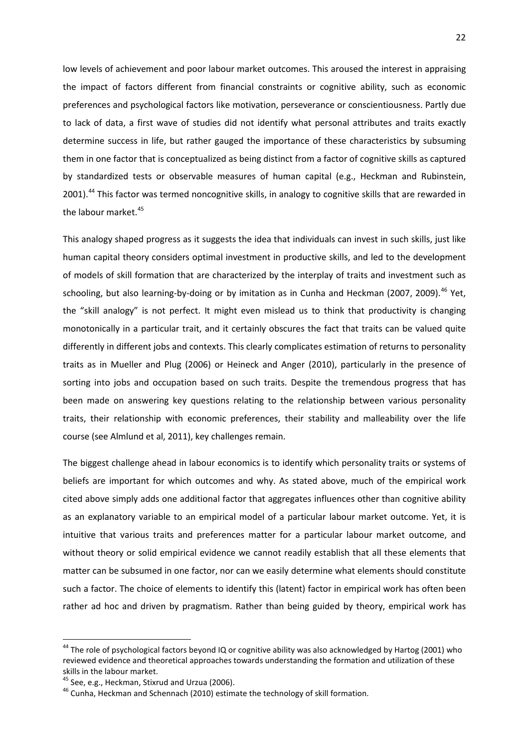low levels of achievement and poor labour market outcomes. This aroused the interest in appraising the impact of factors different from financial constraints or cognitive ability, such as economic preferences and psychological factors like motivation, perseverance or conscientiousness. Partly due to lack of data, a first wave of studies did not identify what personal attributes and traits exactly determine success in life, but rather gauged the importance of these characteristics by subsuming them in one factor that is conceptualized as being distinct from a factor of cognitive skills as captured by standardized tests or observable measures of human capital (e.g., Heckman and Rubinstein, 2001).[44] This factor was termed noncognitive skills, in analogy to cognitive skills that are rewarded in the labour market.[45]

This analogy shaped progress as it suggests the idea that individuals can invest in such skills, just like human capital theory considers optimal investment in productive skills, and led to the development of models of skill formation that are characterized by the interplay of traits and investment such as schooling, but also learning-by-doing or by imitation as in Cunha and Heckman (2007, 2009).[46] Yet, the "skill analogy" is not perfect. It might even mislead us to think that productivity is changing monotonically in a particular trait, and it certainly obscures the fact that traits can be valued quite differently in different jobs and contexts. This clearly complicates estimation of returns to personality traits as in Mueller and Plug (2006) or Heineck and Anger (2010), particularly in the presence of sorting into jobs and occupation based on such traits. Despite the tremendous progress that has been made on answering key questions relating to the relationship between various personality traits, their relationship with economic preferences, their stability and malleability over the life course (see Almlund et al, 2011), key challenges remain.

The biggest challenge ahead in labour economics is to identify which personality traits or systems of beliefs are important for which outcomes and why. As stated above, much of the empirical work cited above simply adds one additional factor that aggregates influences other than cognitive ability as an explanatory variable to an empirical model of a particular labour market outcome. Yet, it is intuitive that various traits and preferences matter for a particular labour market outcome, and without theory or solid empirical evidence we cannot readily establish that all these elements that matter can be subsumed in one factor, nor can we easily determine what elements should constitute such a factor. The choice of elements to identify this (latent) factor in empirical work has often been rather ad hoc and driven by pragmatism. Rather than being guided by theory, empirical work has

---

[44] The role of psychological factors beyond IQ or cognitive ability was also acknowledged by Hartog (2001) who reviewed evidence and theoretical approaches towards understanding the formation and utilization of these skills in the labour market.

[45] See, e.g., Heckman, Stixrud and Urzua (2006).

[46] Cunha, Heckman and Schennach (2010) estimate the technology of skill formation.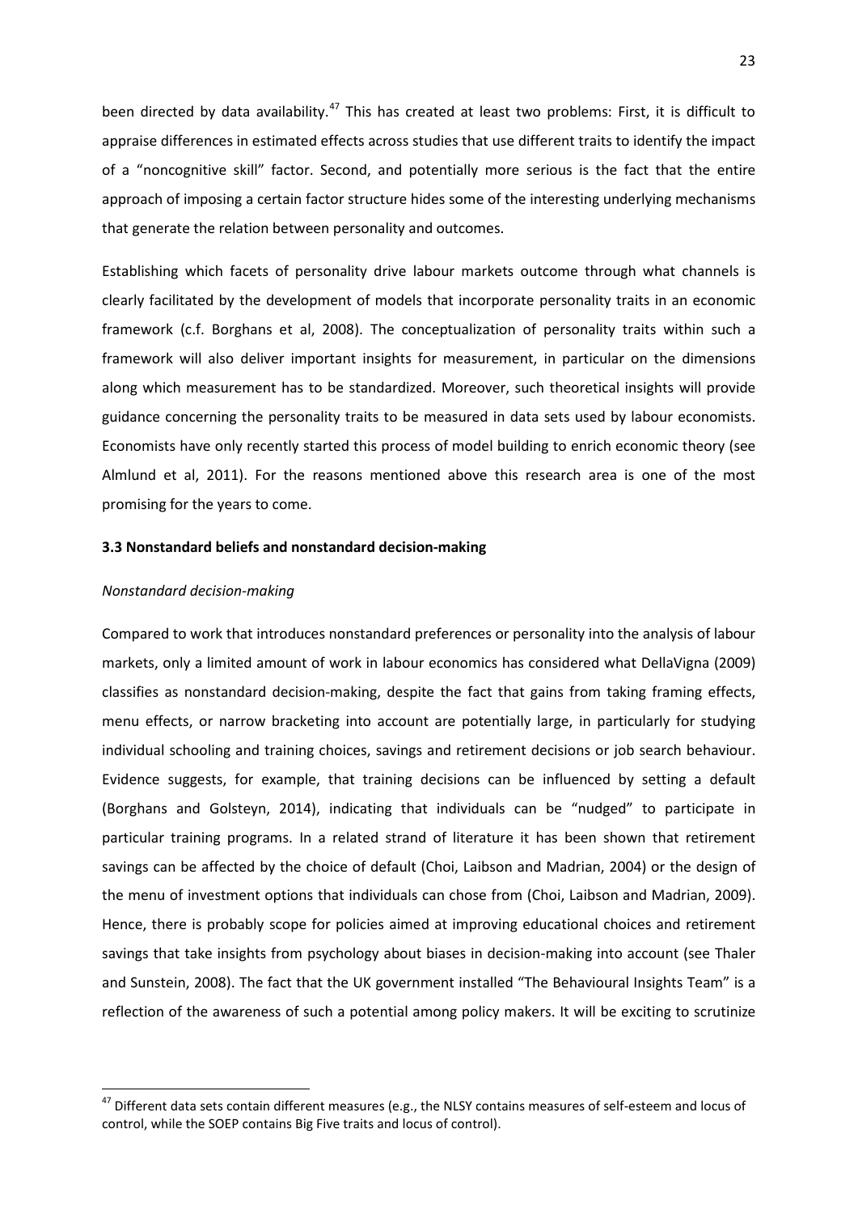been directed by data availability.[47] This has created at least two problems: First, it is difficult to appraise differences in estimated effects across studies that use different traits to identify the impact of a "noncognitive skill" factor. Second, and potentially more serious is the fact that the entire approach of imposing a certain factor structure hides some of the interesting underlying mechanisms that generate the relation between personality and outcomes.

Establishing which facets of personality drive labour markets outcome through what channels is clearly facilitated by the development of models that incorporate personality traits in an economic framework (c.f. Borghans et al, 2008). The conceptualization of personality traits within such a framework will also deliver important insights for measurement, in particular on the dimensions along which measurement has to be standardized. Moreover, such theoretical insights will provide guidance concerning the personality traits to be measured in data sets used by labour economists. Economists have only recently started this process of model building to enrich economic theory (see Almlund et al, 2011). For the reasons mentioned above this research area is one of the most promising for the years to come.

### 3.3 Nonstandard beliefs and nonstandard decision-making

*Nonstandard decision-making*

Compared to work that introduces nonstandard preferences or personality into the analysis of labour markets, only a limited amount of work in labour economics has considered what DellaVigna (2009) classifies as nonstandard decision-making, despite the fact that gains from taking framing effects, menu effects, or narrow bracketing into account are potentially large, in particularly for studying individual schooling and training choices, savings and retirement decisions or job search behaviour. Evidence suggests, for example, that training decisions can be influenced by setting a default (Borghans and Golsteyn, 2014), indicating that individuals can be "nudged" to participate in particular training programs. In a related strand of literature it has been shown that retirement savings can be affected by the choice of default (Choi, Laibson and Madrian, 2004) or the design of the menu of investment options that individuals can chose from (Choi, Laibson and Madrian, 2009). Hence, there is probably scope for policies aimed at improving educational choices and retirement savings that take insights from psychology about biases in decision-making into account (see Thaler and Sunstein, 2008). The fact that the UK government installed "The Behavioural Insights Team" is a reflection of the awareness of such a potential among policy makers. It will be exciting to scrutinize

[47] Different data sets contain different measures (e.g., the NLSY contains measures of self-esteem and locus of control, while the SOEP contains Big Five traits and locus of control).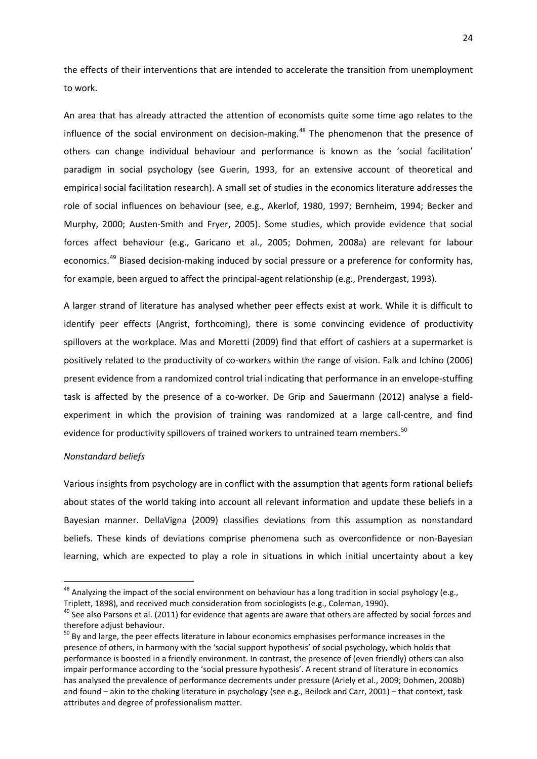the effects of their interventions that are intended to accelerate the transition from unemployment to work.

An area that has already attracted the attention of economists quite some time ago relates to the influence of the social environment on decision-making.[48] The phenomenon that the presence of others can change individual behaviour and performance is known as the 'social facilitation' paradigm in social psychology (see Guerin, 1993, for an extensive account of theoretical and empirical social facilitation research). A small set of studies in the economics literature addresses the role of social influences on behaviour (see, e.g., Akerlof, 1980, 1997; Bernheim, 1994; Becker and Murphy, 2000; Austen-Smith and Fryer, 2005). Some studies, which provide evidence that social forces affect behaviour (e.g., Garicano et al., 2005; Dohmen, 2008a) are relevant for labour economics.[49] Biased decision-making induced by social pressure or a preference for conformity has, for example, been argued to affect the principal-agent relationship (e.g., Prendergast, 1993).

A larger strand of literature has analysed whether peer effects exist at work. While it is difficult to identify peer effects (Angrist, forthcoming), there is some convincing evidence of productivity spillovers at the workplace. Mas and Moretti (2009) find that effort of cashiers at a supermarket is positively related to the productivity of co-workers within the range of vision. Falk and Ichino (2006) present evidence from a randomized control trial indicating that performance in an envelope-stuffing task is affected by the presence of a co-worker. De Grip and Sauermann (2012) analyse a field-experiment in which the provision of training was randomized at a large call-centre, and find evidence for productivity spillovers of trained workers to untrained team members.[50]

*Nonstandard beliefs*

Various insights from psychology are in conflict with the assumption that agents form rational beliefs about states of the world taking into account all relevant information and update these beliefs in a Bayesian manner. DellaVigna (2009) classifies deviations from this assumption as nonstandard beliefs. These kinds of deviations comprise phenomena such as overconfidence or non-Bayesian learning, which are expected to play a role in situations in which initial uncertainty about a key

---

[48] Analyzing the impact of the social environment on behaviour has a long tradition in social psyhology (e.g., Triplett, 1898), and received much consideration from sociologists (e.g., Coleman, 1990).

[49] See also Parsons et al. (2011) for evidence that agents are aware that others are affected by social forces and therefore adjust behaviour.

[50] By and large, the peer effects literature in labour economics emphasises performance increases in the presence of others, in harmony with the 'social support hypothesis' of social psychology, which holds that performance is boosted in a friendly environment. In contrast, the presence of (even friendly) others can also impair performance according to the 'social pressure hypothesis'. A recent strand of literature in economics has analysed the prevalence of performance decrements under pressure (Ariely et al., 2009; Dohmen, 2008b) and found – akin to the choking literature in psychology (see e.g., Beilock and Carr, 2001) – that context, task attributes and degree of professionalism matter.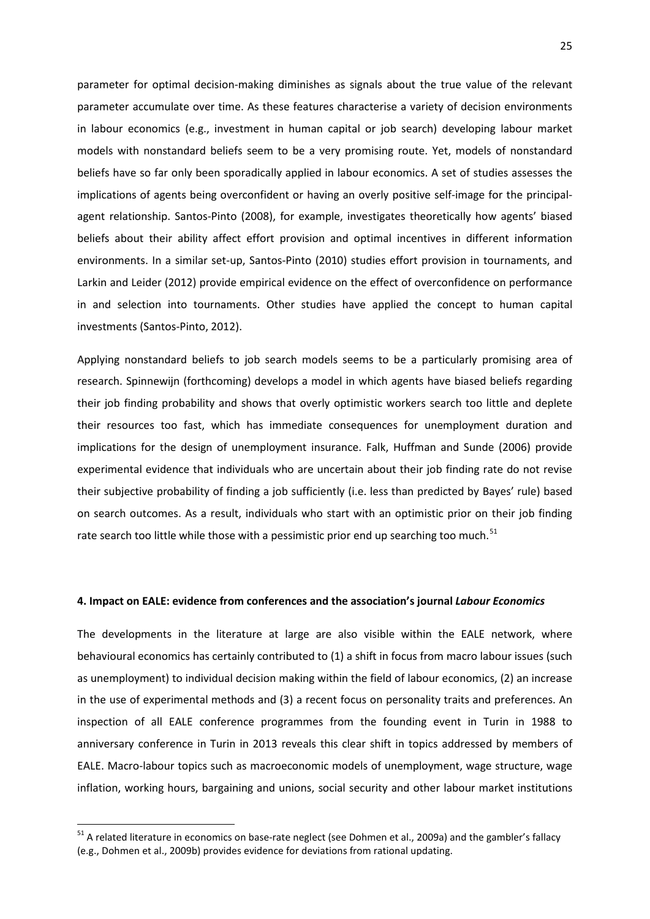parameter for optimal decision-making diminishes as signals about the true value of the relevant parameter accumulate over time. As these features characterise a variety of decision environments in labour economics (e.g., investment in human capital or job search) developing labour market models with nonstandard beliefs seem to be a very promising route. Yet, models of nonstandard beliefs have so far only been sporadically applied in labour economics. A set of studies assesses the implications of agents being overconfident or having an overly positive self-image for the principal-agent relationship. Santos-Pinto (2008), for example, investigates theoretically how agents' biased beliefs about their ability affect effort provision and optimal incentives in different information environments. In a similar set-up, Santos-Pinto (2010) studies effort provision in tournaments, and Larkin and Leider (2012) provide empirical evidence on the effect of overconfidence on performance in and selection into tournaments. Other studies have applied the concept to human capital investments (Santos-Pinto, 2012).

Applying nonstandard beliefs to job search models seems to be a particularly promising area of research. Spinnewijn (forthcoming) develops a model in which agents have biased beliefs regarding their job finding probability and shows that overly optimistic workers search too little and deplete their resources too fast, which has immediate consequences for unemployment duration and implications for the design of unemployment insurance. Falk, Huffman and Sunde (2006) provide experimental evidence that individuals who are uncertain about their job finding rate do not revise their subjective probability of finding a job sufficiently (i.e. less than predicted by Bayes' rule) based on search outcomes. As a result, individuals who start with an optimistic prior on their job finding rate search too little while those with a pessimistic prior end up searching too much.[51]

#### 4. Impact on EALE: evidence from conferences and the association's journal *Labour Economics*

The developments in the literature at large are also visible within the EALE network, where behavioural economics has certainly contributed to (1) a shift in focus from macro labour issues (such as unemployment) to individual decision making within the field of labour economics, (2) an increase in the use of experimental methods and (3) a recent focus on personality traits and preferences. An inspection of all EALE conference programmes from the founding event in Turin in 1988 to anniversary conference in Turin in 2013 reveals this clear shift in topics addressed by members of EALE. Macro-labour topics such as macroeconomic models of unemployment, wage structure, wage inflation, working hours, bargaining and unions, social security and other labour market institutions

[51] A related literature in economics on base-rate neglect (see Dohmen et al., 2009a) and the gambler's fallacy (e.g., Dohmen et al., 2009b) provides evidence for deviations from rational updating.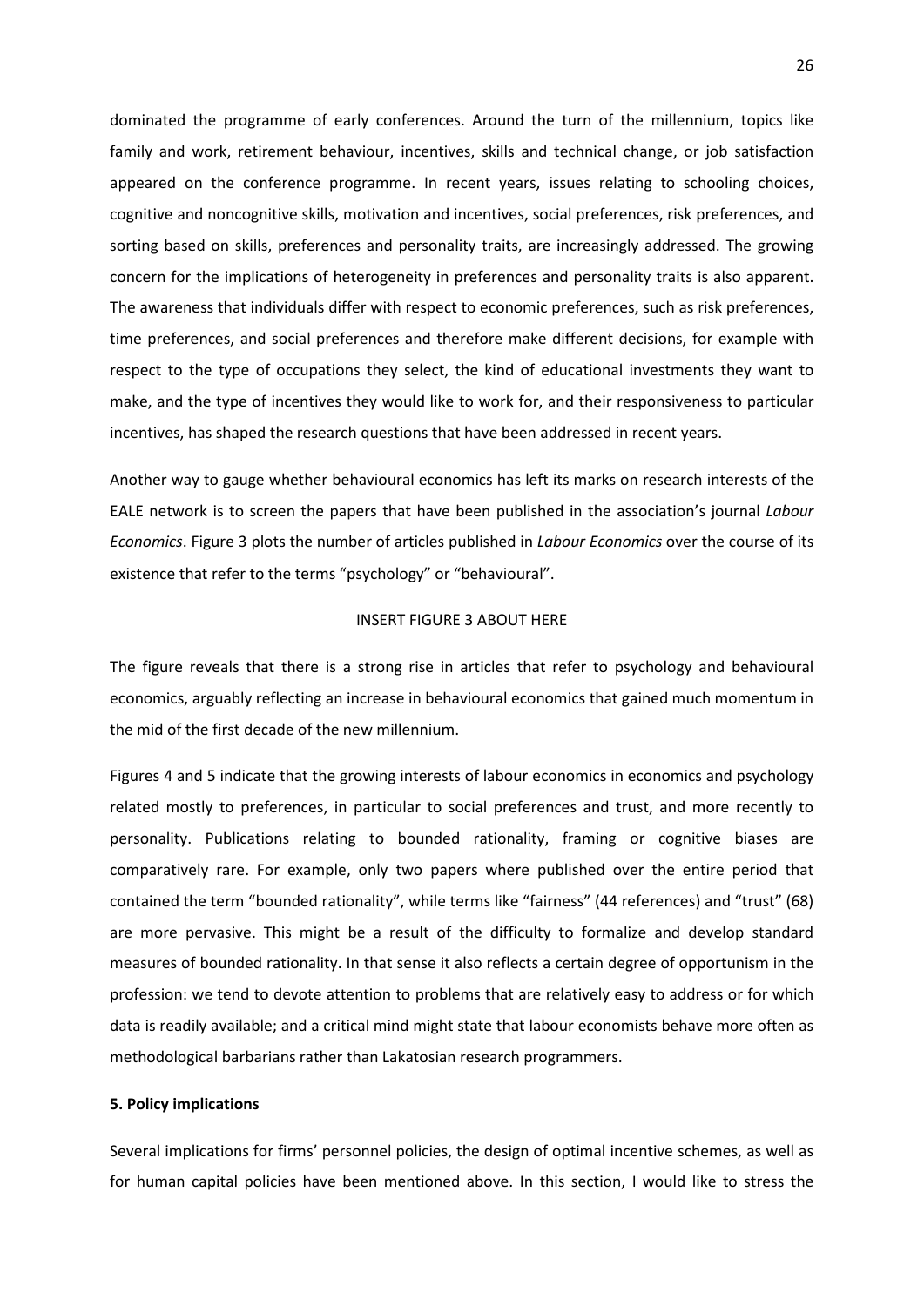dominated the programme of early conferences. Around the turn of the millennium, topics like family and work, retirement behaviour, incentives, skills and technical change, or job satisfaction appeared on the conference programme. In recent years, issues relating to schooling choices, cognitive and noncognitive skills, motivation and incentives, social preferences, risk preferences, and sorting based on skills, preferences and personality traits, are increasingly addressed. The growing concern for the implications of heterogeneity in preferences and personality traits is also apparent. The awareness that individuals differ with respect to economic preferences, such as risk preferences, time preferences, and social preferences and therefore make different decisions, for example with respect to the type of occupations they select, the kind of educational investments they want to make, and the type of incentives they would like to work for, and their responsiveness to particular incentives, has shaped the research questions that have been addressed in recent years.

Another way to gauge whether behavioural economics has left its marks on research interests of the EALE network is to screen the papers that have been published in the association's journal *Labour Economics*. Figure 3 plots the number of articles published in *Labour Economics* over the course of its existence that refer to the terms "psychology" or "behavioural".

INSERT FIGURE 3 ABOUT HERE

The figure reveals that there is a strong rise in articles that refer to psychology and behavioural economics, arguably reflecting an increase in behavioural economics that gained much momentum in the mid of the first decade of the new millennium.

Figures 4 and 5 indicate that the growing interests of labour economics in economics and psychology related mostly to preferences, in particular to social preferences and trust, and more recently to personality. Publications relating to bounded rationality, framing or cognitive biases are comparatively rare. For example, only two papers where published over the entire period that contained the term "bounded rationality", while terms like "fairness" (44 references) and "trust" (68) are more pervasive. This might be a result of the difficulty to formalize and develop standard measures of bounded rationality. In that sense it also reflects a certain degree of opportunism in the profession: we tend to devote attention to problems that are relatively easy to address or for which data is readily available; and a critical mind might state that labour economists behave more often as methodological barbarians rather than Lakatosian research programmers.

**5. Policy implications**

Several implications for firms' personnel policies, the design of optimal incentive schemes, as well as for human capital policies have been mentioned above. In this section, I would like to stress the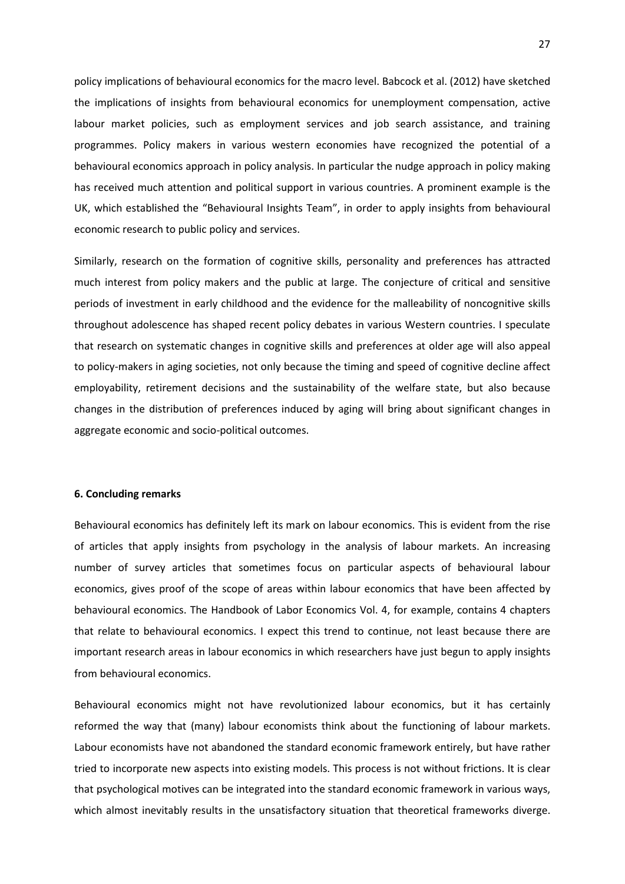policy implications of behavioural economics for the macro level. Babcock et al. (2012) have sketched the implications of insights from behavioural economics for unemployment compensation, active labour market policies, such as employment services and job search assistance, and training programmes. Policy makers in various western economies have recognized the potential of a behavioural economics approach in policy analysis. In particular the nudge approach in policy making has received much attention and political support in various countries. A prominent example is the UK, which established the "Behavioural Insights Team", in order to apply insights from behavioural economic research to public policy and services.

Similarly, research on the formation of cognitive skills, personality and preferences has attracted much interest from policy makers and the public at large. The conjecture of critical and sensitive periods of investment in early childhood and the evidence for the malleability of noncognitive skills throughout adolescence has shaped recent policy debates in various Western countries. I speculate that research on systematic changes in cognitive skills and preferences at older age will also appeal to policy-makers in aging societies, not only because the timing and speed of cognitive decline affect employability, retirement decisions and the sustainability of the welfare state, but also because changes in the distribution of preferences induced by aging will bring about significant changes in aggregate economic and socio-political outcomes.

## 6. Concluding remarks

Behavioural economics has definitely left its mark on labour economics. This is evident from the rise of articles that apply insights from psychology in the analysis of labour markets. An increasing number of survey articles that sometimes focus on particular aspects of behavioural labour economics, gives proof of the scope of areas within labour economics that have been affected by behavioural economics. The Handbook of Labor Economics Vol. 4, for example, contains 4 chapters that relate to behavioural economics. I expect this trend to continue, not least because there are important research areas in labour economics in which researchers have just begun to apply insights from behavioural economics.

Behavioural economics might not have revolutionized labour economics, but it has certainly reformed the way that (many) labour economists think about the functioning of labour markets. Labour economists have not abandoned the standard economic framework entirely, but have rather tried to incorporate new aspects into existing models. This process is not without frictions. It is clear that psychological motives can be integrated into the standard economic framework in various ways, which almost inevitably results in the unsatisfactory situation that theoretical frameworks diverge.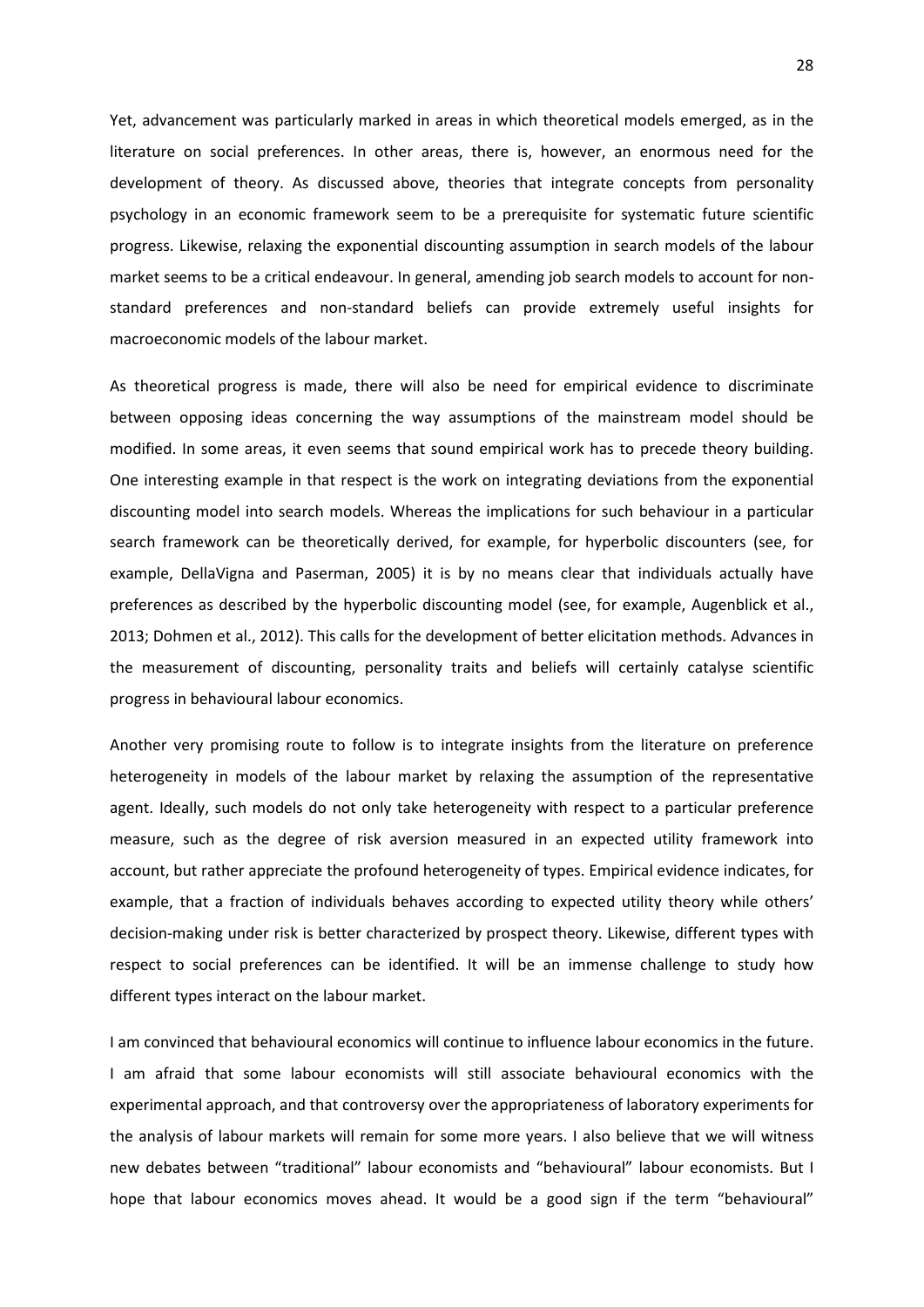Yet, advancement was particularly marked in areas in which theoretical models emerged, as in the literature on social preferences. In other areas, there is, however, an enormous need for the development of theory. As discussed above, theories that integrate concepts from personality psychology in an economic framework seem to be a prerequisite for systematic future scientific progress. Likewise, relaxing the exponential discounting assumption in search models of the labour market seems to be a critical endeavour. In general, amending job search models to account for non-standard preferences and non-standard beliefs can provide extremely useful insights for macroeconomic models of the labour market.

As theoretical progress is made, there will also be need for empirical evidence to discriminate between opposing ideas concerning the way assumptions of the mainstream model should be modified. In some areas, it even seems that sound empirical work has to precede theory building. One interesting example in that respect is the work on integrating deviations from the exponential discounting model into search models. Whereas the implications for such behaviour in a particular search framework can be theoretically derived, for example, for hyperbolic discounters (see, for example, DellaVigna and Paserman, 2005) it is by no means clear that individuals actually have preferences as described by the hyperbolic discounting model (see, for example, Augenblick et al., 2013; Dohmen et al., 2012). This calls for the development of better elicitation methods. Advances in the measurement of discounting, personality traits and beliefs will certainly catalyse scientific progress in behavioural labour economics.

Another very promising route to follow is to integrate insights from the literature on preference heterogeneity in models of the labour market by relaxing the assumption of the representative agent. Ideally, such models do not only take heterogeneity with respect to a particular preference measure, such as the degree of risk aversion measured in an expected utility framework into account, but rather appreciate the profound heterogeneity of types. Empirical evidence indicates, for example, that a fraction of individuals behaves according to expected utility theory while others' decision-making under risk is better characterized by prospect theory. Likewise, different types with respect to social preferences can be identified. It will be an immense challenge to study how different types interact on the labour market.

I am convinced that behavioural economics will continue to influence labour economics in the future. I am afraid that some labour economists will still associate behavioural economics with the experimental approach, and that controversy over the appropriateness of laboratory experiments for the analysis of labour markets will remain for some more years. I also believe that we will witness new debates between "traditional" labour economists and "behavioural" labour economists. But I hope that labour economics moves ahead. It would be a good sign if the term "behavioural"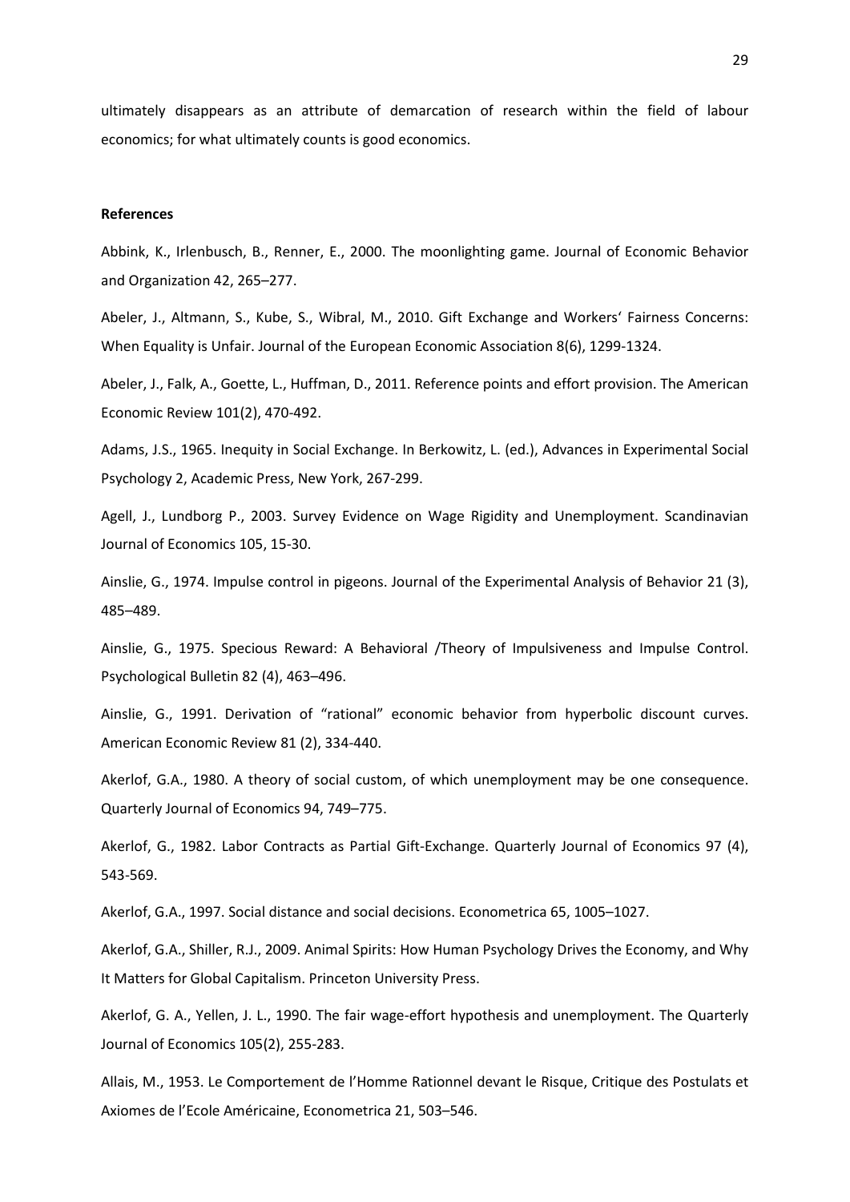ultimately disappears as an attribute of demarcation of research within the field of labour economics; for what ultimately counts is good economics.

**References**

Abbink, K., Irlenbusch, B., Renner, E., 2000. The moonlighting game. Journal of Economic Behavior and Organization 42, 265–277.

Abeler, J., Altmann, S., Kube, S., Wibral, M., 2010. Gift Exchange and Workers' Fairness Concerns: When Equality is Unfair. Journal of the European Economic Association 8(6), 1299-1324.

Abeler, J., Falk, A., Goette, L., Huffman, D., 2011. Reference points and effort provision. The American Economic Review 101(2), 470-492.

Adams, J.S., 1965. Inequity in Social Exchange. In Berkowitz, L. (ed.), Advances in Experimental Social Psychology 2, Academic Press, New York, 267-299.

Agell, J., Lundborg P., 2003. Survey Evidence on Wage Rigidity and Unemployment. Scandinavian Journal of Economics 105, 15-30.

Ainslie, G., 1974. Impulse control in pigeons. Journal of the Experimental Analysis of Behavior 21 (3), 485–489.

Ainslie, G., 1975. Specious Reward: A Behavioral /Theory of Impulsiveness and Impulse Control. Psychological Bulletin 82 (4), 463–496.

Ainslie, G., 1991. Derivation of "rational" economic behavior from hyperbolic discount curves. American Economic Review 81 (2), 334-440.

Akerlof, G.A., 1980. A theory of social custom, of which unemployment may be one consequence. Quarterly Journal of Economics 94, 749–775.

Akerlof, G., 1982. Labor Contracts as Partial Gift-Exchange. Quarterly Journal of Economics 97 (4), 543-569.

Akerlof, G.A., 1997. Social distance and social decisions. Econometrica 65, 1005–1027.

Akerlof, G.A., Shiller, R.J., 2009. Animal Spirits: How Human Psychology Drives the Economy, and Why It Matters for Global Capitalism. Princeton University Press.

Akerlof, G. A., Yellen, J. L., 1990. The fair wage-effort hypothesis and unemployment. The Quarterly Journal of Economics 105(2), 255-283.

Allais, M., 1953. Le Comportement de l'Homme Rationnel devant le Risque, Critique des Postulats et Axiomes de l'Ecole Américaine, Econometrica 21, 503–546.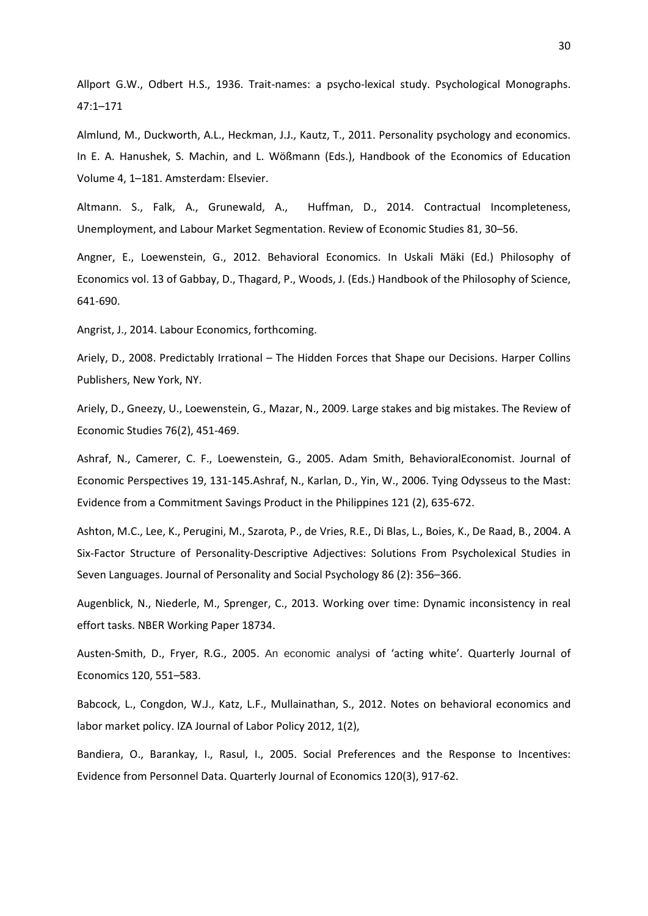Allport G.W., Odbert H.S., 1936. Trait-names: a psycho-lexical study. Psychological Monographs. 47:1–171

Almlund, M., Duckworth, A.L., Heckman, J.J., Kautz, T., 2011. Personality psychology and economics. In E. A. Hanushek, S. Machin, and L. Wößmann (Eds.), Handbook of the Economics of Education Volume 4, 1–181. Amsterdam: Elsevier.

Altmann. S., Falk, A., Grunewald, A., Huffman, D., 2014. Contractual Incompleteness, Unemployment, and Labour Market Segmentation. Review of Economic Studies 81, 30–56.

Angner, E., Loewenstein, G., 2012. Behavioral Economics. In Uskali Mäki (Ed.) Philosophy of Economics vol. 13 of Gabbay, D., Thagard, P., Woods, J. (Eds.) Handbook of the Philosophy of Science, 641-690.

Angrist, J., 2014. Labour Economics, forthcoming.

Ariely, D., 2008. Predictably Irrational – The Hidden Forces that Shape our Decisions. Harper Collins Publishers, New York, NY.

Ariely, D., Gneezy, U., Loewenstein, G., Mazar, N., 2009. Large stakes and big mistakes. The Review of Economic Studies 76(2), 451-469.

Ashraf, N., Camerer, C. F., Loewenstein, G., 2005. Adam Smith, BehavioralEconomist. Journal of Economic Perspectives 19, 131-145.Ashraf, N., Karlan, D., Yin, W., 2006. Tying Odysseus to the Mast: Evidence from a Commitment Savings Product in the Philippines 121 (2), 635-672.

Ashton, M.C., Lee, K., Perugini, M., Szarota, P., de Vries, R.E., Di Blas, L., Boies, K., De Raad, B., 2004. A Six-Factor Structure of Personality-Descriptive Adjectives: Solutions From Psycholexical Studies in Seven Languages. Journal of Personality and Social Psychology 86 (2): 356–366.

Augenblick, N., Niederle, M., Sprenger, C., 2013. Working over time: Dynamic inconsistency in real effort tasks. NBER Working Paper 18734.

Austen-Smith, D., Fryer, R.G., 2005. An economic analysi of 'acting white'. Quarterly Journal of Economics 120, 551–583.

Babcock, L., Congdon, W.J., Katz, L.F., Mullainathan, S., 2012. Notes on behavioral economics and labor market policy. IZA Journal of Labor Policy 2012, 1(2),

Bandiera, O., Barankay, I., Rasul, I., 2005. Social Preferences and the Response to Incentives: Evidence from Personnel Data. Quarterly Journal of Economics 120(3), 917-62.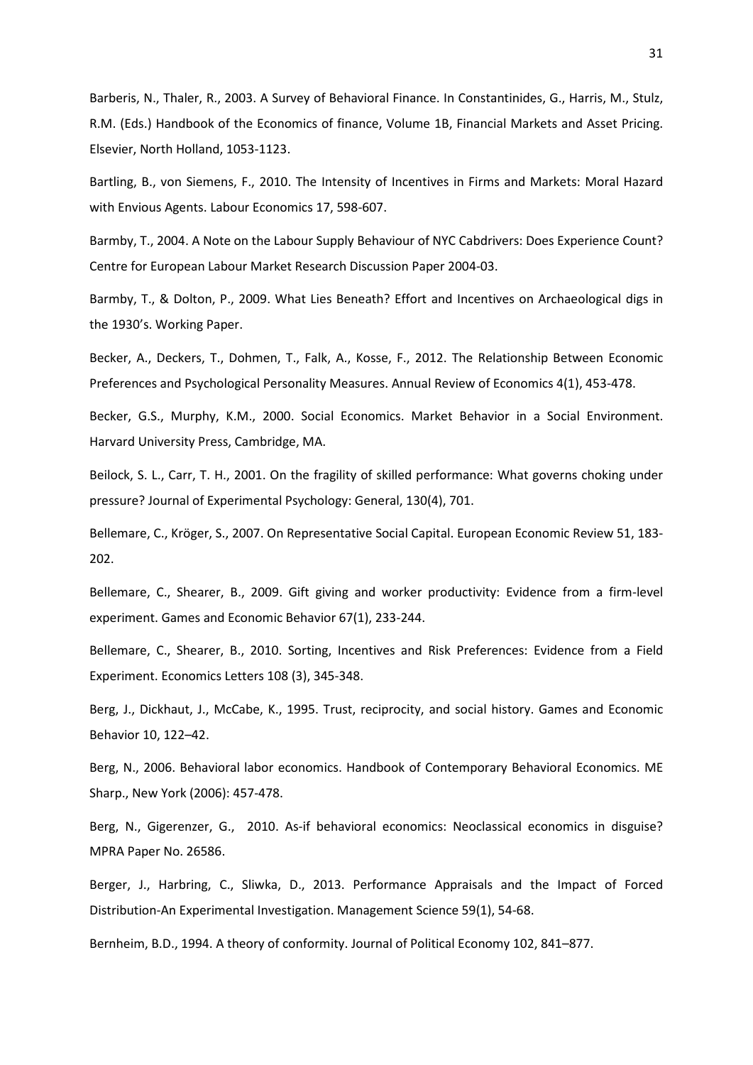Barberis, N., Thaler, R., 2003. A Survey of Behavioral Finance. In Constantinides, G., Harris, M., Stulz, R.M. (Eds.) Handbook of the Economics of finance, Volume 1B, Financial Markets and Asset Pricing. Elsevier, North Holland, 1053-1123.

Bartling, B., von Siemens, F., 2010. The Intensity of Incentives in Firms and Markets: Moral Hazard with Envious Agents. Labour Economics 17, 598-607.

Barmby, T., 2004. A Note on the Labour Supply Behaviour of NYC Cabdrivers: Does Experience Count? Centre for European Labour Market Research Discussion Paper 2004-03.

Barmby, T., & Dolton, P., 2009. What Lies Beneath? Effort and Incentives on Archaeological digs in the 1930's. Working Paper.

Becker, A., Deckers, T., Dohmen, T., Falk, A., Kosse, F., 2012. The Relationship Between Economic Preferences and Psychological Personality Measures. Annual Review of Economics 4(1), 453-478.

Becker, G.S., Murphy, K.M., 2000. Social Economics. Market Behavior in a Social Environment. Harvard University Press, Cambridge, MA.

Beilock, S. L., Carr, T. H., 2001. On the fragility of skilled performance: What governs choking under pressure? Journal of Experimental Psychology: General, 130(4), 701.

Bellemare, C., Kröger, S., 2007. On Representative Social Capital. European Economic Review 51, 183-202.

Bellemare, C., Shearer, B., 2009. Gift giving and worker productivity: Evidence from a firm-level experiment. Games and Economic Behavior 67(1), 233-244.

Bellemare, C., Shearer, B., 2010. Sorting, Incentives and Risk Preferences: Evidence from a Field Experiment. Economics Letters 108 (3), 345-348.

Berg, J., Dickhaut, J., McCabe, K., 1995. Trust, reciprocity, and social history. Games and Economic Behavior 10, 122–42.

Berg, N., 2006. Behavioral labor economics. Handbook of Contemporary Behavioral Economics. ME Sharp., New York (2006): 457-478.

Berg, N., Gigerenzer, G., 2010. As-if behavioral economics: Neoclassical economics in disguise? MPRA Paper No. 26586.

Berger, J., Harbring, C., Sliwka, D., 2013. Performance Appraisals and the Impact of Forced Distribution-An Experimental Investigation. Management Science 59(1), 54-68.

Bernheim, B.D., 1994. A theory of conformity. Journal of Political Economy 102, 841–877.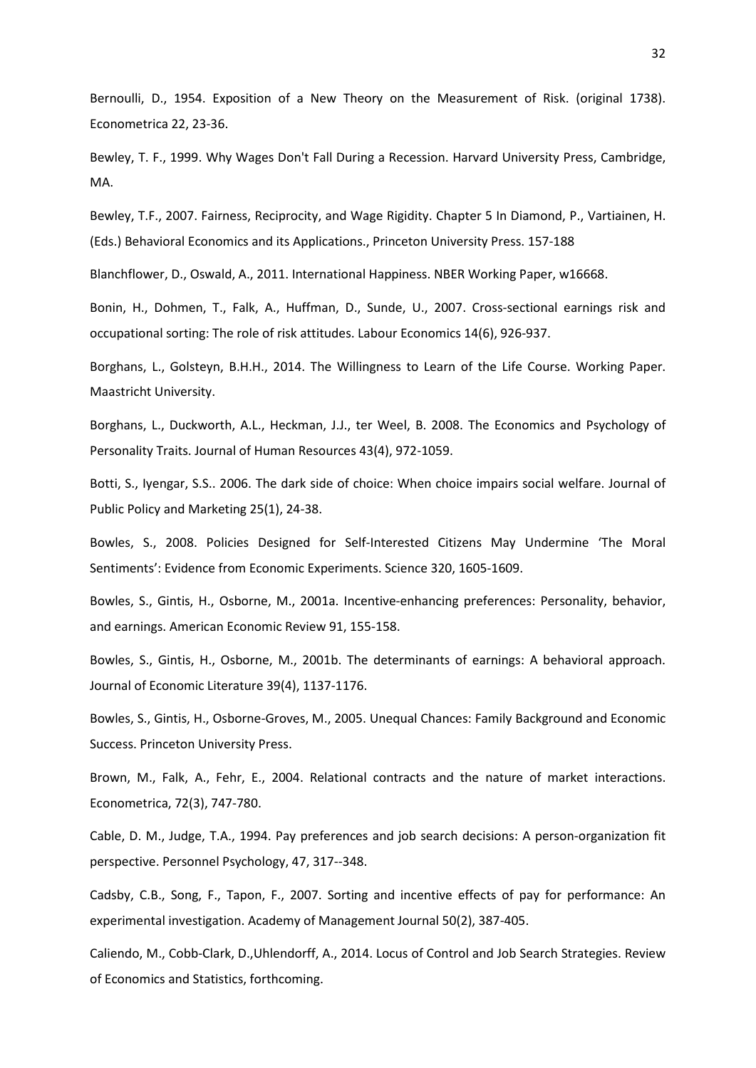Bernoulli, D., 1954. Exposition of a New Theory on the Measurement of Risk. (original 1738). Econometrica 22, 23-36.

Bewley, T. F., 1999. Why Wages Don't Fall During a Recession. Harvard University Press, Cambridge, MA.

Bewley, T.F., 2007. Fairness, Reciprocity, and Wage Rigidity. Chapter 5 In Diamond, P., Vartiainen, H. (Eds.) Behavioral Economics and its Applications., Princeton University Press. 157-188

Blanchflower, D., Oswald, A., 2011. International Happiness. NBER Working Paper, w16668.

Bonin, H., Dohmen, T., Falk, A., Huffman, D., Sunde, U., 2007. Cross-sectional earnings risk and occupational sorting: The role of risk attitudes. Labour Economics 14(6), 926-937.

Borghans, L., Golsteyn, B.H.H., 2014. The Willingness to Learn of the Life Course. Working Paper. Maastricht University.

Borghans, L., Duckworth, A.L., Heckman, J.J., ter Weel, B. 2008. The Economics and Psychology of Personality Traits. Journal of Human Resources 43(4), 972-1059.

Botti, S., Iyengar, S.S.. 2006. The dark side of choice: When choice impairs social welfare. Journal of Public Policy and Marketing 25(1), 24-38.

Bowles, S., 2008. Policies Designed for Self-Interested Citizens May Undermine 'The Moral Sentiments': Evidence from Economic Experiments. Science 320, 1605-1609.

Bowles, S., Gintis, H., Osborne, M., 2001a. Incentive-enhancing preferences: Personality, behavior, and earnings. American Economic Review 91, 155-158.

Bowles, S., Gintis, H., Osborne, M., 2001b. The determinants of earnings: A behavioral approach. Journal of Economic Literature 39(4), 1137-1176.

Bowles, S., Gintis, H., Osborne-Groves, M., 2005. Unequal Chances: Family Background and Economic Success. Princeton University Press.

Brown, M., Falk, A., Fehr, E., 2004. Relational contracts and the nature of market interactions. Econometrica, 72(3), 747-780.

Cable, D. M., Judge, T.A., 1994. Pay preferences and job search decisions: A person-organization fit perspective. Personnel Psychology, 47, 317--348.

Cadsby, C.B., Song, F., Tapon, F., 2007. Sorting and incentive effects of pay for performance: An experimental investigation. Academy of Management Journal 50(2), 387-405.

Caliendo, M., Cobb-Clark, D.,Uhlendorff, A., 2014. Locus of Control and Job Search Strategies. Review of Economics and Statistics, forthcoming.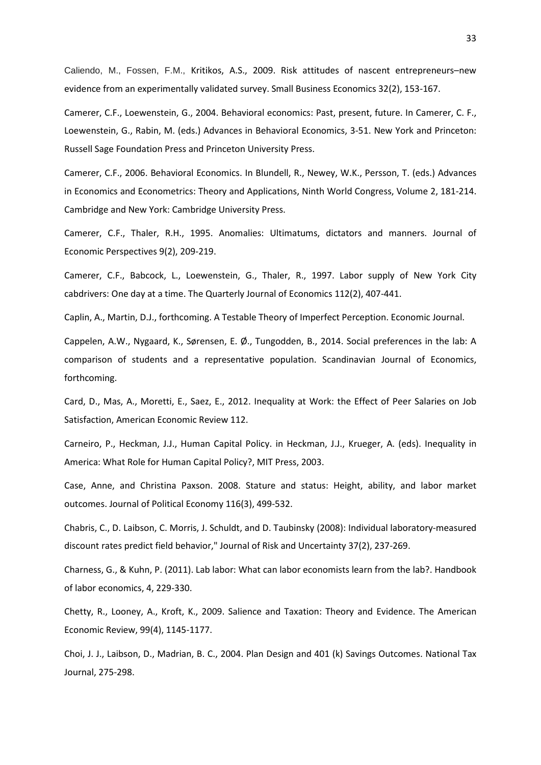Caliendo, M., Fossen, F.M., Kritikos, A.S., 2009. Risk attitudes of nascent entrepreneurs–new evidence from an experimentally validated survey. Small Business Economics 32(2), 153-167.

Camerer, C.F., Loewenstein, G., 2004. Behavioral economics: Past, present, future. In Camerer, C. F., Loewenstein, G., Rabin, M. (eds.) Advances in Behavioral Economics, 3-51. New York and Princeton: Russell Sage Foundation Press and Princeton University Press.

Camerer, C.F., 2006. Behavioral Economics. In Blundell, R., Newey, W.K., Persson, T. (eds.) Advances in Economics and Econometrics: Theory and Applications, Ninth World Congress, Volume 2, 181-214. Cambridge and New York: Cambridge University Press.

Camerer, C.F., Thaler, R.H., 1995. Anomalies: Ultimatums, dictators and manners. Journal of Economic Perspectives 9(2), 209-219.

Camerer, C.F., Babcock, L., Loewenstein, G., Thaler, R., 1997. Labor supply of New York City cabdrivers: One day at a time. The Quarterly Journal of Economics 112(2), 407-441.

Caplin, A., Martin, D.J., forthcoming. A Testable Theory of Imperfect Perception. Economic Journal.

Cappelen, A.W., Nygaard, K., Sørensen, E. Ø., Tungodden, B., 2014. Social preferences in the lab: A comparison of students and a representative population. Scandinavian Journal of Economics, forthcoming.

Card, D., Mas, A., Moretti, E., Saez, E., 2012. Inequality at Work: the Effect of Peer Salaries on Job Satisfaction, American Economic Review 112.

Carneiro, P., Heckman, J.J., Human Capital Policy. in Heckman, J.J., Krueger, A. (eds). Inequality in America: What Role for Human Capital Policy?, MIT Press, 2003.

Case, Anne, and Christina Paxson. 2008. Stature and status: Height, ability, and labor market outcomes. Journal of Political Economy 116(3), 499-532.

Chabris, C., D. Laibson, C. Morris, J. Schuldt, and D. Taubinsky (2008): Individual laboratory-measured discount rates predict field behavior," Journal of Risk and Uncertainty 37(2), 237-269.

Charness, G., & Kuhn, P. (2011). Lab labor: What can labor economists learn from the lab?. Handbook of labor economics, 4, 229-330.

Chetty, R., Looney, A., Kroft, K., 2009. Salience and Taxation: Theory and Evidence. The American Economic Review, 99(4), 1145-1177.

Choi, J. J., Laibson, D., Madrian, B. C., 2004. Plan Design and 401 (k) Savings Outcomes. National Tax Journal, 275-298.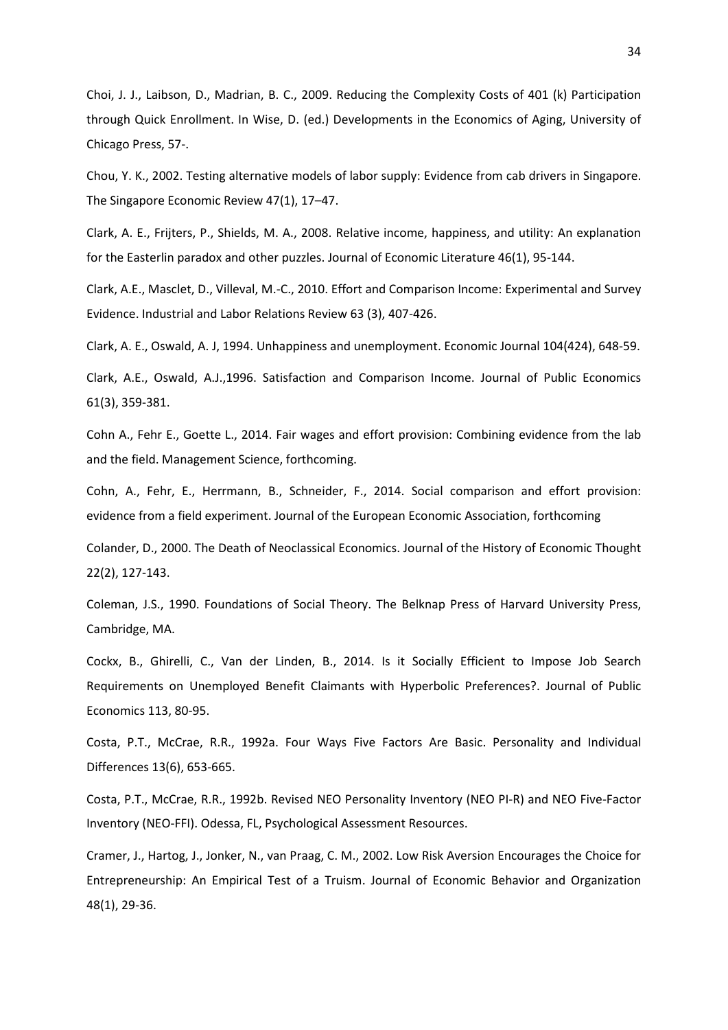Choi, J. J., Laibson, D., Madrian, B. C., 2009. Reducing the Complexity Costs of 401 (k) Participation through Quick Enrollment. In Wise, D. (ed.) Developments in the Economics of Aging, University of Chicago Press, 57-.

Chou, Y. K., 2002. Testing alternative models of labor supply: Evidence from cab drivers in Singapore. The Singapore Economic Review 47(1), 17–47.

Clark, A. E., Frijters, P., Shields, M. A., 2008. Relative income, happiness, and utility: An explanation for the Easterlin paradox and other puzzles. Journal of Economic Literature 46(1), 95-144.

Clark, A.E., Masclet, D., Villeval, M.-C., 2010. Effort and Comparison Income: Experimental and Survey Evidence. Industrial and Labor Relations Review 63 (3), 407-426.

Clark, A. E., Oswald, A. J, 1994. Unhappiness and unemployment. Economic Journal 104(424), 648-59.

Clark, A.E., Oswald, A.J.,1996. Satisfaction and Comparison Income. Journal of Public Economics 61(3), 359-381.

Cohn A., Fehr E., Goette L., 2014. Fair wages and effort provision: Combining evidence from the lab and the field. Management Science, forthcoming.

Cohn, A., Fehr, E., Herrmann, B., Schneider, F., 2014. Social comparison and effort provision: evidence from a field experiment. Journal of the European Economic Association, forthcoming

Colander, D., 2000. The Death of Neoclassical Economics. Journal of the History of Economic Thought 22(2), 127-143.

Coleman, J.S., 1990. Foundations of Social Theory. The Belknap Press of Harvard University Press, Cambridge, MA.

Cockx, B., Ghirelli, C., Van der Linden, B., 2014. Is it Socially Efficient to Impose Job Search Requirements on Unemployed Benefit Claimants with Hyperbolic Preferences?. Journal of Public Economics 113, 80-95.

Costa, P.T., McCrae, R.R., 1992a. Four Ways Five Factors Are Basic. Personality and Individual Differences 13(6), 653-665.

Costa, P.T., McCrae, R.R., 1992b. Revised NEO Personality Inventory (NEO PI-R) and NEO Five-Factor Inventory (NEO-FFI). Odessa, FL, Psychological Assessment Resources.

Cramer, J., Hartog, J., Jonker, N., van Praag, C. M., 2002. Low Risk Aversion Encourages the Choice for Entrepreneurship: An Empirical Test of a Truism. Journal of Economic Behavior and Organization 48(1), 29-36.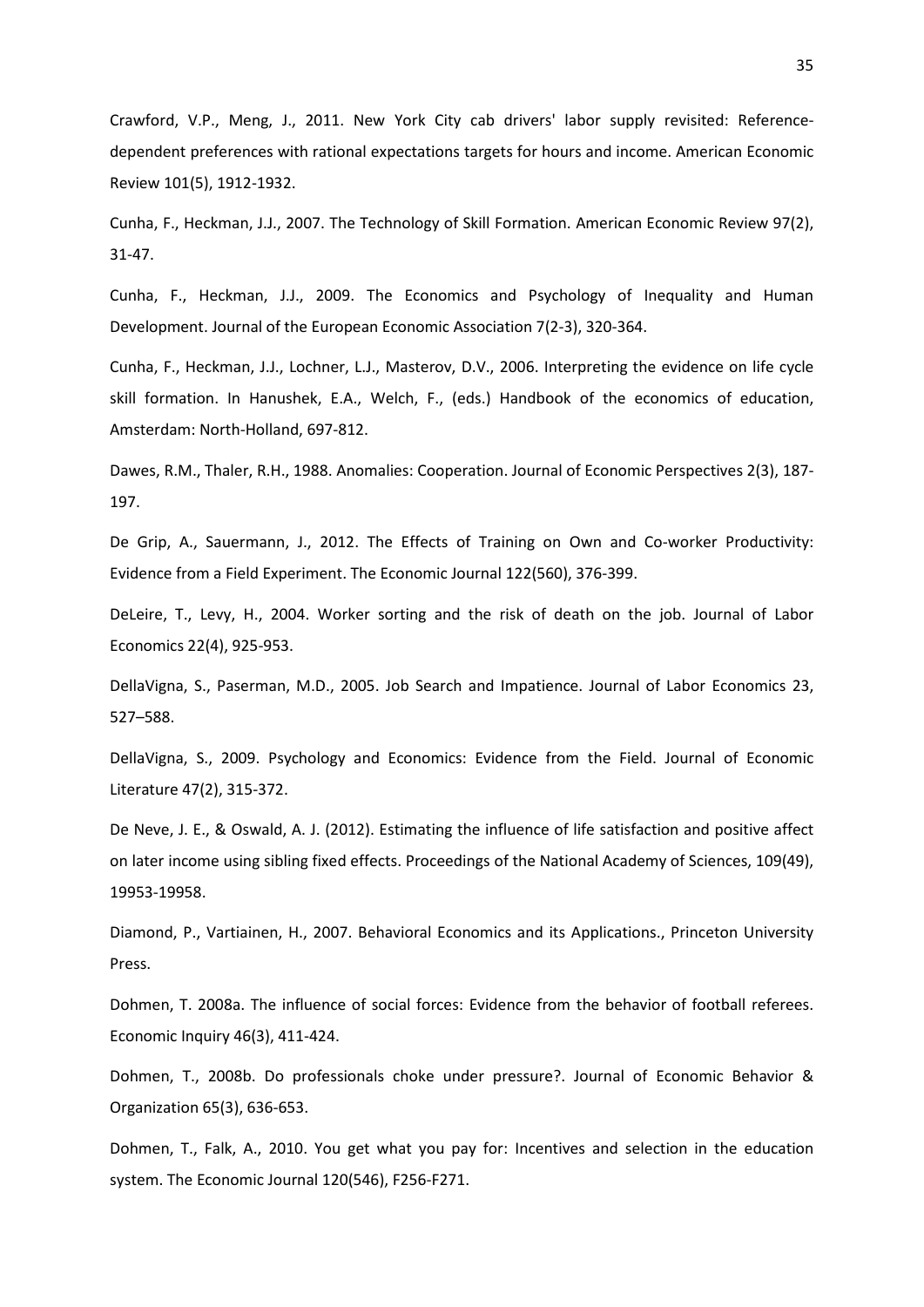Crawford, V.P., Meng, J., 2011. New York City cab drivers' labor supply revisited: Reference-dependent preferences with rational expectations targets for hours and income. American Economic Review 101(5), 1912-1932.

Cunha, F., Heckman, J.J., 2007. The Technology of Skill Formation. American Economic Review 97(2), 31-47.

Cunha, F., Heckman, J.J., 2009. The Economics and Psychology of Inequality and Human Development. Journal of the European Economic Association 7(2-3), 320-364.

Cunha, F., Heckman, J.J., Lochner, L.J., Masterov, D.V., 2006. Interpreting the evidence on life cycle skill formation. In Hanushek, E.A., Welch, F., (eds.) Handbook of the economics of education, Amsterdam: North-Holland, 697-812.

Dawes, R.M., Thaler, R.H., 1988. Anomalies: Cooperation. Journal of Economic Perspectives 2(3), 187-197.

De Grip, A., Sauermann, J., 2012. The Effects of Training on Own and Co-worker Productivity: Evidence from a Field Experiment. The Economic Journal 122(560), 376-399.

DeLeire, T., Levy, H., 2004. Worker sorting and the risk of death on the job. Journal of Labor Economics 22(4), 925-953.

DellaVigna, S., Paserman, M.D., 2005. Job Search and Impatience. Journal of Labor Economics 23, 527–588.

DellaVigna, S., 2009. Psychology and Economics: Evidence from the Field. Journal of Economic Literature 47(2), 315-372.

De Neve, J. E., & Oswald, A. J. (2012). Estimating the influence of life satisfaction and positive affect on later income using sibling fixed effects. Proceedings of the National Academy of Sciences, 109(49), 19953-19958.

Diamond, P., Vartiainen, H., 2007. Behavioral Economics and its Applications., Princeton University Press.

Dohmen, T. 2008a. The influence of social forces: Evidence from the behavior of football referees. Economic Inquiry 46(3), 411-424.

Dohmen, T., 2008b. Do professionals choke under pressure?. Journal of Economic Behavior & Organization 65(3), 636-653.

Dohmen, T., Falk, A., 2010. You get what you pay for: Incentives and selection in the education system. The Economic Journal 120(546), F256-F271.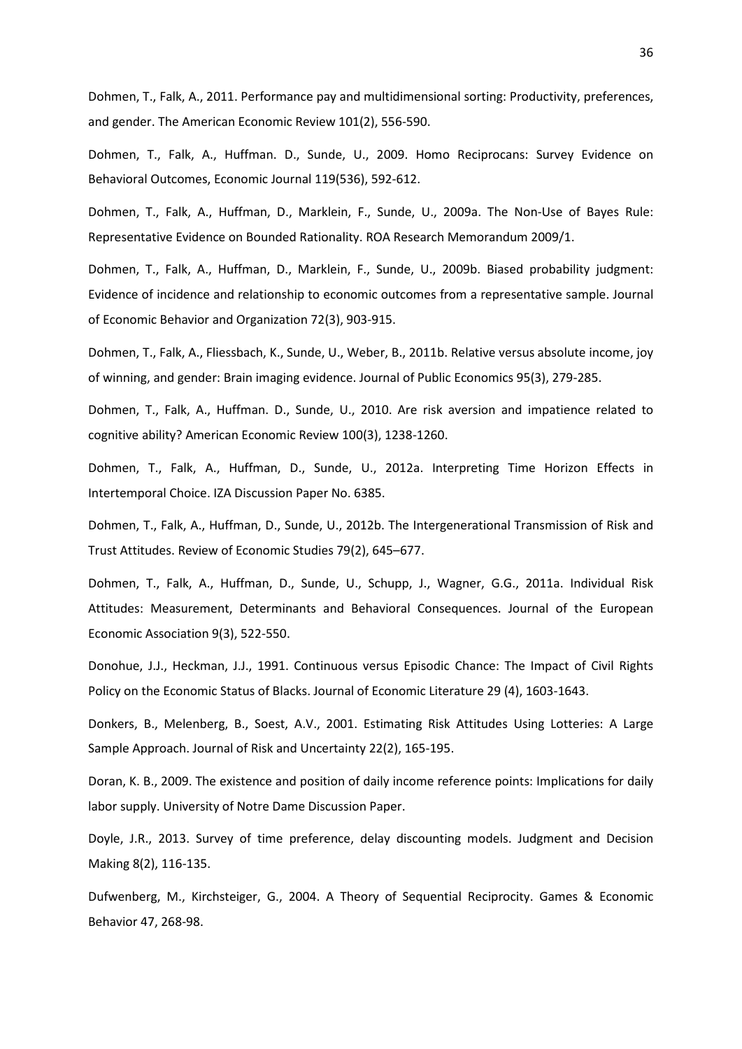Dohmen, T., Falk, A., 2011. Performance pay and multidimensional sorting: Productivity, preferences, and gender. The American Economic Review 101(2), 556-590.

Dohmen, T., Falk, A., Huffman. D., Sunde, U., 2009. Homo Reciprocans: Survey Evidence on Behavioral Outcomes, Economic Journal 119(536), 592-612.

Dohmen, T., Falk, A., Huffman, D., Marklein, F., Sunde, U., 2009a. The Non-Use of Bayes Rule: Representative Evidence on Bounded Rationality. ROA Research Memorandum 2009/1.

Dohmen, T., Falk, A., Huffman, D., Marklein, F., Sunde, U., 2009b. Biased probability judgment: Evidence of incidence and relationship to economic outcomes from a representative sample. Journal of Economic Behavior and Organization 72(3), 903-915.

Dohmen, T., Falk, A., Fliessbach, K., Sunde, U., Weber, B., 2011b. Relative versus absolute income, joy of winning, and gender: Brain imaging evidence. Journal of Public Economics 95(3), 279-285.

Dohmen, T., Falk, A., Huffman. D., Sunde, U., 2010. Are risk aversion and impatience related to cognitive ability? American Economic Review 100(3), 1238-1260.

Dohmen, T., Falk, A., Huffman, D., Sunde, U., 2012a. Interpreting Time Horizon Effects in Intertemporal Choice. IZA Discussion Paper No. 6385.

Dohmen, T., Falk, A., Huffman, D., Sunde, U., 2012b. The Intergenerational Transmission of Risk and Trust Attitudes. Review of Economic Studies 79(2), 645–677.

Dohmen, T., Falk, A., Huffman, D., Sunde, U., Schupp, J., Wagner, G.G., 2011a. Individual Risk Attitudes: Measurement, Determinants and Behavioral Consequences. Journal of the European Economic Association 9(3), 522-550.

Donohue, J.J., Heckman, J.J., 1991. Continuous versus Episodic Chance: The Impact of Civil Rights Policy on the Economic Status of Blacks. Journal of Economic Literature 29 (4), 1603-1643.

Donkers, B., Melenberg, B., Soest, A.V., 2001. Estimating Risk Attitudes Using Lotteries: A Large Sample Approach. Journal of Risk and Uncertainty 22(2), 165-195.

Doran, K. B., 2009. The existence and position of daily income reference points: Implications for daily labor supply. University of Notre Dame Discussion Paper.

Doyle, J.R., 2013. Survey of time preference, delay discounting models. Judgment and Decision Making 8(2), 116-135.

Dufwenberg, M., Kirchsteiger, G., 2004. A Theory of Sequential Reciprocity. Games & Economic Behavior 47, 268-98.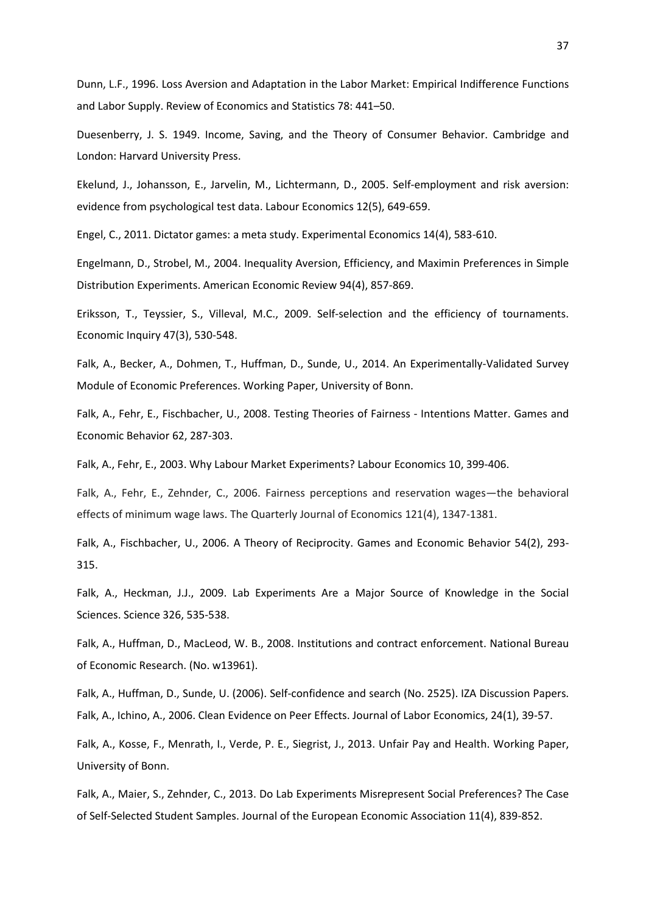Dunn, L.F., 1996. Loss Aversion and Adaptation in the Labor Market: Empirical Indifference Functions and Labor Supply. Review of Economics and Statistics 78: 441–50.

Duesenberry, J. S. 1949. Income, Saving, and the Theory of Consumer Behavior. Cambridge and London: Harvard University Press.

Ekelund, J., Johansson, E., Jarvelin, M., Lichtermann, D., 2005. Self-employment and risk aversion: evidence from psychological test data. Labour Economics 12(5), 649-659.

Engel, C., 2011. Dictator games: a meta study. Experimental Economics 14(4), 583-610.

Engelmann, D., Strobel, M., 2004. Inequality Aversion, Efficiency, and Maximin Preferences in Simple Distribution Experiments. American Economic Review 94(4), 857-869.

Eriksson, T., Teyssier, S., Villeval, M.C., 2009. Self-selection and the efficiency of tournaments. Economic Inquiry 47(3), 530-548.

Falk, A., Becker, A., Dohmen, T., Huffman, D., Sunde, U., 2014. An Experimentally-Validated Survey Module of Economic Preferences. Working Paper, University of Bonn.

Falk, A., Fehr, E., Fischbacher, U., 2008. Testing Theories of Fairness - Intentions Matter. Games and Economic Behavior 62, 287-303.

Falk, A., Fehr, E., 2003. Why Labour Market Experiments? Labour Economics 10, 399-406.

Falk, A., Fehr, E., Zehnder, C., 2006. Fairness perceptions and reservation wages—the behavioral effects of minimum wage laws. The Quarterly Journal of Economics 121(4), 1347-1381.

Falk, A., Fischbacher, U., 2006. A Theory of Reciprocity. Games and Economic Behavior 54(2), 293-315.

Falk, A., Heckman, J.J., 2009. Lab Experiments Are a Major Source of Knowledge in the Social Sciences. Science 326, 535-538.

Falk, A., Huffman, D., MacLeod, W. B., 2008. Institutions and contract enforcement. National Bureau of Economic Research. (No. w13961).

Falk, A., Huffman, D., Sunde, U. (2006). Self-confidence and search (No. 2525). IZA Discussion Papers.

Falk, A., Ichino, A., 2006. Clean Evidence on Peer Effects. Journal of Labor Economics, 24(1), 39-57.

Falk, A., Kosse, F., Menrath, I., Verde, P. E., Siegrist, J., 2013. Unfair Pay and Health. Working Paper, University of Bonn.

Falk, A., Maier, S., Zehnder, C., 2013. Do Lab Experiments Misrepresent Social Preferences? The Case of Self-Selected Student Samples. Journal of the European Economic Association 11(4), 839-852.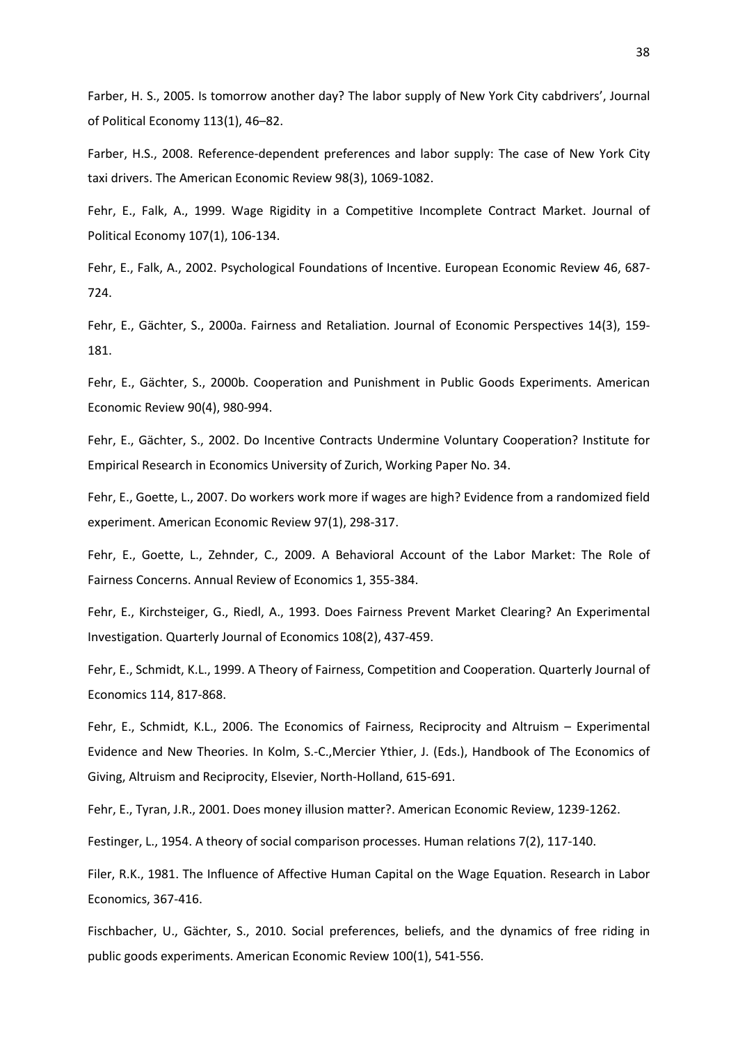Farber, H. S., 2005. Is tomorrow another day? The labor supply of New York City cabdrivers', Journal of Political Economy 113(1), 46–82.

Farber, H.S., 2008. Reference-dependent preferences and labor supply: The case of New York City taxi drivers. The American Economic Review 98(3), 1069-1082.

Fehr, E., Falk, A., 1999. Wage Rigidity in a Competitive Incomplete Contract Market. Journal of Political Economy 107(1), 106-134.

Fehr, E., Falk, A., 2002. Psychological Foundations of Incentive. European Economic Review 46, 687-724.

Fehr, E., Gächter, S., 2000a. Fairness and Retaliation. Journal of Economic Perspectives 14(3), 159-181.

Fehr, E., Gächter, S., 2000b. Cooperation and Punishment in Public Goods Experiments. American Economic Review 90(4), 980-994.

Fehr, E., Gächter, S., 2002. Do Incentive Contracts Undermine Voluntary Cooperation? Institute for Empirical Research in Economics University of Zurich, Working Paper No. 34.

Fehr, E., Goette, L., 2007. Do workers work more if wages are high? Evidence from a randomized field experiment. American Economic Review 97(1), 298-317.

Fehr, E., Goette, L., Zehnder, C., 2009. A Behavioral Account of the Labor Market: The Role of Fairness Concerns. Annual Review of Economics 1, 355-384.

Fehr, E., Kirchsteiger, G., Riedl, A., 1993. Does Fairness Prevent Market Clearing? An Experimental Investigation. Quarterly Journal of Economics 108(2), 437-459.

Fehr, E., Schmidt, K.L., 1999. A Theory of Fairness, Competition and Cooperation. Quarterly Journal of Economics 114, 817-868.

Fehr, E., Schmidt, K.L., 2006. The Economics of Fairness, Reciprocity and Altruism – Experimental Evidence and New Theories. In Kolm, S.-C.,Mercier Ythier, J. (Eds.), Handbook of The Economics of Giving, Altruism and Reciprocity, Elsevier, North-Holland, 615-691.

Fehr, E., Tyran, J.R., 2001. Does money illusion matter?. American Economic Review, 1239-1262.

Festinger, L., 1954. A theory of social comparison processes. Human relations 7(2), 117-140.

Filer, R.K., 1981. The Influence of Affective Human Capital on the Wage Equation. Research in Labor Economics, 367-416.

Fischbacher, U., Gächter, S., 2010. Social preferences, beliefs, and the dynamics of free riding in public goods experiments. American Economic Review 100(1), 541-556.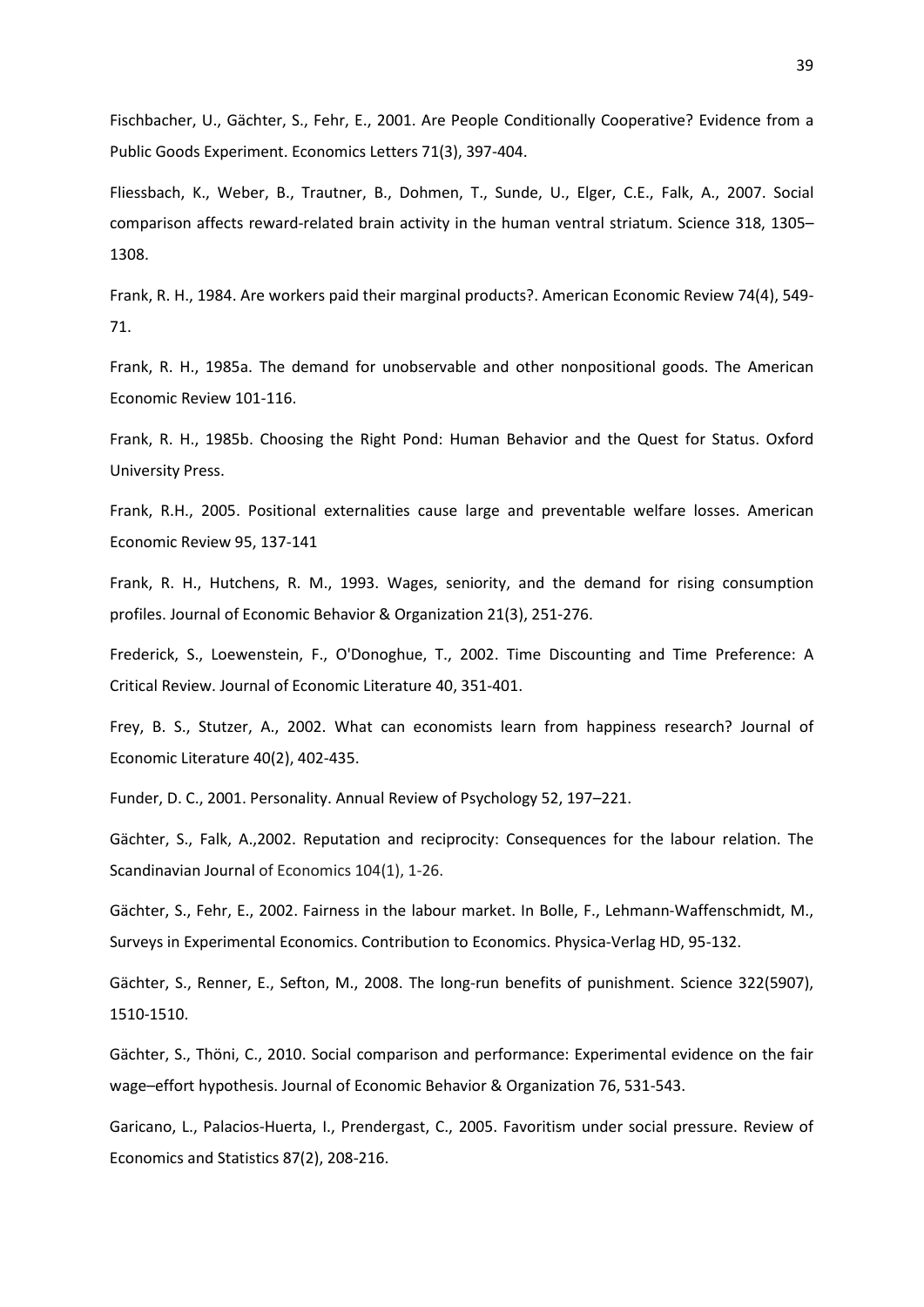Fischbacher, U., Gächter, S., Fehr, E., 2001. Are People Conditionally Cooperative? Evidence from a Public Goods Experiment. Economics Letters 71(3), 397-404.

Fliessbach, K., Weber, B., Trautner, B., Dohmen, T., Sunde, U., Elger, C.E., Falk, A., 2007. Social comparison affects reward-related brain activity in the human ventral striatum. Science 318, 1305–1308.

Frank, R. H., 1984. Are workers paid their marginal products?. American Economic Review 74(4), 549-71.

Frank, R. H., 1985a. The demand for unobservable and other nonpositional goods. The American Economic Review 101-116.

Frank, R. H., 1985b. Choosing the Right Pond: Human Behavior and the Quest for Status. Oxford University Press.

Frank, R.H., 2005. Positional externalities cause large and preventable welfare losses. American Economic Review 95, 137-141

Frank, R. H., Hutchens, R. M., 1993. Wages, seniority, and the demand for rising consumption profiles. Journal of Economic Behavior & Organization 21(3), 251-276.

Frederick, S., Loewenstein, F., O'Donoghue, T., 2002. Time Discounting and Time Preference: A Critical Review. Journal of Economic Literature 40, 351-401.

Frey, B. S., Stutzer, A., 2002. What can economists learn from happiness research? Journal of Economic Literature 40(2), 402-435.

Funder, D. C., 2001. Personality. Annual Review of Psychology 52, 197–221.

Gächter, S., Falk, A.,2002. Reputation and reciprocity: Consequences for the labour relation. The Scandinavian Journal of Economics 104(1), 1-26.

Gächter, S., Fehr, E., 2002. Fairness in the labour market. In Bolle, F., Lehmann-Waffenschmidt, M., Surveys in Experimental Economics. Contribution to Economics. Physica-Verlag HD, 95-132.

Gächter, S., Renner, E., Sefton, M., 2008. The long-run benefits of punishment. Science 322(5907), 1510-1510.

Gächter, S., Thöni, C., 2010. Social comparison and performance: Experimental evidence on the fair wage–effort hypothesis. Journal of Economic Behavior & Organization 76, 531-543.

Garicano, L., Palacios-Huerta, I., Prendergast, C., 2005. Favoritism under social pressure. Review of Economics and Statistics 87(2), 208-216.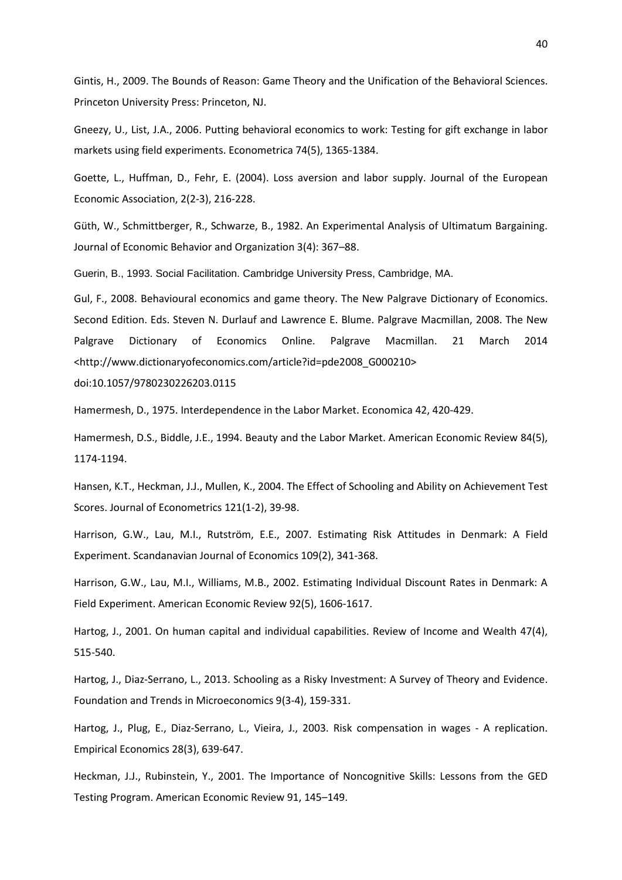Gintis, H., 2009. The Bounds of Reason: Game Theory and the Unification of the Behavioral Sciences. Princeton University Press: Princeton, NJ.

Gneezy, U., List, J.A., 2006. Putting behavioral economics to work: Testing for gift exchange in labor markets using field experiments. Econometrica 74(5), 1365-1384.

Goette, L., Huffman, D., Fehr, E. (2004). Loss aversion and labor supply. Journal of the European Economic Association, 2(2-3), 216-228.

Güth, W., Schmittberger, R., Schwarze, B., 1982. An Experimental Analysis of Ultimatum Bargaining. Journal of Economic Behavior and Organization 3(4): 367–88.

Guerin, B., 1993. Social Facilitation. Cambridge University Press, Cambridge, MA.

Gul, F., 2008. Behavioural economics and game theory. The New Palgrave Dictionary of Economics. Second Edition. Eds. Steven N. Durlauf and Lawrence E. Blume. Palgrave Macmillan, 2008. The New Palgrave Dictionary of Economics Online. Palgrave Macmillan. 21 March 2014 <http://www.dictionaryofeconomics.com/article?id=pde2008_G000210> doi:10.1057/9780230226203.0115

Hamermesh, D., 1975. Interdependence in the Labor Market. Economica 42, 420-429.

Hamermesh, D.S., Biddle, J.E., 1994. Beauty and the Labor Market. American Economic Review 84(5), 1174-1194.

Hansen, K.T., Heckman, J.J., Mullen, K., 2004. The Effect of Schooling and Ability on Achievement Test Scores. Journal of Econometrics 121(1-2), 39-98.

Harrison, G.W., Lau, M.I., Rutström, E.E., 2007. Estimating Risk Attitudes in Denmark: A Field Experiment. Scandanavian Journal of Economics 109(2), 341-368.

Harrison, G.W., Lau, M.I., Williams, M.B., 2002. Estimating Individual Discount Rates in Denmark: A Field Experiment. American Economic Review 92(5), 1606-1617.

Hartog, J., 2001. On human capital and individual capabilities. Review of Income and Wealth 47(4), 515-540.

Hartog, J., Diaz-Serrano, L., 2013. Schooling as a Risky Investment: A Survey of Theory and Evidence. Foundation and Trends in Microeconomics 9(3-4), 159-331.

Hartog, J., Plug, E., Diaz-Serrano, L., Vieira, J., 2003. Risk compensation in wages - A replication. Empirical Economics 28(3), 639-647.

Heckman, J.J., Rubinstein, Y., 2001. The Importance of Noncognitive Skills: Lessons from the GED Testing Program. American Economic Review 91, 145–149.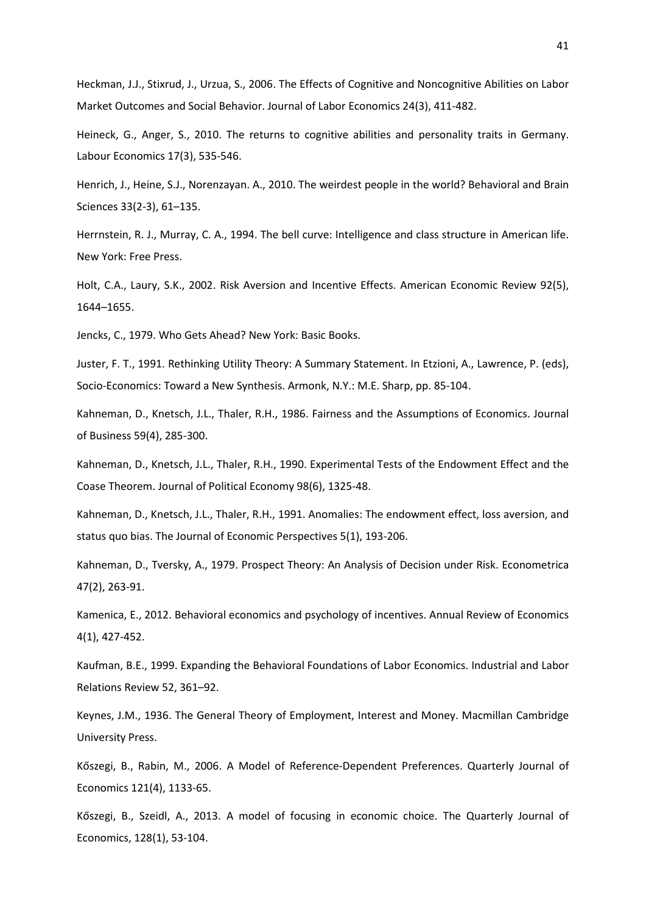Heckman, J.J., Stixrud, J., Urzua, S., 2006. The Effects of Cognitive and Noncognitive Abilities on Labor Market Outcomes and Social Behavior. Journal of Labor Economics 24(3), 411-482.

Heineck, G., Anger, S., 2010. The returns to cognitive abilities and personality traits in Germany. Labour Economics 17(3), 535-546.

Henrich, J., Heine, S.J., Norenzayan. A., 2010. The weirdest people in the world? Behavioral and Brain Sciences 33(2-3), 61–135.

Herrnstein, R. J., Murray, C. A., 1994. The bell curve: Intelligence and class structure in American life. New York: Free Press.

Holt, C.A., Laury, S.K., 2002. Risk Aversion and Incentive Effects. American Economic Review 92(5), 1644–1655.

Jencks, C., 1979. Who Gets Ahead? New York: Basic Books.

Juster, F. T., 1991. Rethinking Utility Theory: A Summary Statement. In Etzioni, A., Lawrence, P. (eds), Socio-Economics: Toward a New Synthesis. Armonk, N.Y.: M.E. Sharp, pp. 85-104.

Kahneman, D., Knetsch, J.L., Thaler, R.H., 1986. Fairness and the Assumptions of Economics. Journal of Business 59(4), 285-300.

Kahneman, D., Knetsch, J.L., Thaler, R.H., 1990. Experimental Tests of the Endowment Effect and the Coase Theorem. Journal of Political Economy 98(6), 1325-48.

Kahneman, D., Knetsch, J.L., Thaler, R.H., 1991. Anomalies: The endowment effect, loss aversion, and status quo bias. The Journal of Economic Perspectives 5(1), 193-206.

Kahneman, D., Tversky, A., 1979. Prospect Theory: An Analysis of Decision under Risk. Econometrica 47(2), 263-91.

Kamenica, E., 2012. Behavioral economics and psychology of incentives. Annual Review of Economics 4(1), 427-452.

Kaufman, B.E., 1999. Expanding the Behavioral Foundations of Labor Economics. Industrial and Labor Relations Review 52, 361–92.

Keynes, J.M., 1936. The General Theory of Employment, Interest and Money. Macmillan Cambridge University Press.

Kőszegi, B., Rabin, M., 2006. A Model of Reference-Dependent Preferences. Quarterly Journal of Economics 121(4), 1133-65.

Kőszegi, B., Szeidl, A., 2013. A model of focusing in economic choice. The Quarterly Journal of Economics, 128(1), 53-104.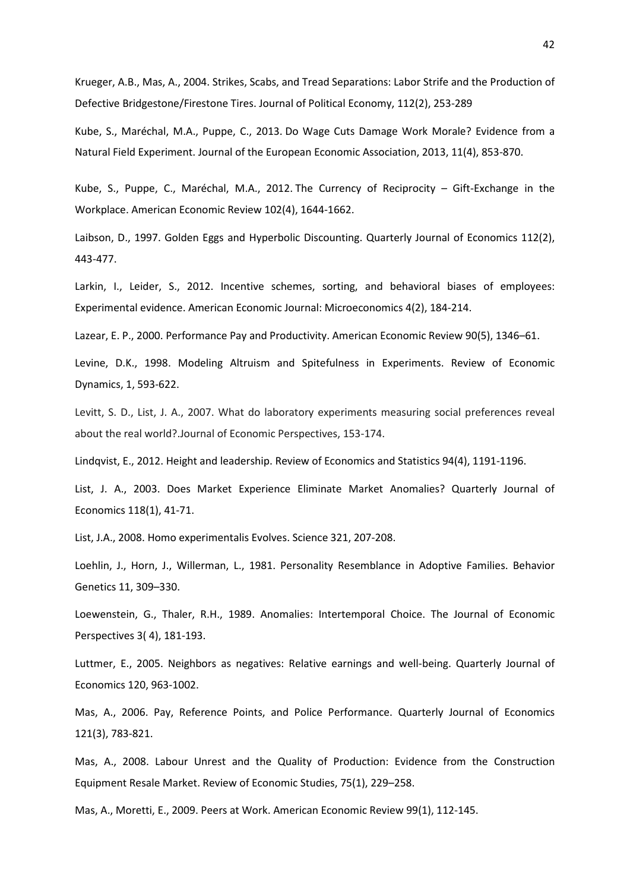Krueger, A.B., Mas, A., 2004. Strikes, Scabs, and Tread Separations: Labor Strife and the Production of Defective Bridgestone/Firestone Tires. Journal of Political Economy, 112(2), 253-289

Kube, S., Maréchal, M.A., Puppe, C., 2013. Do Wage Cuts Damage Work Morale? Evidence from a Natural Field Experiment. Journal of the European Economic Association, 2013, 11(4), 853-870.

Kube, S., Puppe, C., Maréchal, M.A., 2012. The Currency of Reciprocity – Gift-Exchange in the Workplace. American Economic Review 102(4), 1644-1662.

Laibson, D., 1997. Golden Eggs and Hyperbolic Discounting. Quarterly Journal of Economics 112(2), 443-477.

Larkin, I., Leider, S., 2012. Incentive schemes, sorting, and behavioral biases of employees: Experimental evidence. American Economic Journal: Microeconomics 4(2), 184-214.

Lazear, E. P., 2000. Performance Pay and Productivity. American Economic Review 90(5), 1346–61.

Levine, D.K., 1998. Modeling Altruism and Spitefulness in Experiments. Review of Economic Dynamics, 1, 593-622.

Levitt, S. D., List, J. A., 2007. What do laboratory experiments measuring social preferences reveal about the real world?.Journal of Economic Perspectives, 153-174.

Lindqvist, E., 2012. Height and leadership. Review of Economics and Statistics 94(4), 1191-1196.

List, J. A., 2003. Does Market Experience Eliminate Market Anomalies? Quarterly Journal of Economics 118(1), 41-71.

List, J.A., 2008. Homo experimentalis Evolves. Science 321, 207-208.

Loehlin, J., Horn, J., Willerman, L., 1981. Personality Resemblance in Adoptive Families. Behavior Genetics 11, 309–330.

Loewenstein, G., Thaler, R.H., 1989. Anomalies: Intertemporal Choice. The Journal of Economic Perspectives 3( 4), 181-193.

Luttmer, E., 2005. Neighbors as negatives: Relative earnings and well-being. Quarterly Journal of Economics 120, 963-1002.

Mas, A., 2006. Pay, Reference Points, and Police Performance. Quarterly Journal of Economics 121(3), 783-821.

Mas, A., 2008. Labour Unrest and the Quality of Production: Evidence from the Construction Equipment Resale Market. Review of Economic Studies, 75(1), 229–258.

Mas, A., Moretti, E., 2009. Peers at Work. American Economic Review 99(1), 112-145.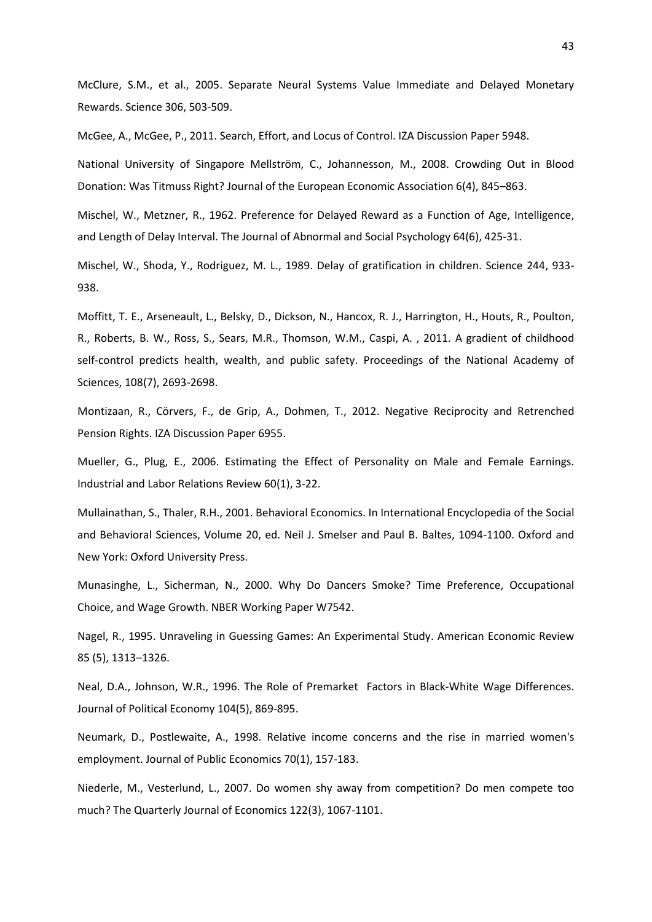McClure, S.M., et al., 2005. Separate Neural Systems Value Immediate and Delayed Monetary Rewards. Science 306, 503-509.

McGee, A., McGee, P., 2011. Search, Effort, and Locus of Control. IZA Discussion Paper 5948.

National University of Singapore Mellström, C., Johannesson, M., 2008. Crowding Out in Blood Donation: Was Titmuss Right? Journal of the European Economic Association 6(4), 845–863.

Mischel, W., Metzner, R., 1962. Preference for Delayed Reward as a Function of Age, Intelligence, and Length of Delay Interval. The Journal of Abnormal and Social Psychology 64(6), 425-31.

Mischel, W., Shoda, Y., Rodriguez, M. L., 1989. Delay of gratification in children. Science 244, 933-938.

Moffitt, T. E., Arseneault, L., Belsky, D., Dickson, N., Hancox, R. J., Harrington, H., Houts, R., Poulton, R., Roberts, B. W., Ross, S., Sears, M.R., Thomson, W.M., Caspi, A. , 2011. A gradient of childhood self-control predicts health, wealth, and public safety. Proceedings of the National Academy of Sciences, 108(7), 2693-2698.

Montizaan, R., Cörvers, F., de Grip, A., Dohmen, T., 2012. Negative Reciprocity and Retrenched Pension Rights. IZA Discussion Paper 6955.

Mueller, G., Plug, E., 2006. Estimating the Effect of Personality on Male and Female Earnings. Industrial and Labor Relations Review 60(1), 3-22.

Mullainathan, S., Thaler, R.H., 2001. Behavioral Economics. In International Encyclopedia of the Social and Behavioral Sciences, Volume 20, ed. Neil J. Smelser and Paul B. Baltes, 1094-1100. Oxford and New York: Oxford University Press.

Munasinghe, L., Sicherman, N., 2000. Why Do Dancers Smoke? Time Preference, Occupational Choice, and Wage Growth. NBER Working Paper W7542.

Nagel, R., 1995. Unraveling in Guessing Games: An Experimental Study. American Economic Review 85 (5), 1313–1326.

Neal, D.A., Johnson, W.R., 1996. The Role of Premarket Factors in Black-White Wage Differences. Journal of Political Economy 104(5), 869-895.

Neumark, D., Postlewaite, A., 1998. Relative income concerns and the rise in married women's employment. Journal of Public Economics 70(1), 157-183.

Niederle, M., Vesterlund, L., 2007. Do women shy away from competition? Do men compete too much? The Quarterly Journal of Economics 122(3), 1067-1101.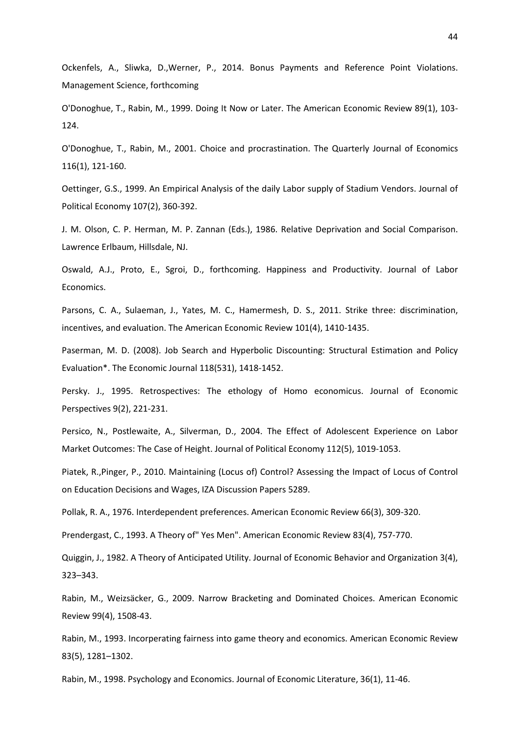Ockenfels, A., Sliwka, D.,Werner, P., 2014. Bonus Payments and Reference Point Violations. Management Science, forthcoming

O'Donoghue, T., Rabin, M., 1999. Doing It Now or Later. The American Economic Review 89(1), 103-124.

O'Donoghue, T., Rabin, M., 2001. Choice and procrastination. The Quarterly Journal of Economics 116(1), 121-160.

Oettinger, G.S., 1999. An Empirical Analysis of the daily Labor supply of Stadium Vendors. Journal of Political Economy 107(2), 360-392.

J. M. Olson, C. P. Herman, M. P. Zannan (Eds.), 1986. Relative Deprivation and Social Comparison. Lawrence Erlbaum, Hillsdale, NJ.

Oswald, A.J., Proto, E., Sgroi, D., forthcoming. Happiness and Productivity. Journal of Labor Economics.

Parsons, C. A., Sulaeman, J., Yates, M. C., Hamermesh, D. S., 2011. Strike three: discrimination, incentives, and evaluation. The American Economic Review 101(4), 1410-1435.

Paserman, M. D. (2008). Job Search and Hyperbolic Discounting: Structural Estimation and Policy Evaluation*. The Economic Journal 118(531), 1418-1452.

Persky. J., 1995. Retrospectives: The ethology of Homo economicus. Journal of Economic Perspectives 9(2), 221-231.

Persico, N., Postlewaite, A., Silverman, D., 2004. The Effect of Adolescent Experience on Labor Market Outcomes: The Case of Height. Journal of Political Economy 112(5), 1019-1053.

Piatek, R.,Pinger, P., 2010. Maintaining (Locus of) Control? Assessing the Impact of Locus of Control on Education Decisions and Wages, IZA Discussion Papers 5289.

Pollak, R. A., 1976. Interdependent preferences. American Economic Review 66(3), 309-320.

Prendergast, C., 1993. A Theory of" Yes Men". American Economic Review 83(4), 757-770.

Quiggin, J., 1982. A Theory of Anticipated Utility. Journal of Economic Behavior and Organization 3(4), 323–343.

Rabin, M., Weizsäcker, G., 2009. Narrow Bracketing and Dominated Choices. American Economic Review 99(4), 1508-43.

Rabin, M., 1993. Incorperating fairness into game theory and economics. American Economic Review 83(5), 1281–1302.

Rabin, M., 1998. Psychology and Economics. Journal of Economic Literature, 36(1), 11-46.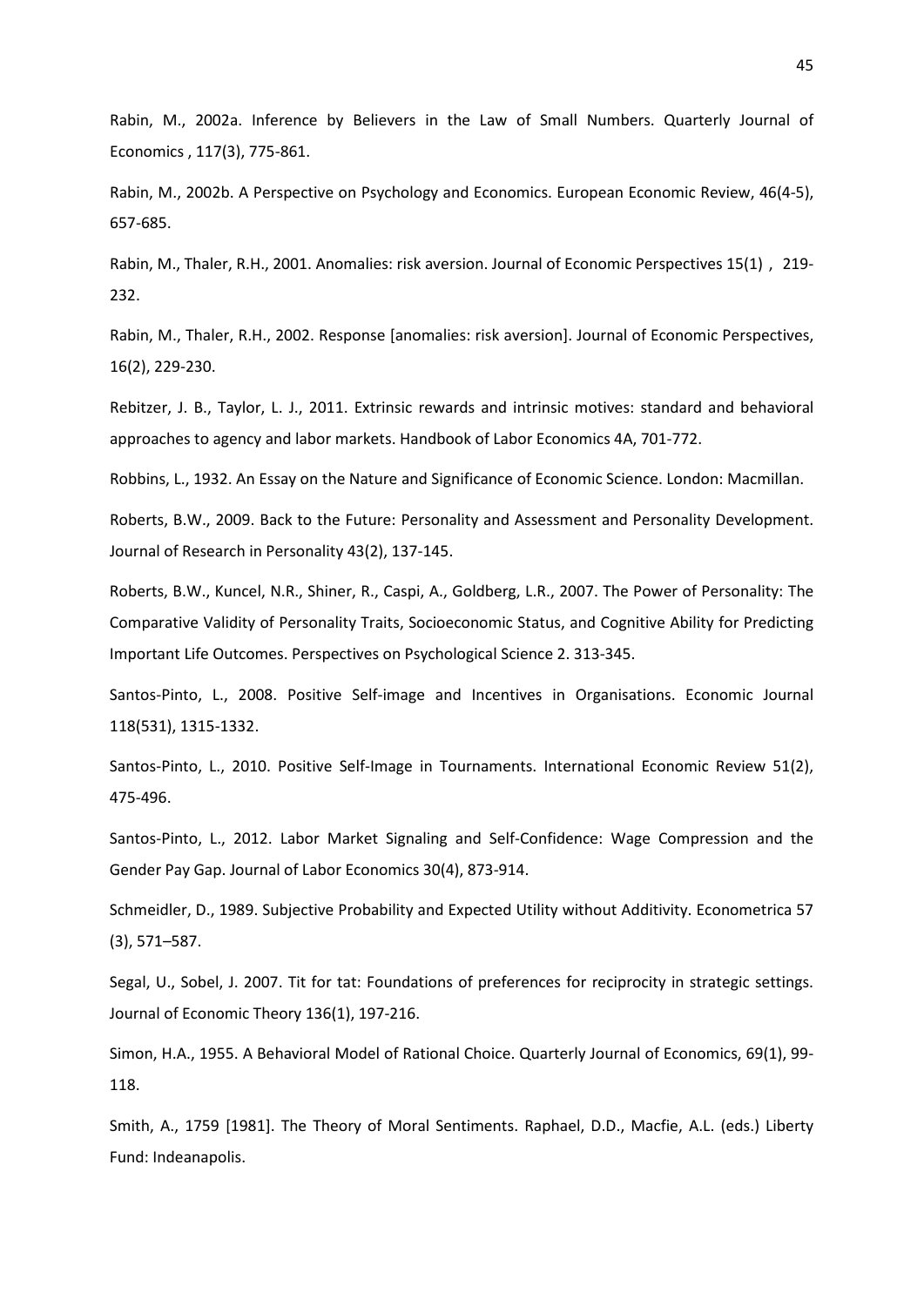Rabin, M., 2002a. Inference by Believers in the Law of Small Numbers. Quarterly Journal of Economics , 117(3), 775-861.

Rabin, M., 2002b. A Perspective on Psychology and Economics. European Economic Review, 46(4-5), 657-685.

Rabin, M., Thaler, R.H., 2001. Anomalies: risk aversion. Journal of Economic Perspectives 15(1) , 219-232.

Rabin, M., Thaler, R.H., 2002. Response [anomalies: risk aversion]. Journal of Economic Perspectives, 16(2), 229-230.

Rebitzer, J. B., Taylor, L. J., 2011. Extrinsic rewards and intrinsic motives: standard and behavioral approaches to agency and labor markets. Handbook of Labor Economics 4A, 701-772.

Robbins, L., 1932. An Essay on the Nature and Significance of Economic Science. London: Macmillan.

Roberts, B.W., 2009. Back to the Future: Personality and Assessment and Personality Development. Journal of Research in Personality 43(2), 137-145.

Roberts, B.W., Kuncel, N.R., Shiner, R., Caspi, A., Goldberg, L.R., 2007. The Power of Personality: The Comparative Validity of Personality Traits, Socioeconomic Status, and Cognitive Ability for Predicting Important Life Outcomes. Perspectives on Psychological Science 2. 313-345.

Santos-Pinto, L., 2008. Positive Self-image and Incentives in Organisations. Economic Journal 118(531), 1315-1332.

Santos-Pinto, L., 2010. Positive Self-Image in Tournaments. International Economic Review 51(2), 475-496.

Santos-Pinto, L., 2012. Labor Market Signaling and Self-Confidence: Wage Compression and the Gender Pay Gap. Journal of Labor Economics 30(4), 873-914.

Schmeidler, D., 1989. Subjective Probability and Expected Utility without Additivity. Econometrica 57 (3), 571–587.

Segal, U., Sobel, J. 2007. Tit for tat: Foundations of preferences for reciprocity in strategic settings. Journal of Economic Theory 136(1), 197-216.

Simon, H.A., 1955. A Behavioral Model of Rational Choice. Quarterly Journal of Economics, 69(1), 99-118.

Smith, A., 1759 [1981]. The Theory of Moral Sentiments. Raphael, D.D., Macfie, A.L. (eds.) Liberty Fund: Indeanapolis.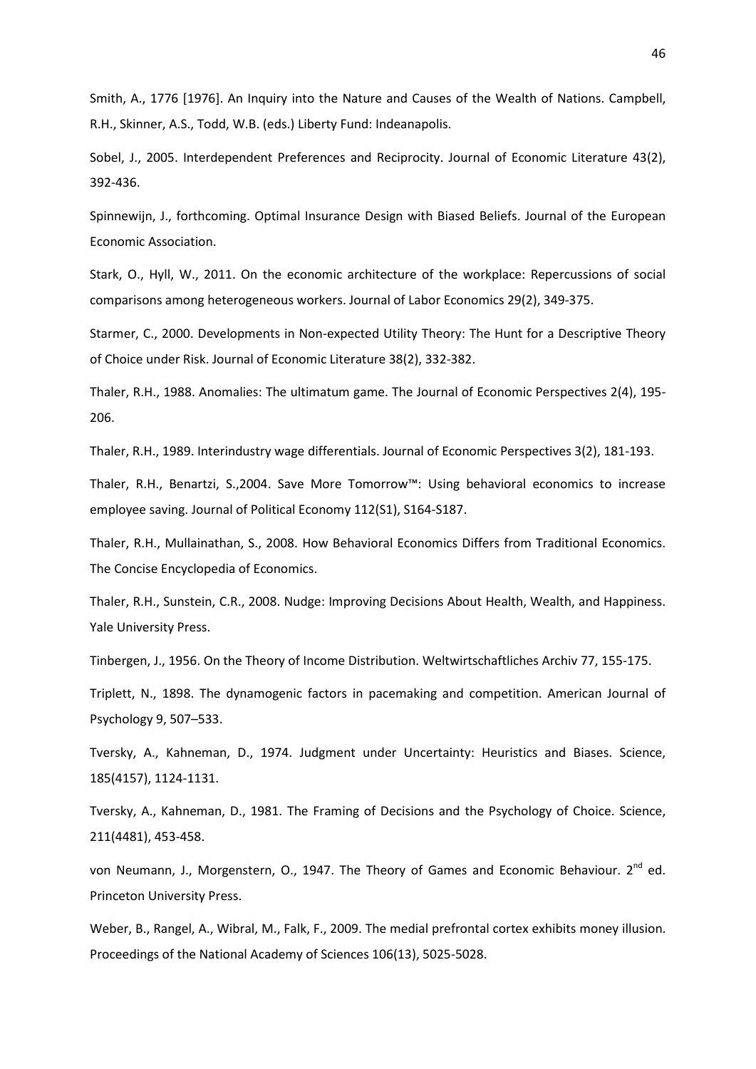Smith, A., 1776 [1976]. An Inquiry into the Nature and Causes of the Wealth of Nations. Campbell, R.H., Skinner, A.S., Todd, W.B. (eds.) Liberty Fund: Indeanapolis.

Sobel, J., 2005. Interdependent Preferences and Reciprocity. Journal of Economic Literature 43(2), 392-436.

Spinnewijn, J., forthcoming. Optimal Insurance Design with Biased Beliefs. Journal of the European Economic Association.

Stark, O., Hyll, W., 2011. On the economic architecture of the workplace: Repercussions of social comparisons among heterogeneous workers. Journal of Labor Economics 29(2), 349-375.

Starmer, C., 2000. Developments in Non-expected Utility Theory: The Hunt for a Descriptive Theory of Choice under Risk. Journal of Economic Literature 38(2), 332-382.

Thaler, R.H., 1988. Anomalies: The ultimatum game. The Journal of Economic Perspectives 2(4), 195-206.

Thaler, R.H., 1989. Interindustry wage differentials. Journal of Economic Perspectives 3(2), 181-193.

Thaler, R.H., Benartzi, S.,2004. Save More Tomorrow™: Using behavioral economics to increase employee saving. Journal of Political Economy 112(S1), S164-S187.

Thaler, R.H., Mullainathan, S., 2008. How Behavioral Economics Differs from Traditional Economics. The Concise Encyclopedia of Economics.

Thaler, R.H., Sunstein, C.R., 2008. Nudge: Improving Decisions About Health, Wealth, and Happiness. Yale University Press.

Tinbergen, J., 1956. On the Theory of Income Distribution. Weltwirtschaftliches Archiv 77, 155-175.

Triplett, N., 1898. The dynamogenic factors in pacemaking and competition. American Journal of Psychology 9, 507–533.

Tversky, A., Kahneman, D., 1974. Judgment under Uncertainty: Heuristics and Biases. Science, 185(4157), 1124-1131.

Tversky, A., Kahneman, D., 1981. The Framing of Decisions and the Psychology of Choice. Science, 211(4481), 453-458.

von Neumann, J., Morgenstern, O., 1947. The Theory of Games and Economic Behaviour. 2nd ed. Princeton University Press.

Weber, B., Rangel, A., Wibral, M., Falk, F., 2009. The medial prefrontal cortex exhibits money illusion. Proceedings of the National Academy of Sciences 106(13), 5025-5028.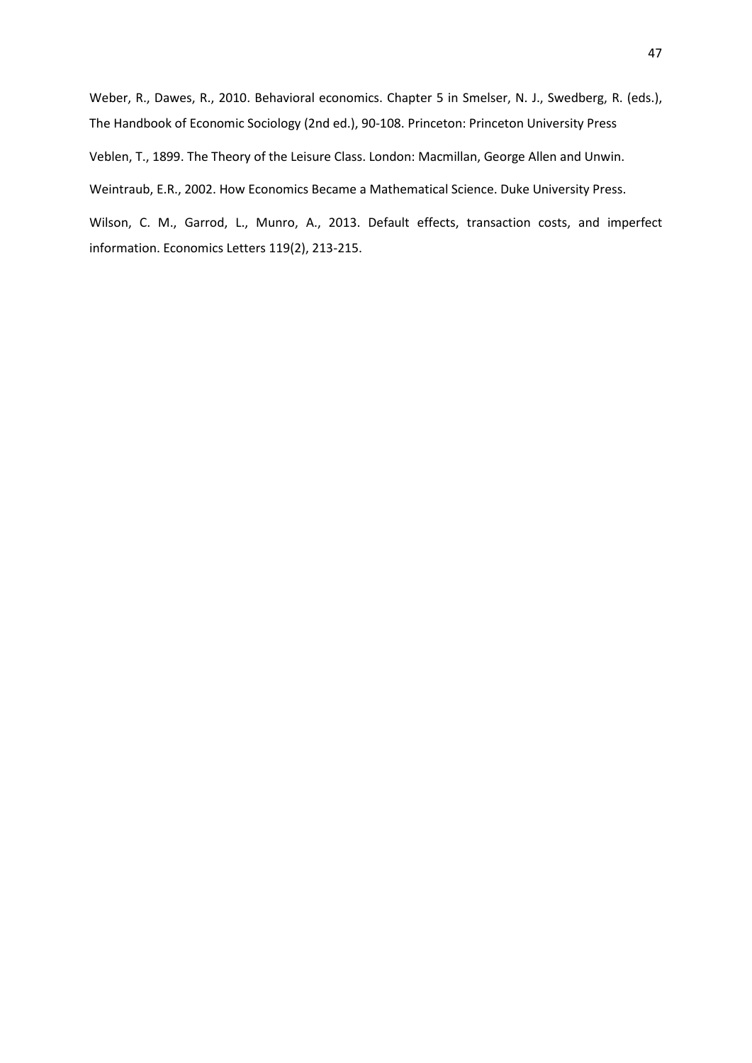Weber, R., Dawes, R., 2010. Behavioral economics. Chapter 5 in Smelser, N. J., Swedberg, R. (eds.), The Handbook of Economic Sociology (2nd ed.), 90-108. Princeton: Princeton University Press

Veblen, T., 1899. The Theory of the Leisure Class. London: Macmillan, George Allen and Unwin.

Weintraub, E.R., 2002. How Economics Became a Mathematical Science. Duke University Press.

Wilson, C. M., Garrod, L., Munro, A., 2013. Default effects, transaction costs, and imperfect information. Economics Letters 119(2), 213-215.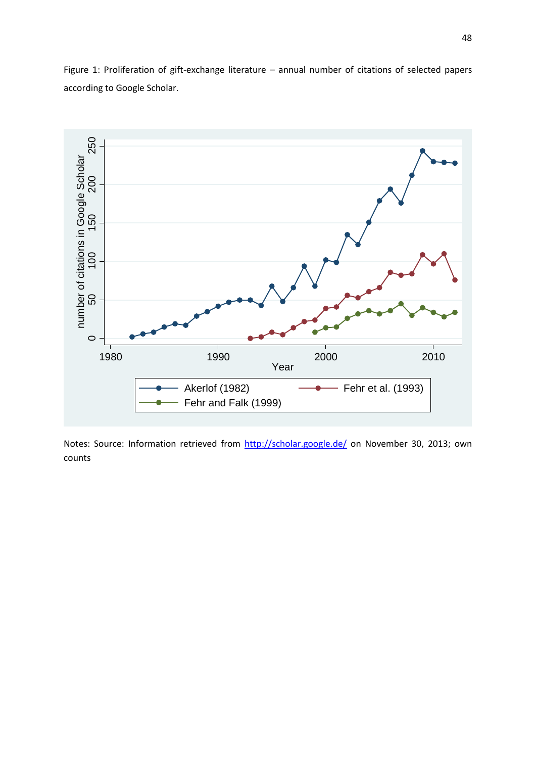Figure 1: Proliferation of gift-exchange literature – annual number of citations of selected papers according to Google Scholar.

Notes: Source: Information retrieved from http://scholar.google.de/ on November 30, 2013; own counts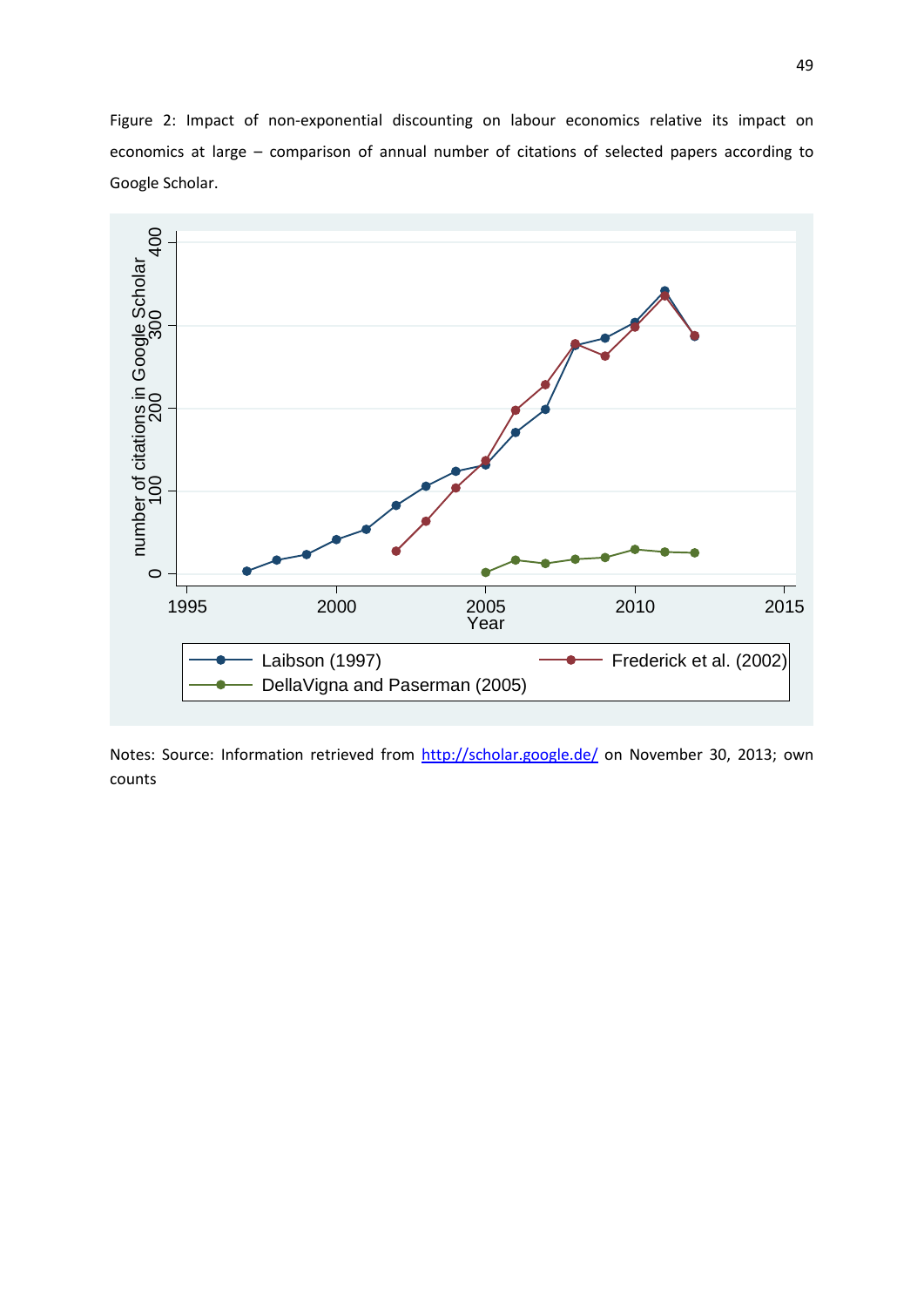Figure 2: Impact of non-exponential discounting on labour economics relative its impact on economics at large – comparison of annual number of citations of selected papers according to Google Scholar.

Notes: Source: Information retrieved from http://scholar.google.de/ on November 30, 2013; own counts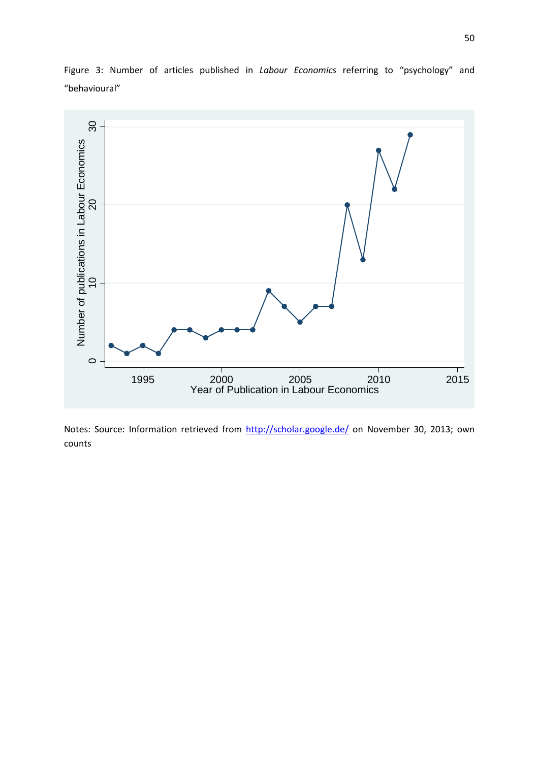Figure 3: Number of articles published in *Labour Economics* referring to "psychology" and "behavioural"

Notes: Source: Information retrieved from http://scholar.google.de/ on November 30, 2013; own counts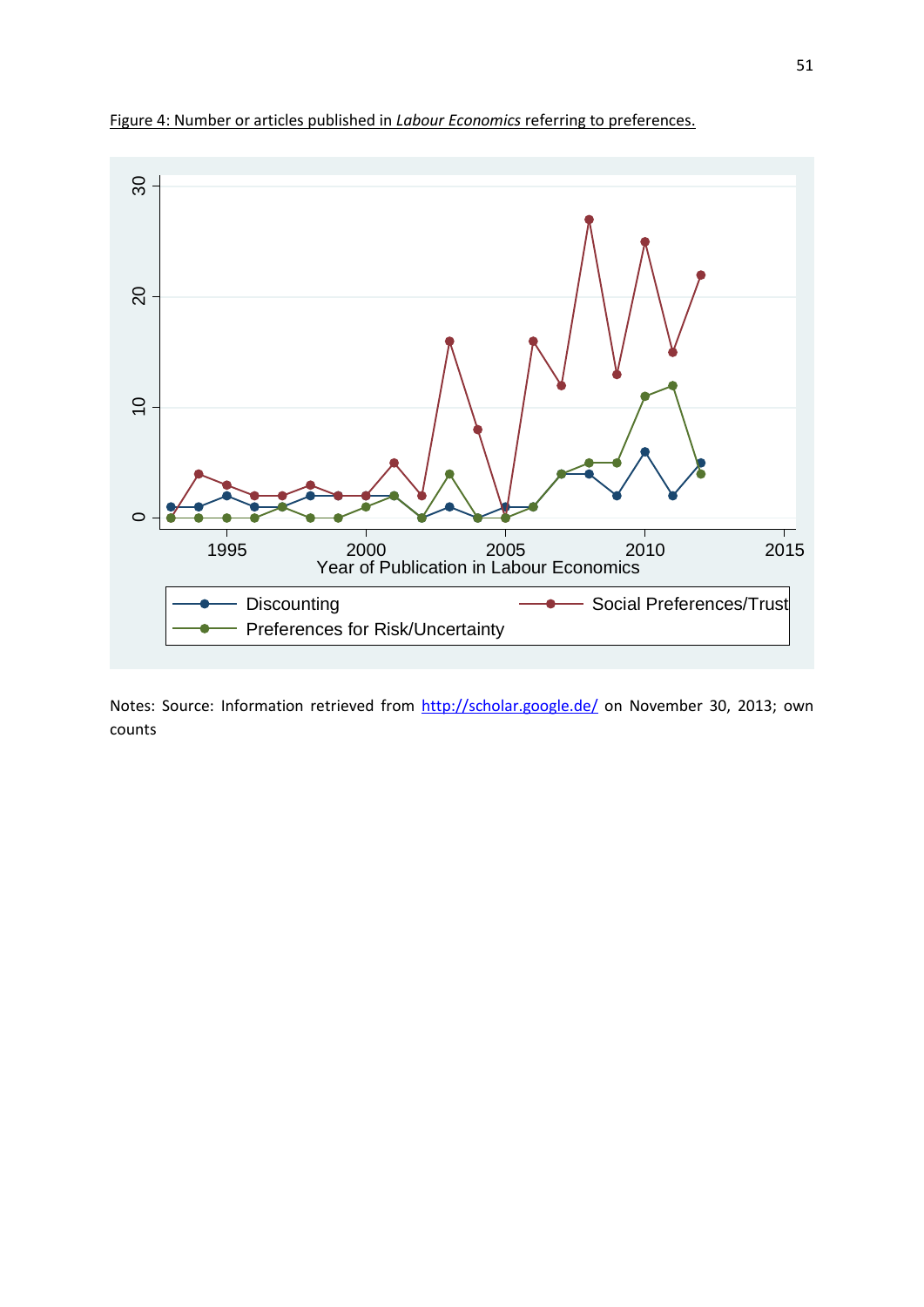Figure 4: Number or articles published in *Labour Economics* referring to preferences.

Notes: Source: Information retrieved from http://scholar.google.de/ on November 30, 2013; own counts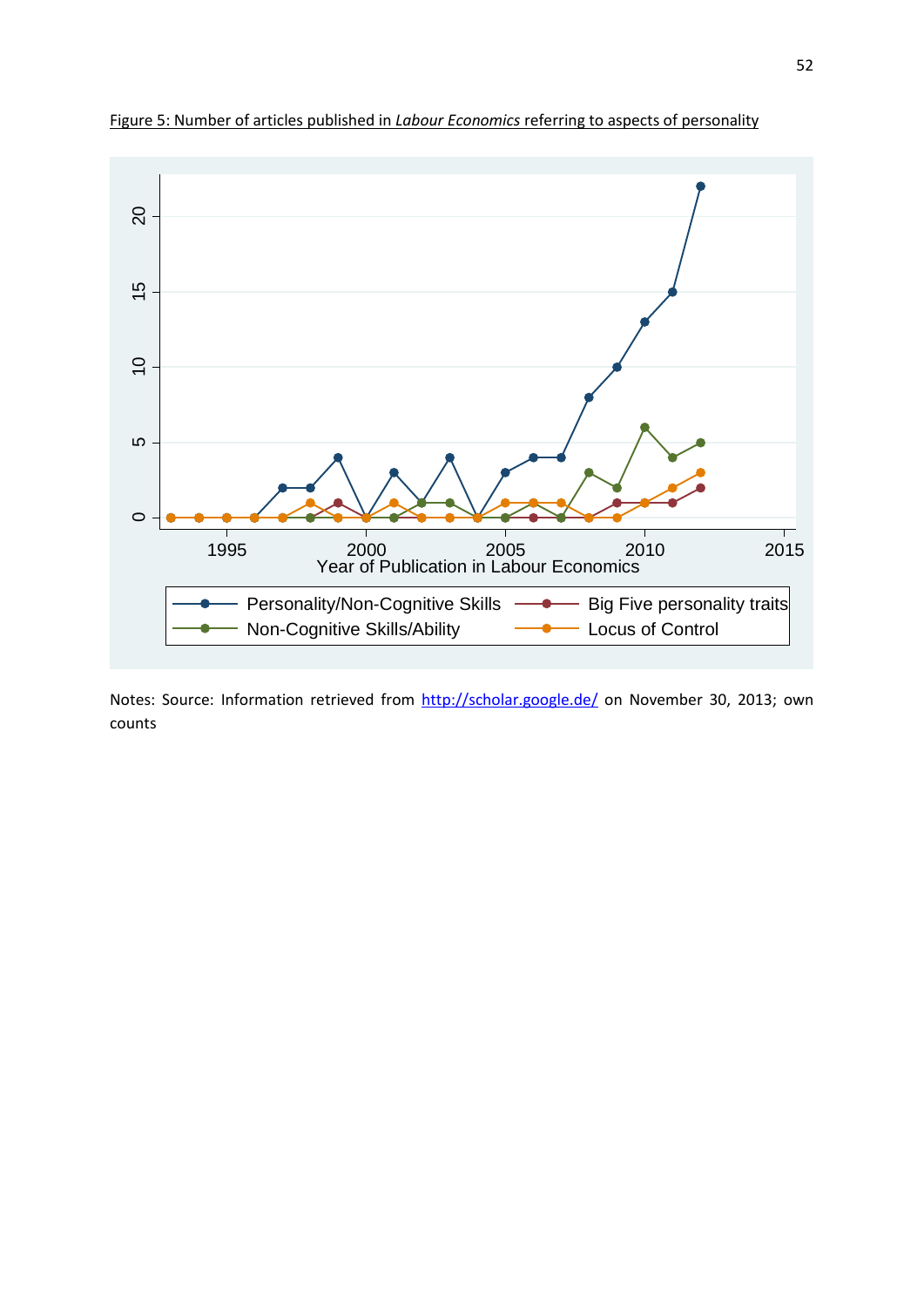Figure 5: Number of articles published in *Labour Economics* referring to aspects of personality

0
5
10
15
20

1995
2000
2005
2010
2015

Year of Publication in Labour Economics

Personality/Non-Cognitive Skills
Big Five personality traits
Non-Cognitive Skills/Ability
Locus of Control

Notes: Source: Information retrieved from http://scholar.google.de/ on November 30, 2013; own counts